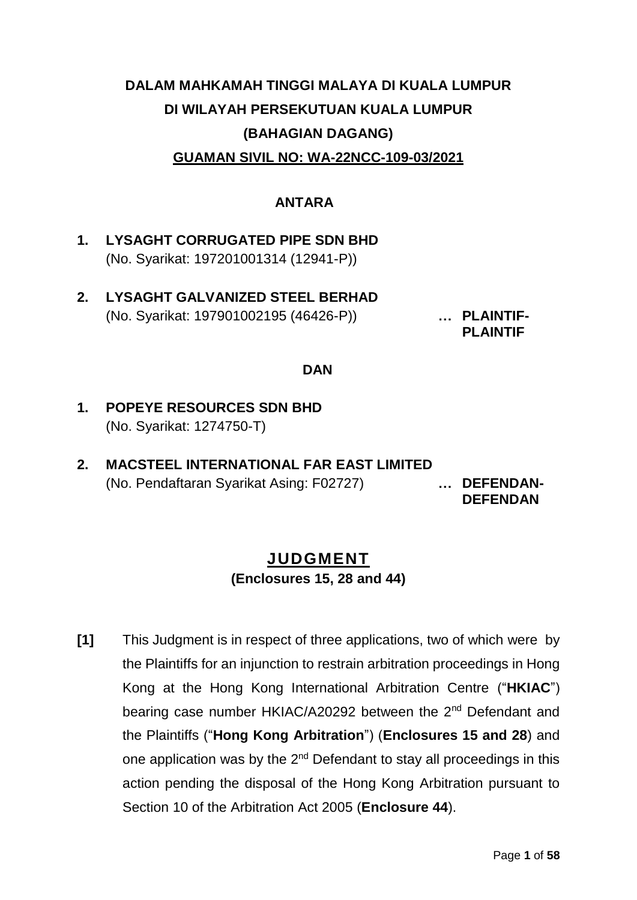**DALAM MAHKAMAH TINGGI MALAYA DI KUALA LUMPUR**

**DI WILAYAH PERSEKUTUAN KUALA LUMPUR**

**(BAHAGIAN DAGANG)**

**GUAMAN SIVIL NO: WA-22NCC-109-03/2021**

**ANTARA**

1. **LYSAGHT CORRUGATED PIPE SDN BHD**
   (No. Syarikat: 197201001314 (12941-P))

2. **LYSAGHT GALVANIZED STEEL BERHAD**
   (No. Syarikat: 197901002195 (46426-P)) **… PLAINTIF-PLAINTIF**

**DAN**

1. **POPEYE RESOURCES SDN BHD**
   (No. Syarikat: 1274750-T)

2. **MACSTEEL INTERNATIONAL FAR EAST LIMITED**
   (No. Pendaftaran Syarikat Asing: F02727) **… DEFENDAN-DEFENDAN**

## JUDGMENT

**(Enclosures 15, 28 and 44)**

**[1]** This Judgment is in respect of three applications, two of which were by the Plaintiffs for an injunction to restrain arbitration proceedings in Hong Kong at the Hong Kong International Arbitration Centre ("**HKIAC**") bearing case number HKIAC/A20292 between the 2nd Defendant and the Plaintiffs ("**Hong Kong Arbitration**") (**Enclosures 15 and 28**) and one application was by the 2nd Defendant to stay all proceedings in this action pending the disposal of the Hong Kong Arbitration pursuant to Section 10 of the Arbitration Act 2005 (**Enclosure 44**).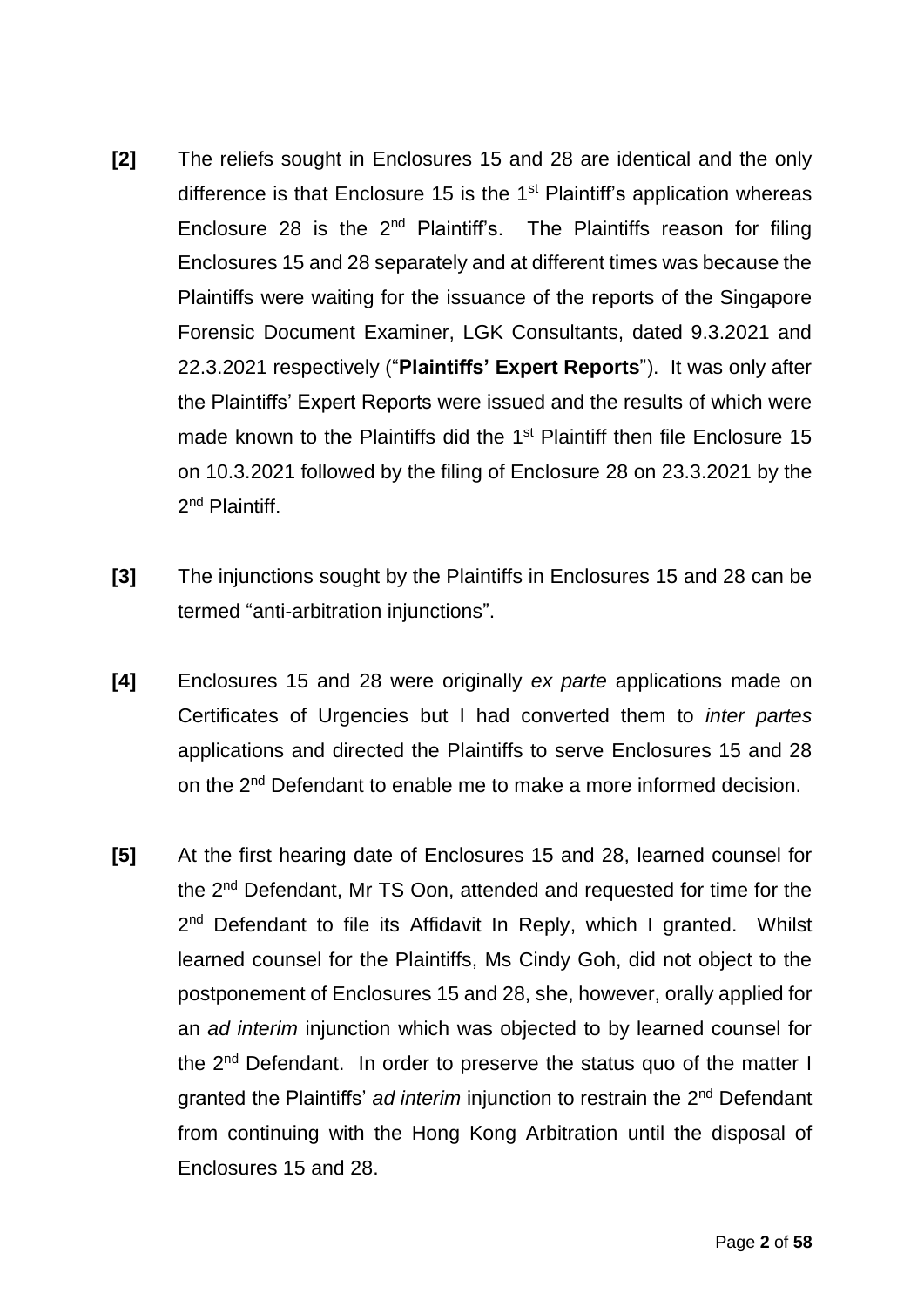**[2]** The reliefs sought in Enclosures 15 and 28 are identical and the only difference is that Enclosure 15 is the 1st Plaintiff's application whereas Enclosure 28 is the 2nd Plaintiff's. The Plaintiffs reason for filing Enclosures 15 and 28 separately and at different times was because the Plaintiffs were waiting for the issuance of the reports of the Singapore Forensic Document Examiner, LGK Consultants, dated 9.3.2021 and 22.3.2021 respectively ("**Plaintiffs' Expert Reports**"). It was only after the Plaintiffs' Expert Reports were issued and the results of which were made known to the Plaintiffs did the 1st Plaintiff then file Enclosure 15 on 10.3.2021 followed by the filing of Enclosure 28 on 23.3.2021 by the 2nd Plaintiff.

**[3]** The injunctions sought by the Plaintiffs in Enclosures 15 and 28 can be termed "anti-arbitration injunctions".

**[4]** Enclosures 15 and 28 were originally *ex parte* applications made on Certificates of Urgencies but I had converted them to *inter partes* applications and directed the Plaintiffs to serve Enclosures 15 and 28 on the 2nd Defendant to enable me to make a more informed decision.

**[5]** At the first hearing date of Enclosures 15 and 28, learned counsel for the 2nd Defendant, Mr TS Oon, attended and requested for time for the 2nd Defendant to file its Affidavit In Reply, which I granted. Whilst learned counsel for the Plaintiffs, Ms Cindy Goh, did not object to the postponement of Enclosures 15 and 28, she, however, orally applied for an *ad interim* injunction which was objected to by learned counsel for the 2nd Defendant. In order to preserve the status quo of the matter I granted the Plaintiffs' *ad interim* injunction to restrain the 2nd Defendant from continuing with the Hong Kong Arbitration until the disposal of Enclosures 15 and 28.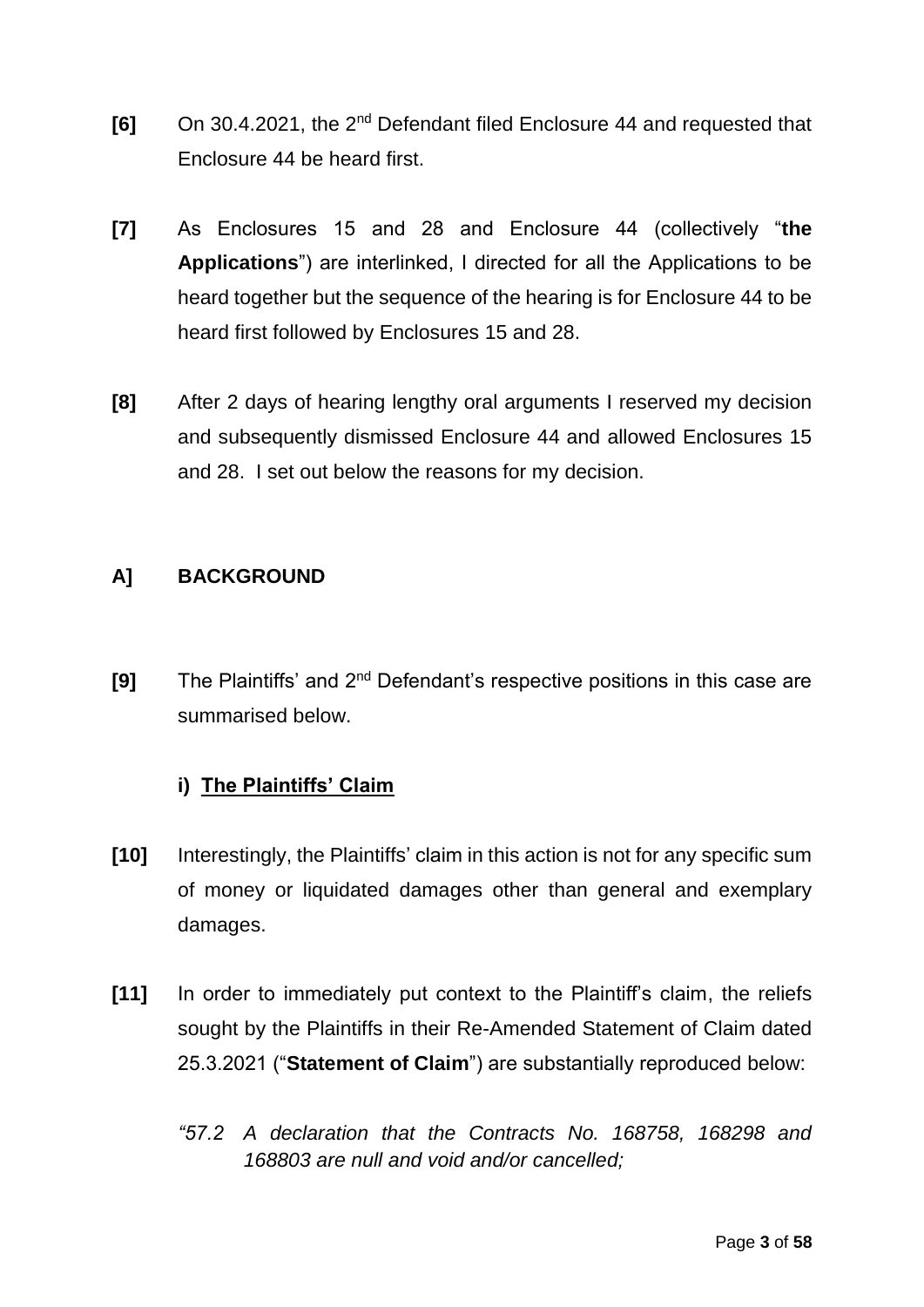**[6]** On 30.4.2021, the 2nd Defendant filed Enclosure 44 and requested that Enclosure 44 be heard first.

**[7]** As Enclosures 15 and 28 and Enclosure 44 (collectively "**the Applications**") are interlinked, I directed for all the Applications to be heard together but the sequence of the hearing is for Enclosure 44 to be heard first followed by Enclosures 15 and 28.

**[8]** After 2 days of hearing lengthy oral arguments I reserved my decision and subsequently dismissed Enclosure 44 and allowed Enclosures 15 and 28. I set out below the reasons for my decision.

## A] BACKGROUND

**[9]** The Plaintiffs' and 2nd Defendant's respective positions in this case are summarised below.

### i) The Plaintiffs' Claim

**[10]** Interestingly, the Plaintiffs' claim in this action is not for any specific sum of money or liquidated damages other than general and exemplary damages.

**[11]** In order to immediately put context to the Plaintiff's claim, the reliefs sought by the Plaintiffs in their Re-Amended Statement of Claim dated 25.3.2021 ("**Statement of Claim**") are substantially reproduced below:

> *"57.2 A declaration that the Contracts No. 168758, 168298 and 168803 are null and void and/or cancelled;*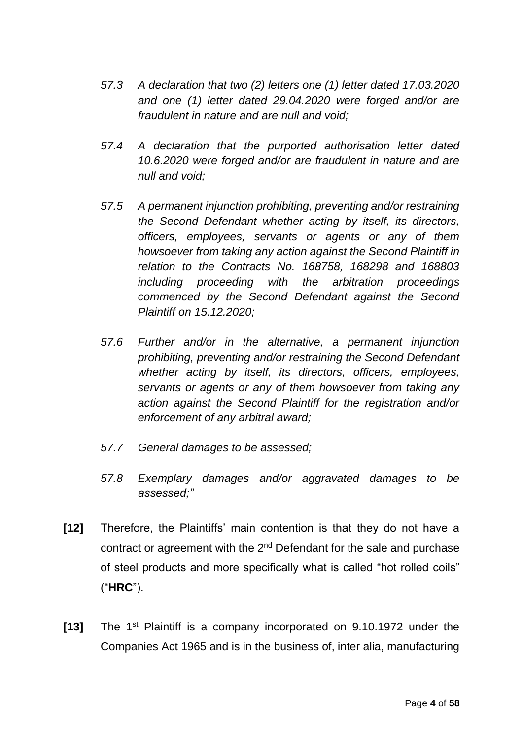*57.3 A declaration that two (2) letters one (1) letter dated 17.03.2020 and one (1) letter dated 29.04.2020 were forged and/or are fraudulent in nature and are null and void;*

*57.4 A declaration that the purported authorisation letter dated 10.6.2020 were forged and/or are fraudulent in nature and are null and void;*

*57.5 A permanent injunction prohibiting, preventing and/or restraining the Second Defendant whether acting by itself, its directors, officers, employees, servants or agents or any of them howsoever from taking any action against the Second Plaintiff in relation to the Contracts No. 168758, 168298 and 168803 including proceeding with the arbitration proceedings commenced by the Second Defendant against the Second Plaintiff on 15.12.2020;*

*57.6 Further and/or in the alternative, a permanent injunction prohibiting, preventing and/or restraining the Second Defendant whether acting by itself, its directors, officers, employees, servants or agents or any of them howsoever from taking any action against the Second Plaintiff for the registration and/or enforcement of any arbitral award;*

*57.7 General damages to be assessed;*

*57.8 Exemplary damages and/or aggravated damages to be assessed;"*

**[12]** Therefore, the Plaintiffs' main contention is that they do not have a contract or agreement with the 2nd Defendant for the sale and purchase of steel products and more specifically what is called "hot rolled coils" ("**HRC**").

**[13]** The 1st Plaintiff is a company incorporated on 9.10.1972 under the Companies Act 1965 and is in the business of, inter alia, manufacturing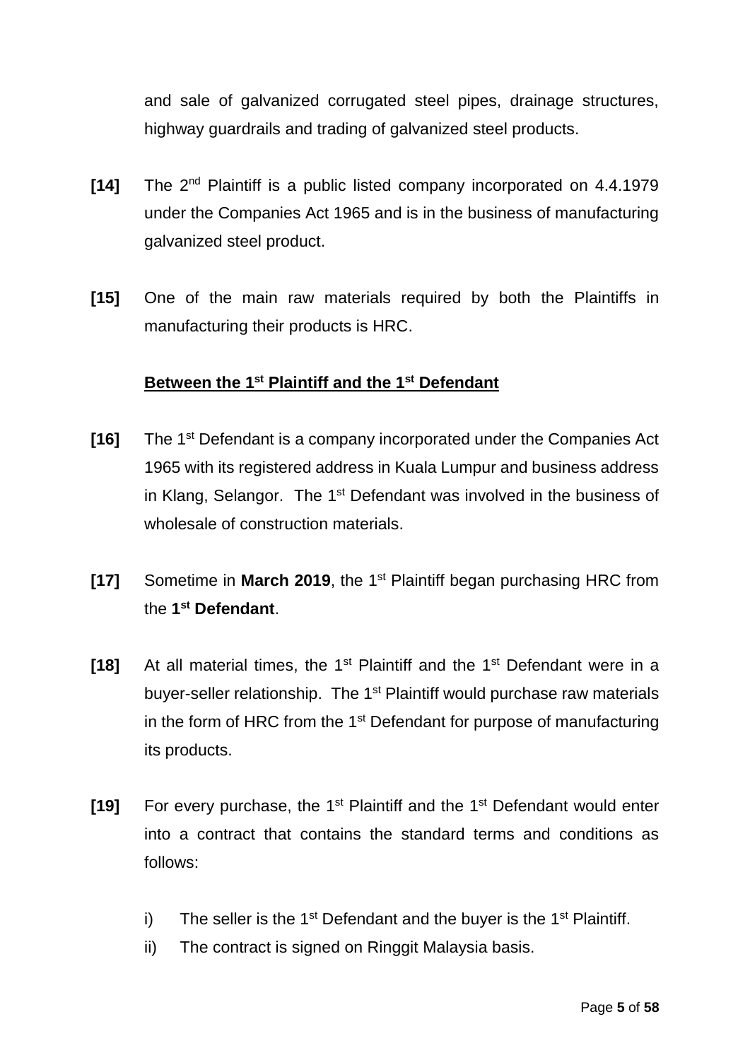and sale of galvanized corrugated steel pipes, drainage structures, highway guardrails and trading of galvanized steel products.

**[14]** The 2nd Plaintiff is a public listed company incorporated on 4.4.1979 under the Companies Act 1965 and is in the business of manufacturing galvanized steel product.

**[15]** One of the main raw materials required by both the Plaintiffs in manufacturing their products is HRC.

**<u>Between the 1st Plaintiff and the 1st Defendant</u>**

**[16]** The 1st Defendant is a company incorporated under the Companies Act 1965 with its registered address in Kuala Lumpur and business address in Klang, Selangor. The 1st Defendant was involved in the business of wholesale of construction materials.

**[17]** Sometime in **March 2019**, the 1st Plaintiff began purchasing HRC from the **1st Defendant**.

**[18]** At all material times, the 1st Plaintiff and the 1st Defendant were in a buyer-seller relationship. The 1st Plaintiff would purchase raw materials in the form of HRC from the 1st Defendant for purpose of manufacturing its products.

**[19]** For every purchase, the 1st Plaintiff and the 1st Defendant would enter into a contract that contains the standard terms and conditions as follows:

i) The seller is the 1st Defendant and the buyer is the 1st Plaintiff.
ii) The contract is signed on Ringgit Malaysia basis.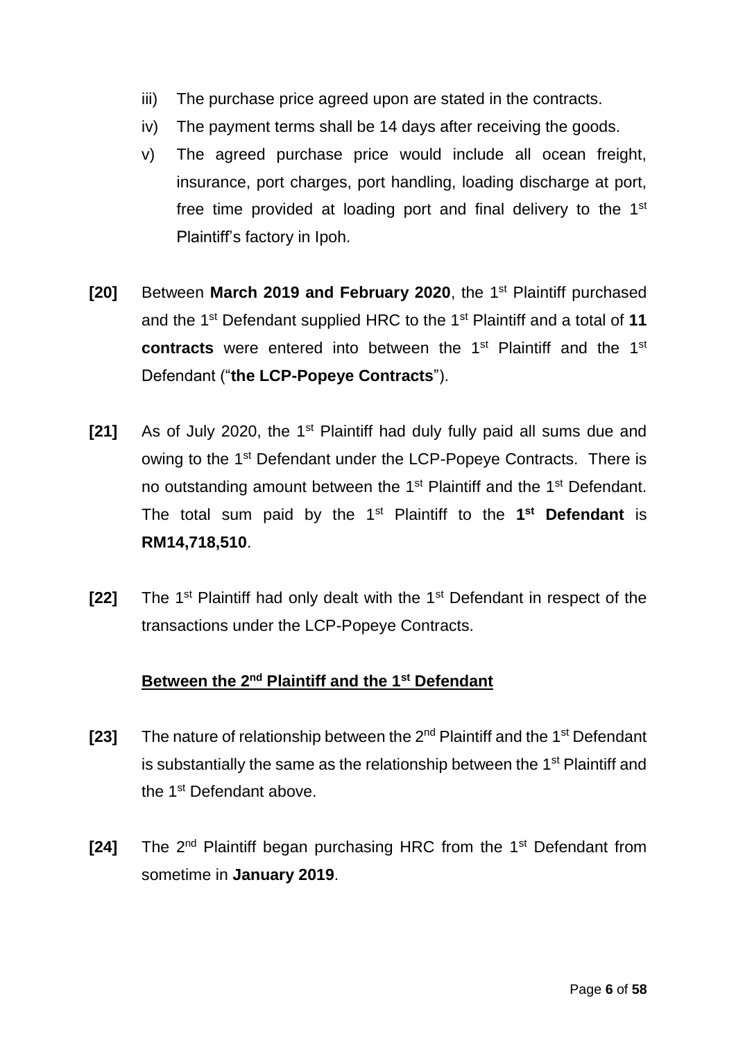iii) The purchase price agreed upon are stated in the contracts.

iv) The payment terms shall be 14 days after receiving the goods.

v) The agreed purchase price would include all ocean freight, insurance, port charges, port handling, loading discharge at port, free time provided at loading port and final delivery to the 1st Plaintiff's factory in Ipoh.

**[20]** Between **March 2019 and February 2020**, the 1st Plaintiff purchased and the 1st Defendant supplied HRC to the 1st Plaintiff and a total of **11 contracts** were entered into between the 1st Plaintiff and the 1st Defendant ("**the LCP-Popeye Contracts**").

**[21]** As of July 2020, the 1st Plaintiff had duly fully paid all sums due and owing to the 1st Defendant under the LCP-Popeye Contracts. There is no outstanding amount between the 1st Plaintiff and the 1st Defendant. The total sum paid by the 1st Plaintiff to the **1st Defendant** is **RM14,718,510**.

**[22]** The 1st Plaintiff had only dealt with the 1st Defendant in respect of the transactions under the LCP-Popeye Contracts.

**<u>Between the 2nd Plaintiff and the 1st Defendant</u>**

**[23]** The nature of relationship between the 2nd Plaintiff and the 1st Defendant is substantially the same as the relationship between the 1st Plaintiff and the 1st Defendant above.

**[24]** The 2nd Plaintiff began purchasing HRC from the 1st Defendant from sometime in **January 2019**.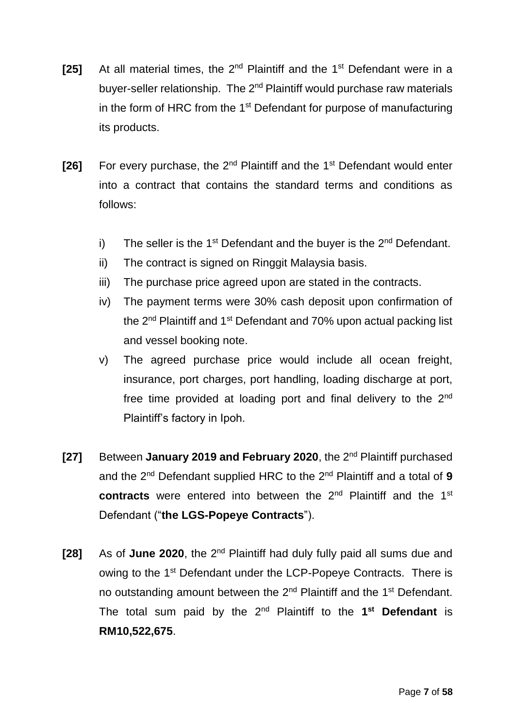**[25]** At all material times, the 2nd Plaintiff and the 1st Defendant were in a buyer-seller relationship. The 2nd Plaintiff would purchase raw materials in the form of HRC from the 1st Defendant for purpose of manufacturing its products.

**[26]** For every purchase, the 2nd Plaintiff and the 1st Defendant would enter into a contract that contains the standard terms and conditions as follows:

i) The seller is the 1st Defendant and the buyer is the 2nd Defendant.

ii) The contract is signed on Ringgit Malaysia basis.

iii) The purchase price agreed upon are stated in the contracts.

iv) The payment terms were 30% cash deposit upon confirmation of the 2nd Plaintiff and 1st Defendant and 70% upon actual packing list and vessel booking note.

v) The agreed purchase price would include all ocean freight, insurance, port charges, port handling, loading discharge at port, free time provided at loading port and final delivery to the 2nd Plaintiff's factory in Ipoh.

**[27]** Between **January 2019 and February 2020**, the 2nd Plaintiff purchased and the 2nd Defendant supplied HRC to the 2nd Plaintiff and a total of **9 contracts** were entered into between the 2nd Plaintiff and the 1st Defendant ("**the LGS-Popeye Contracts**").

**[28]** As of **June 2020**, the 2nd Plaintiff had duly fully paid all sums due and owing to the 1st Defendant under the LCP-Popeye Contracts. There is no outstanding amount between the 2nd Plaintiff and the 1st Defendant. The total sum paid by the 2nd Plaintiff to the **1st Defendant** is **RM10,522,675**.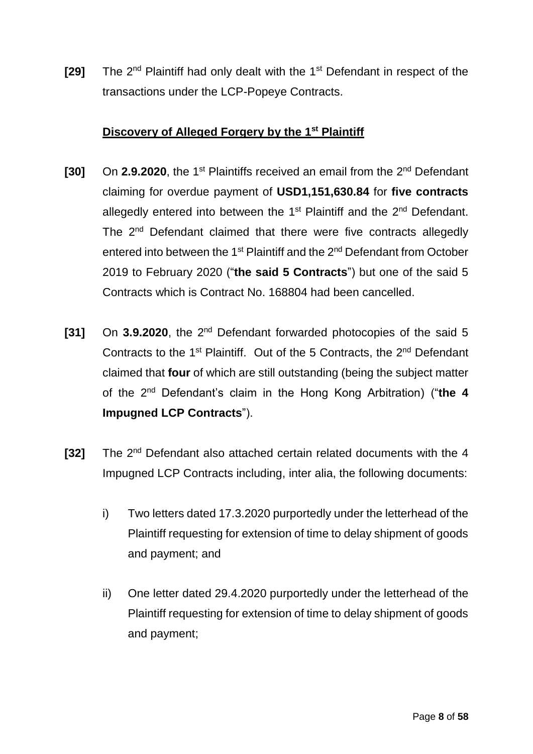**[29]** The 2nd Plaintiff had only dealt with the 1st Defendant in respect of the transactions under the LCP-Popeye Contracts.

## Discovery of Alleged Forgery by the 1st Plaintiff

**[30]** On **2.9.2020**, the 1st Plaintiffs received an email from the 2nd Defendant claiming for overdue payment of **USD1,151,630.84** for **five contracts** allegedly entered into between the 1st Plaintiff and the 2nd Defendant. The 2nd Defendant claimed that there were five contracts allegedly entered into between the 1st Plaintiff and the 2nd Defendant from October 2019 to February 2020 ("**the said 5 Contracts**") but one of the said 5 Contracts which is Contract No. 168804 had been cancelled.

**[31]** On **3.9.2020**, the 2nd Defendant forwarded photocopies of the said 5 Contracts to the 1st Plaintiff. Out of the 5 Contracts, the 2nd Defendant claimed that **four** of which are still outstanding (being the subject matter of the 2nd Defendant's claim in the Hong Kong Arbitration) ("**the 4 Impugned LCP Contracts**").

**[32]** The 2nd Defendant also attached certain related documents with the 4 Impugned LCP Contracts including, inter alia, the following documents:

i) Two letters dated 17.3.2020 purportedly under the letterhead of the Plaintiff requesting for extension of time to delay shipment of goods and payment; and

ii) One letter dated 29.4.2020 purportedly under the letterhead of the Plaintiff requesting for extension of time to delay shipment of goods and payment;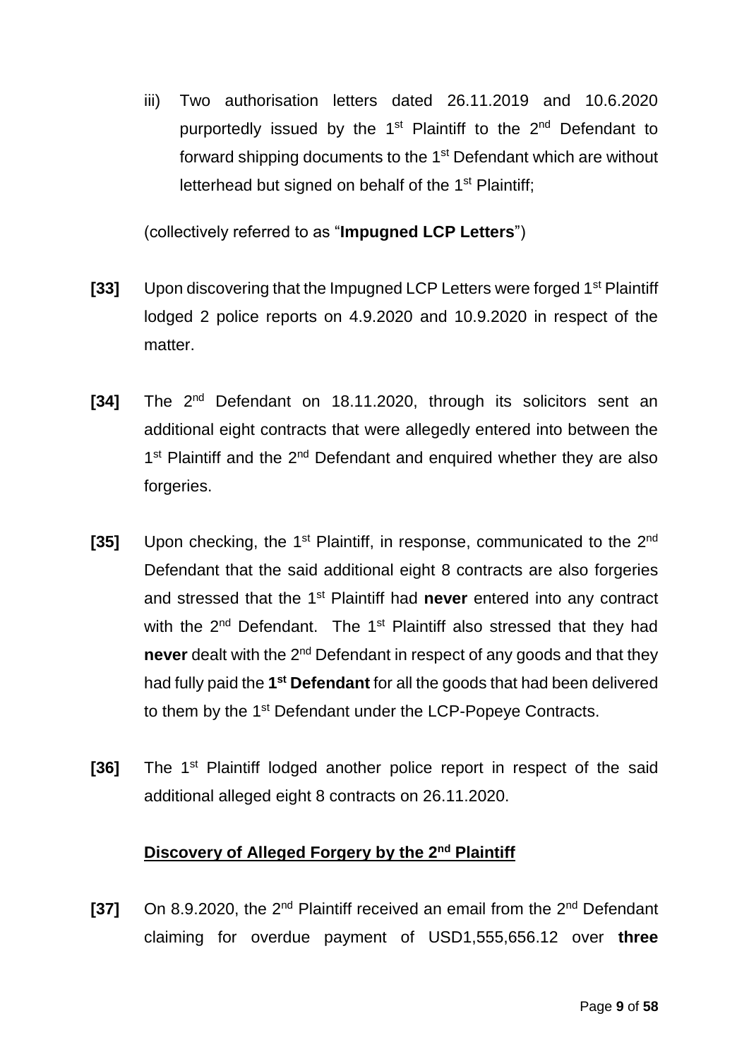iii) Two authorisation letters dated 26.11.2019 and 10.6.2020 purportedly issued by the 1st Plaintiff to the 2nd Defendant to forward shipping documents to the 1st Defendant which are without letterhead but signed on behalf of the 1st Plaintiff;

(collectively referred to as "**Impugned LCP Letters**")

**[33]** Upon discovering that the Impugned LCP Letters were forged 1st Plaintiff lodged 2 police reports on 4.9.2020 and 10.9.2020 in respect of the matter.

**[34]** The 2nd Defendant on 18.11.2020, through its solicitors sent an additional eight contracts that were allegedly entered into between the 1st Plaintiff and the 2nd Defendant and enquired whether they are also forgeries.

**[35]** Upon checking, the 1st Plaintiff, in response, communicated to the 2nd Defendant that the said additional eight 8 contracts are also forgeries and stressed that the 1st Plaintiff had **never** entered into any contract with the 2nd Defendant. The 1st Plaintiff also stressed that they had **never** dealt with the 2nd Defendant in respect of any goods and that they had fully paid the **1st Defendant** for all the goods that had been delivered to them by the 1st Defendant under the LCP-Popeye Contracts.

**[36]** The 1st Plaintiff lodged another police report in respect of the said additional alleged eight 8 contracts on 26.11.2020.

**<u>Discovery of Alleged Forgery by the 2nd Plaintiff</u>**

**[37]** On 8.9.2020, the 2nd Plaintiff received an email from the 2nd Defendant claiming for overdue payment of USD1,555,656.12 over **three**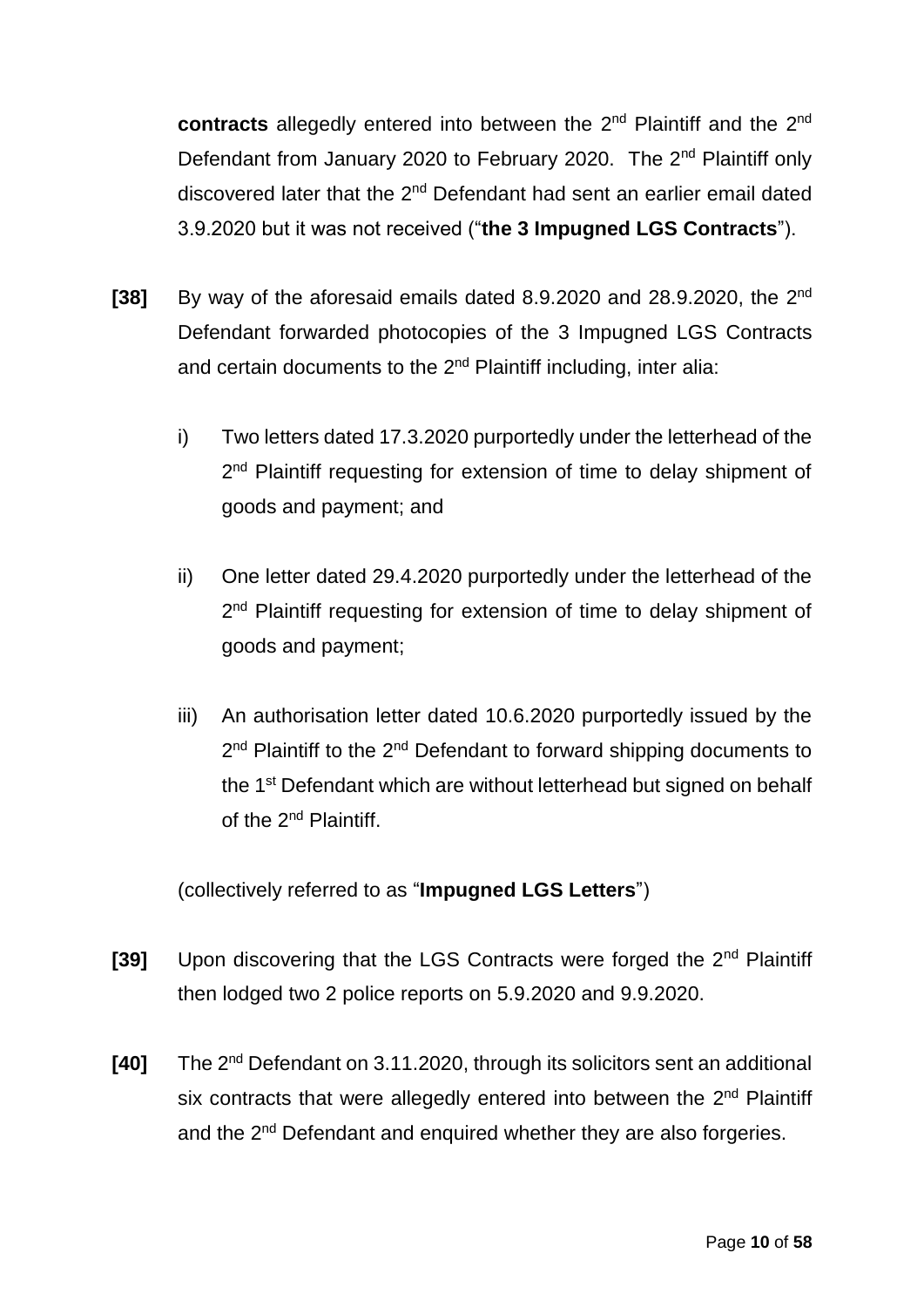**contracts** allegedly entered into between the 2nd Plaintiff and the 2nd Defendant from January 2020 to February 2020. The 2nd Plaintiff only discovered later that the 2nd Defendant had sent an earlier email dated 3.9.2020 but it was not received ("**the 3 Impugned LGS Contracts**").

**[38]** By way of the aforesaid emails dated 8.9.2020 and 28.9.2020, the 2nd Defendant forwarded photocopies of the 3 Impugned LGS Contracts and certain documents to the 2nd Plaintiff including, inter alia:

i) Two letters dated 17.3.2020 purportedly under the letterhead of the 2nd Plaintiff requesting for extension of time to delay shipment of goods and payment; and

ii) One letter dated 29.4.2020 purportedly under the letterhead of the 2nd Plaintiff requesting for extension of time to delay shipment of goods and payment;

iii) An authorisation letter dated 10.6.2020 purportedly issued by the 2nd Plaintiff to the 2nd Defendant to forward shipping documents to the 1st Defendant which are without letterhead but signed on behalf of the 2nd Plaintiff.

(collectively referred to as "**Impugned LGS Letters**")

**[39]** Upon discovering that the LGS Contracts were forged the 2nd Plaintiff then lodged two 2 police reports on 5.9.2020 and 9.9.2020.

**[40]** The 2nd Defendant on 3.11.2020, through its solicitors sent an additional six contracts that were allegedly entered into between the 2nd Plaintiff and the 2nd Defendant and enquired whether they are also forgeries.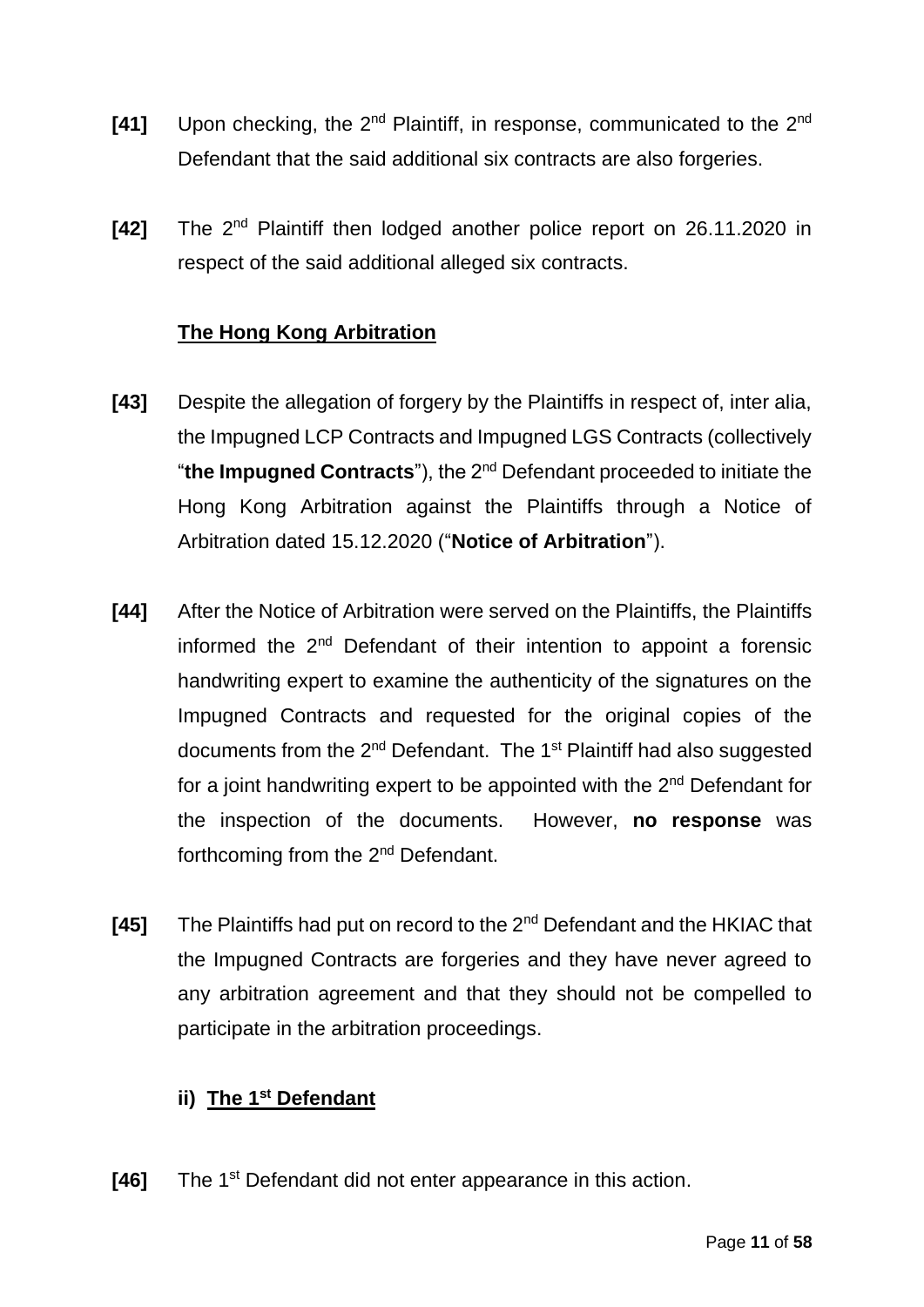**[41]** Upon checking, the 2nd Plaintiff, in response, communicated to the 2nd Defendant that the said additional six contracts are also forgeries.

**[42]** The 2nd Plaintiff then lodged another police report on 26.11.2020 in respect of the said additional alleged six contracts.

**<u>The Hong Kong Arbitration</u>**

**[43]** Despite the allegation of forgery by the Plaintiffs in respect of, inter alia, the Impugned LCP Contracts and Impugned LGS Contracts (collectively "**the Impugned Contracts**"), the 2nd Defendant proceeded to initiate the Hong Kong Arbitration against the Plaintiffs through a Notice of Arbitration dated 15.12.2020 ("**Notice of Arbitration**").

**[44]** After the Notice of Arbitration were served on the Plaintiffs, the Plaintiffs informed the 2nd Defendant of their intention to appoint a forensic handwriting expert to examine the authenticity of the signatures on the Impugned Contracts and requested for the original copies of the documents from the 2nd Defendant. The 1st Plaintiff had also suggested for a joint handwriting expert to be appointed with the 2nd Defendant for the inspection of the documents. However, **no response** was forthcoming from the 2nd Defendant.

**[45]** The Plaintiffs had put on record to the 2nd Defendant and the HKIAC that the Impugned Contracts are forgeries and they have never agreed to any arbitration agreement and that they should not be compelled to participate in the arbitration proceedings.

**ii) <u>The 1st Defendant</u>**

**[46]** The 1st Defendant did not enter appearance in this action.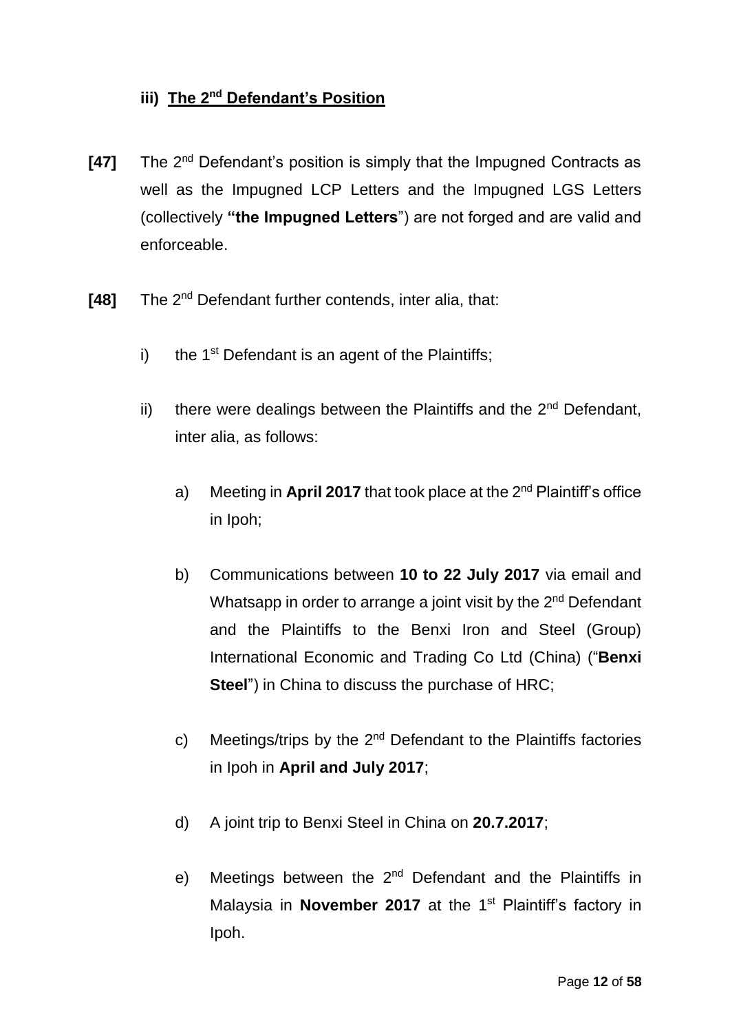### iii) **The 2nd Defendant's Position**

**[47]** The 2nd Defendant's position is simply that the Impugned Contracts as well as the Impugned LCP Letters and the Impugned LGS Letters (collectively **"the Impugned Letters"**) are not forged and are valid and enforceable.

**[48]** The 2nd Defendant further contends, inter alia, that:

i) the 1st Defendant is an agent of the Plaintiffs;

ii) there were dealings between the Plaintiffs and the 2nd Defendant, inter alia, as follows:

a) Meeting in **April 2017** that took place at the 2nd Plaintiff's office in Ipoh;

b) Communications between **10 to 22 July 2017** via email and Whatsapp in order to arrange a joint visit by the 2nd Defendant and the Plaintiffs to the Benxi Iron and Steel (Group) International Economic and Trading Co Ltd (China) ("**Benxi Steel**") in China to discuss the purchase of HRC;

c) Meetings/trips by the 2nd Defendant to the Plaintiffs factories in Ipoh in **April and July 2017**;

d) A joint trip to Benxi Steel in China on **20.7.2017**;

e) Meetings between the 2nd Defendant and the Plaintiffs in Malaysia in **November 2017** at the 1st Plaintiff's factory in Ipoh.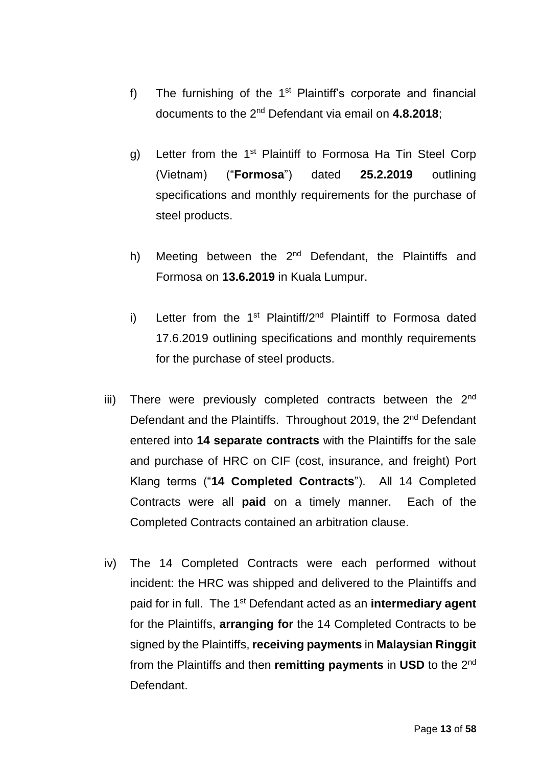f) The furnishing of the 1st Plaintiff's corporate and financial documents to the 2nd Defendant via email on **4.8.2018**;

g) Letter from the 1st Plaintiff to Formosa Ha Tin Steel Corp (Vietnam) ("**Formosa**") dated **25.2.2019** outlining specifications and monthly requirements for the purchase of steel products.

h) Meeting between the 2nd Defendant, the Plaintiffs and Formosa on **13.6.2019** in Kuala Lumpur.

i) Letter from the 1st Plaintiff/2nd Plaintiff to Formosa dated 17.6.2019 outlining specifications and monthly requirements for the purchase of steel products.

iii) There were previously completed contracts between the 2nd Defendant and the Plaintiffs. Throughout 2019, the 2nd Defendant entered into **14 separate contracts** with the Plaintiffs for the sale and purchase of HRC on CIF (cost, insurance, and freight) Port Klang terms ("**14 Completed Contracts**"). All 14 Completed Contracts were all **paid** on a timely manner. Each of the Completed Contracts contained an arbitration clause.

iv) The 14 Completed Contracts were each performed without incident: the HRC was shipped and delivered to the Plaintiffs and paid for in full. The 1st Defendant acted as an **intermediary agent** for the Plaintiffs, **arranging for** the 14 Completed Contracts to be signed by the Plaintiffs, **receiving payments** in **Malaysian Ringgit** from the Plaintiffs and then **remitting payments** in **USD** to the 2nd Defendant.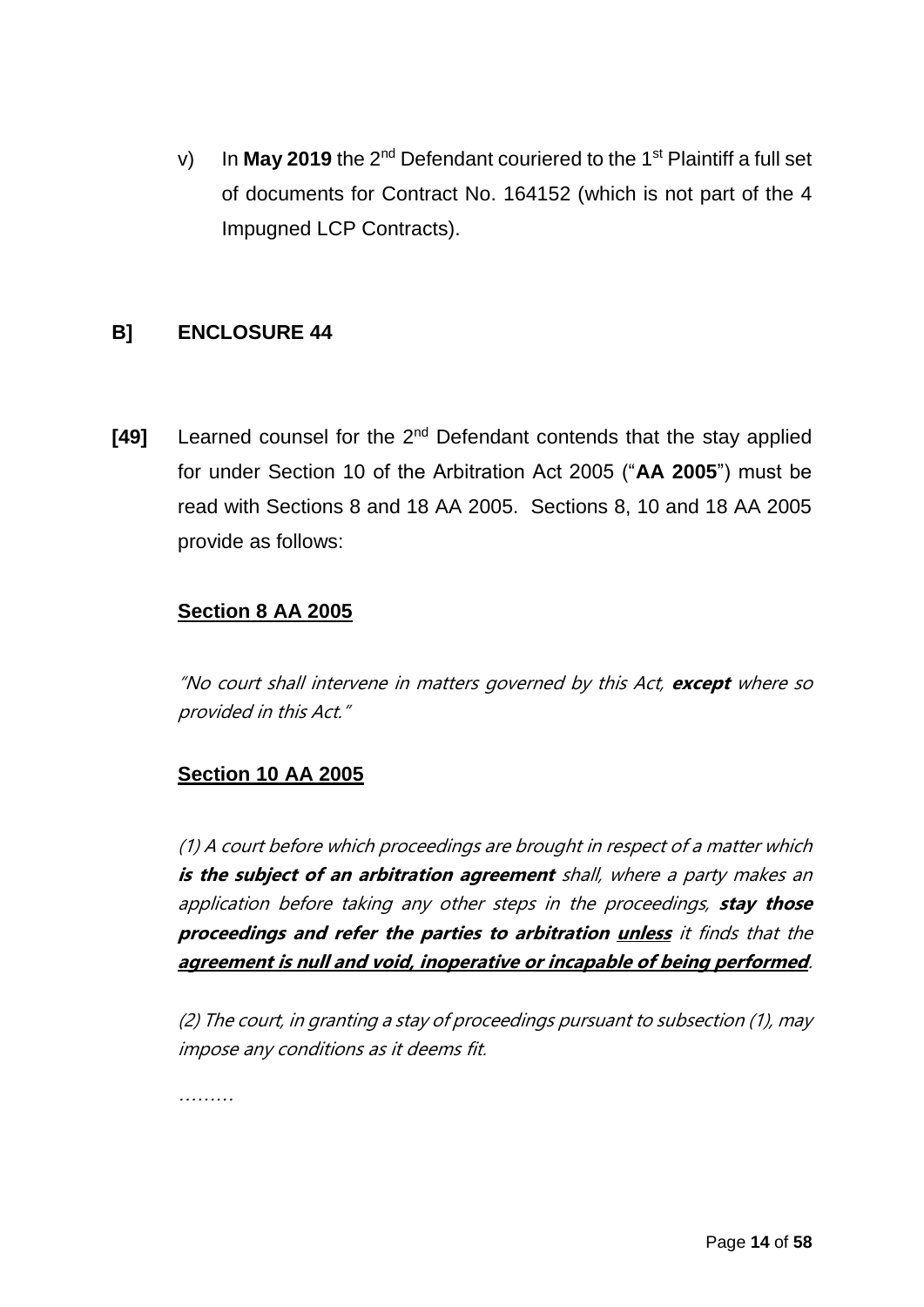v) In **May 2019** the 2nd Defendant couriered to the 1st Plaintiff a full set of documents for Contract No. 164152 (which is not part of the 4 Impugned LCP Contracts).

## B] ENCLOSURE 44

**[49]** Learned counsel for the 2nd Defendant contends that the stay applied for under Section 10 of the Arbitration Act 2005 ("**AA 2005**") must be read with Sections 8 and 18 AA 2005. Sections 8, 10 and 18 AA 2005 provide as follows:

**<u>Section 8 AA 2005</u>**

*"No court shall intervene in matters governed by this Act, **except** where so provided in this Act."*

**<u>Section 10 AA 2005</u>**

*(1) A court before which proceedings are brought in respect of a matter which **is the subject of an arbitration agreement** shall, where a party makes an application before taking any other steps in the proceedings, **stay those proceedings and refer the parties to arbitration <u>unless</u>** it finds that the **<u>agreement is null and void, inoperative or incapable of being performed</u>**.*

*(2) The court, in granting a stay of proceedings pursuant to subsection (1), may impose any conditions as it deems fit.*

………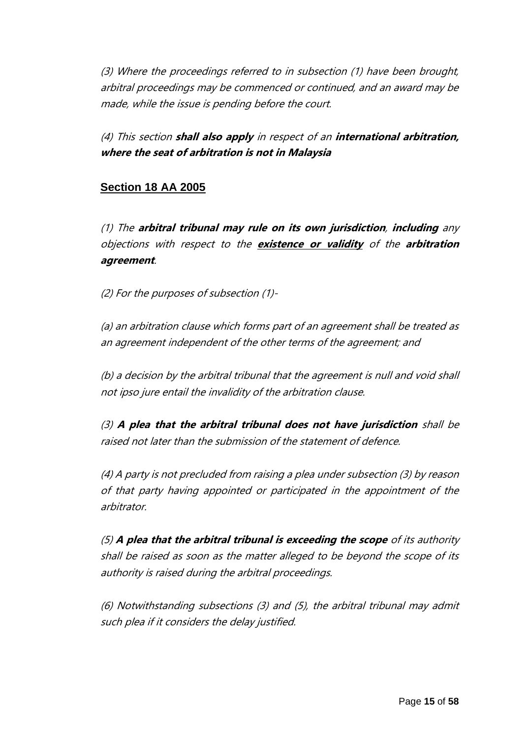*(3) Where the proceedings referred to in subsection (1) have been brought, arbitral proceedings may be commenced or continued, and an award may be made, while the issue is pending before the court.*

*(4) This section **shall also apply** in respect of an **international arbitration, where the seat of arbitration is not in Malaysia***

## **Section 18 AA 2005**

*(1) The **arbitral tribunal may rule on its own jurisdiction**, **including** any objections with respect to the <u>**existence or validity**</u> of the **arbitration agreement**.*

*(2) For the purposes of subsection (1)-*

*(a) an arbitration clause which forms part of an agreement shall be treated as an agreement independent of the other terms of the agreement; and*

*(b) a decision by the arbitral tribunal that the agreement is null and void shall not ipso jure entail the invalidity of the arbitration clause.*

*(3) **A plea that the arbitral tribunal does not have jurisdiction** shall be raised not later than the submission of the statement of defence.*

*(4) A party is not precluded from raising a plea under subsection (3) by reason of that party having appointed or participated in the appointment of the arbitrator.*

*(5) **A plea that the arbitral tribunal is exceeding the scope** of its authority shall be raised as soon as the matter alleged to be beyond the scope of its authority is raised during the arbitral proceedings.*

*(6) Notwithstanding subsections (3) and (5), the arbitral tribunal may admit such plea if it considers the delay justified.*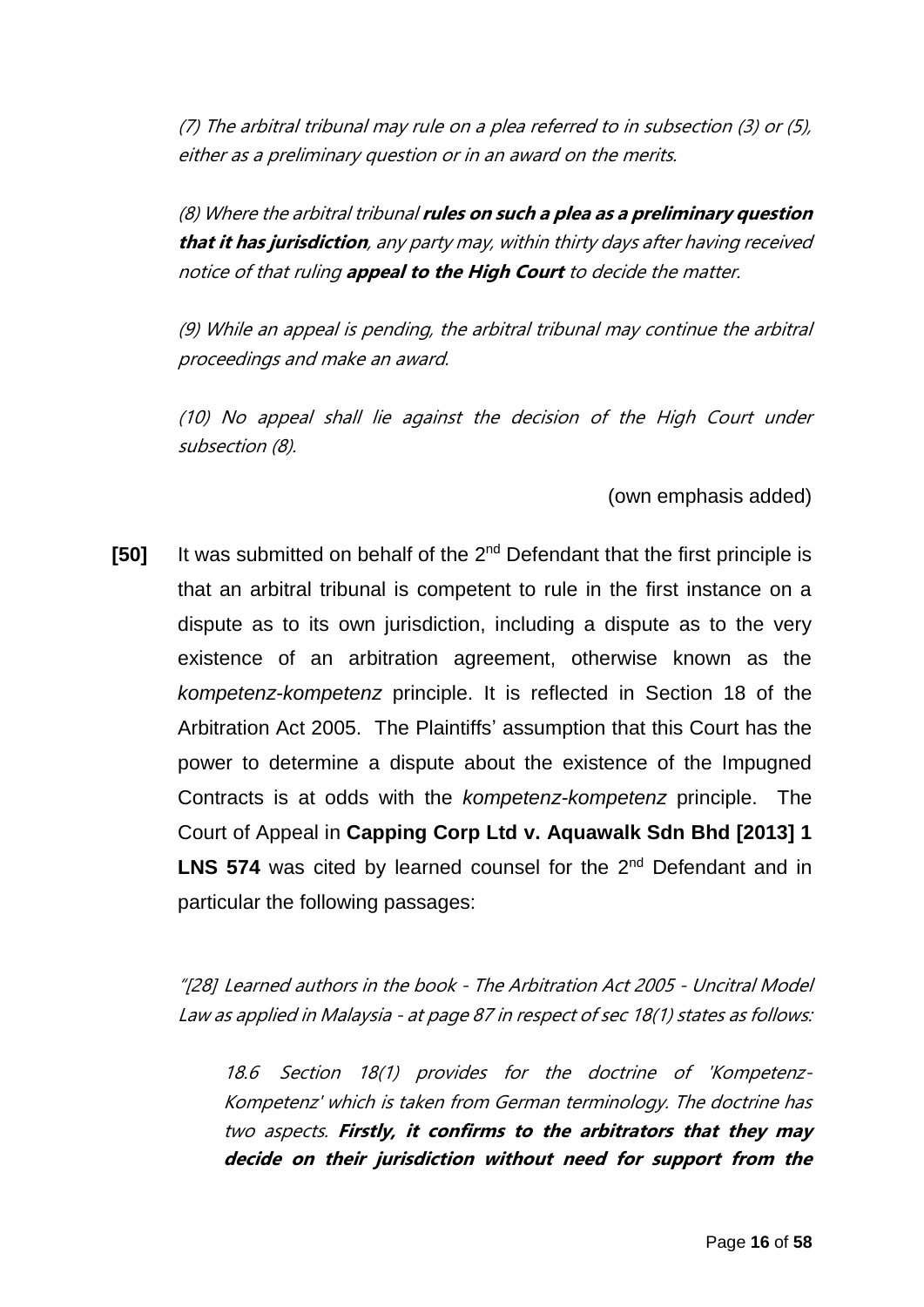*(7) The arbitral tribunal may rule on a plea referred to in subsection (3) or (5), either as a preliminary question or in an award on the merits.*

*(8) Where the arbitral tribunal* ***rules on such a plea as a preliminary question that it has jurisdiction****, any party may, within thirty days after having received notice of that ruling* ***appeal to the High Court*** *to decide the matter.*

*(9) While an appeal is pending, the arbitral tribunal may continue the arbitral proceedings and make an award.*

*(10) No appeal shall lie against the decision of the High Court under subsection (8).*

(own emphasis added)

**[50]** It was submitted on behalf of the 2nd Defendant that the first principle is that an arbitral tribunal is competent to rule in the first instance on a dispute as to its own jurisdiction, including a dispute as to the very existence of an arbitration agreement, otherwise known as the *kompetenz-kompetenz* principle. It is reflected in Section 18 of the Arbitration Act 2005. The Plaintiffs' assumption that this Court has the power to determine a dispute about the existence of the Impugned Contracts is at odds with the *kompetenz-kompetenz* principle. The Court of Appeal in **Capping Corp Ltd v. Aquawalk Sdn Bhd [2013] 1 LNS 574** was cited by learned counsel for the 2nd Defendant and in particular the following passages:

> *"[28] Learned authors in the book - The Arbitration Act 2005 - Uncitral Model Law as applied in Malaysia - at page 87 in respect of sec 18(1) states as follows:*
>
> *18.6 Section 18(1) provides for the doctrine of 'Kompetenz-Kompetenz' which is taken from German terminology. The doctrine has two aspects.* ***Firstly, it confirms to the arbitrators that they may decide on their jurisdiction without need for support from the***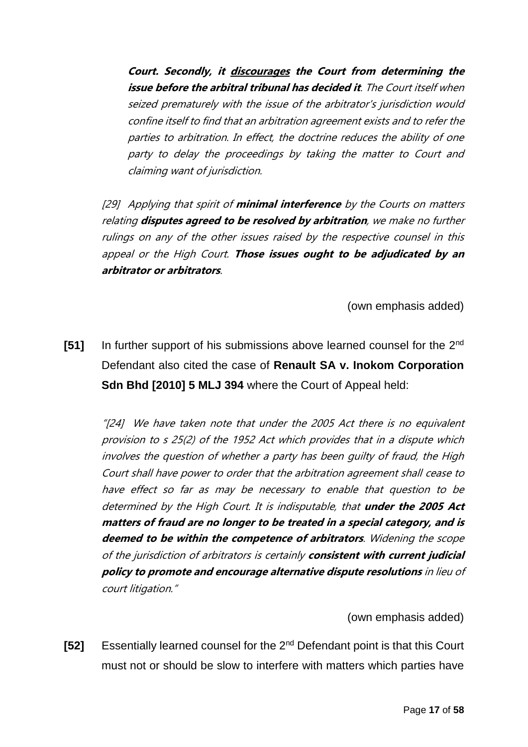> ***Court. Secondly, it <u>discourages</u> the Court from determining the issue before the arbitral tribunal has decided it****. The Court itself when seized prematurely with the issue of the arbitrator's jurisdiction would confine itself to find that an arbitration agreement exists and to refer the parties to arbitration. In effect, the doctrine reduces the ability of one party to delay the proceedings by taking the matter to Court and claiming want of jurisdiction.*
>
> *[29] Applying that spirit of* ***minimal interference*** *by the Courts on matters relating* ***disputes agreed to be resolved by arbitration****, we make no further rulings on any of the other issues raised by the respective counsel in this appeal or the High Court.* ***Those issues ought to be adjudicated by an arbitrator or arbitrators****.*

(own emphasis added)

**[51]** In further support of his submissions above learned counsel for the 2nd Defendant also cited the case of **Renault SA v. Inokom Corporation Sdn Bhd [2010] 5 MLJ 394** where the Court of Appeal held:

> *"[24] We have taken note that under the 2005 Act there is no equivalent provision to s 25(2) of the 1952 Act which provides that in a dispute which involves the question of whether a party has been guilty of fraud, the High Court shall have power to order that the arbitration agreement shall cease to have effect so far as may be necessary to enable that question to be determined by the High Court. It is indisputable, that* ***under the 2005 Act matters of fraud are no longer to be treated in a special category, and is deemed to be within the competence of arbitrators****. Widening the scope of the jurisdiction of arbitrators is certainly* ***consistent with current judicial policy to promote and encourage alternative dispute resolutions*** *in lieu of court litigation."*

(own emphasis added)

**[52]** Essentially learned counsel for the 2nd Defendant point is that this Court must not or should be slow to interfere with matters which parties have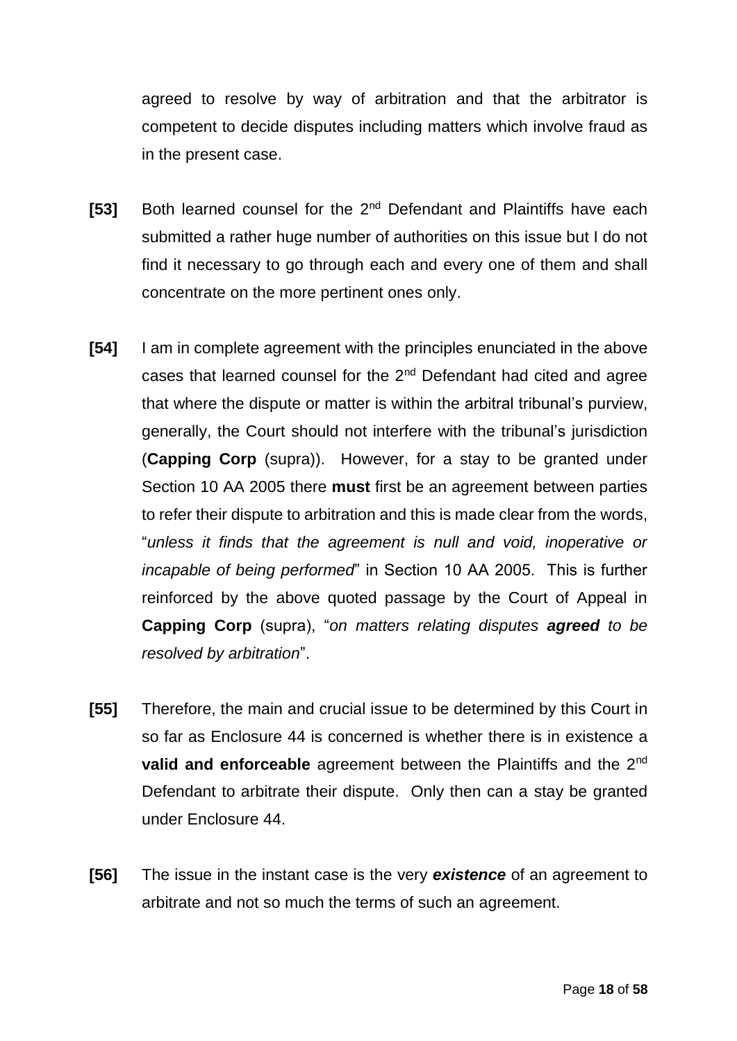agreed to resolve by way of arbitration and that the arbitrator is competent to decide disputes including matters which involve fraud as in the present case.

**[53]** Both learned counsel for the 2nd Defendant and Plaintiffs have each submitted a rather huge number of authorities on this issue but I do not find it necessary to go through each and every one of them and shall concentrate on the more pertinent ones only.

**[54]** I am in complete agreement with the principles enunciated in the above cases that learned counsel for the 2nd Defendant had cited and agree that where the dispute or matter is within the arbitral tribunal's purview, generally, the Court should not interfere with the tribunal's jurisdiction (**Capping Corp** (supra)). However, for a stay to be granted under Section 10 AA 2005 there **must** first be an agreement between parties to refer their dispute to arbitration and this is made clear from the words, "*unless it finds that the agreement is null and void, inoperative or incapable of being performed*" in Section 10 AA 2005. This is further reinforced by the above quoted passage by the Court of Appeal in **Capping Corp** (supra), "*on matters relating disputes **agreed** to be resolved by arbitration*".

**[55]** Therefore, the main and crucial issue to be determined by this Court in so far as Enclosure 44 is concerned is whether there is in existence a **valid and enforceable** agreement between the Plaintiffs and the 2nd Defendant to arbitrate their dispute. Only then can a stay be granted under Enclosure 44.

**[56]** The issue in the instant case is the very ***existence*** of an agreement to arbitrate and not so much the terms of such an agreement.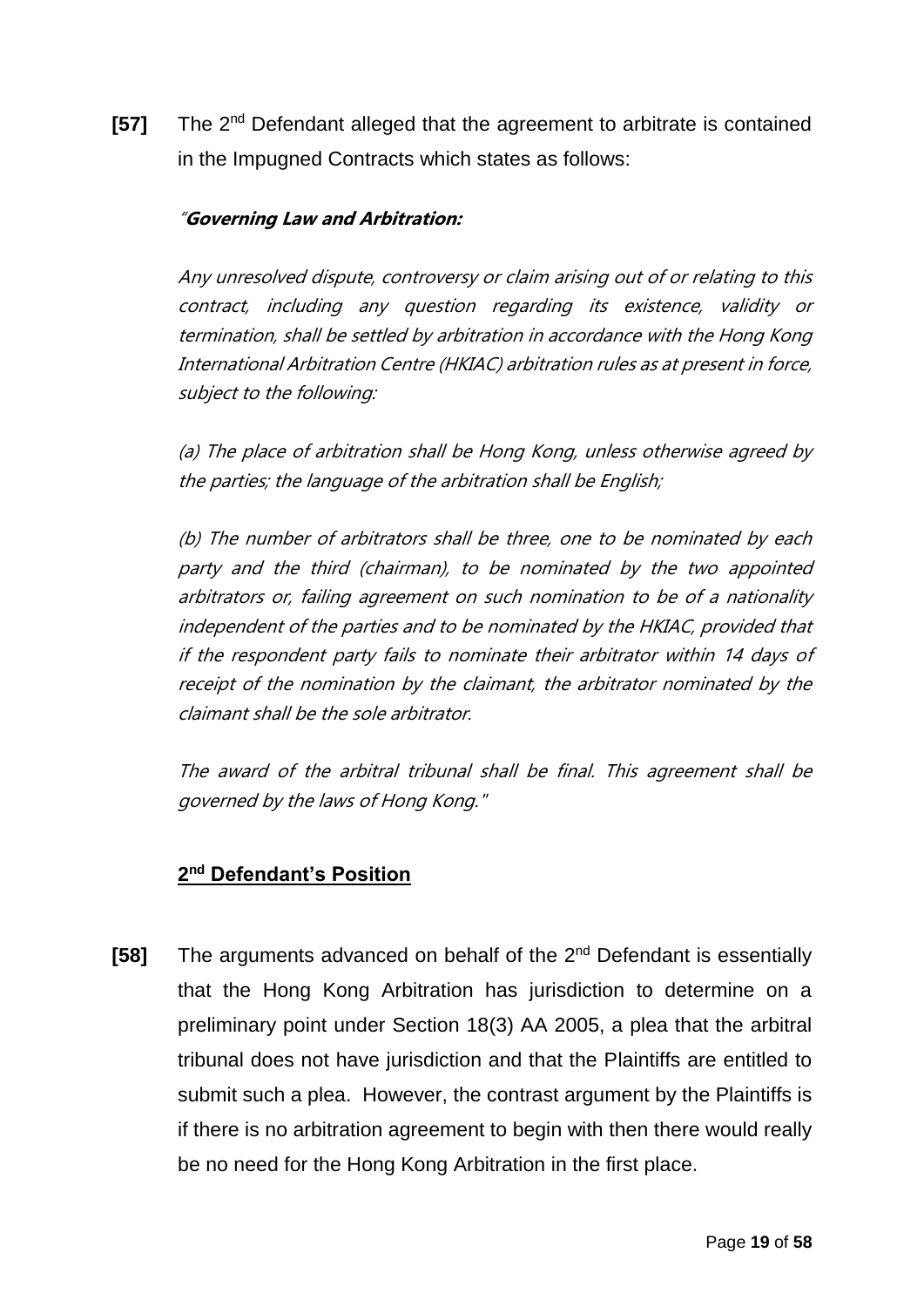**[57]** The 2nd Defendant alleged that the agreement to arbitrate is contained in the Impugned Contracts which states as follows:

> "***Governing Law and Arbitration:***
>
> *Any unresolved dispute, controversy or claim arising out of or relating to this contract, including any question regarding its existence, validity or termination, shall be settled by arbitration in accordance with the Hong Kong International Arbitration Centre (HKIAC) arbitration rules as at present in force, subject to the following:*
>
> *(a) The place of arbitration shall be Hong Kong, unless otherwise agreed by the parties; the language of the arbitration shall be English;*
>
> *(b) The number of arbitrators shall be three, one to be nominated by each party and the third (chairman), to be nominated by the two appointed arbitrators or, failing agreement on such nomination to be of a nationality independent of the parties and to be nominated by the HKIAC, provided that if the respondent party fails to nominate their arbitrator within 14 days of receipt of the nomination by the claimant, the arbitrator nominated by the claimant shall be the sole arbitrator.*
>
> *The award of the arbitral tribunal shall be final. This agreement shall be governed by the laws of Hong Kong."*

## 2nd Defendant's Position

**[58]** The arguments advanced on behalf of the 2nd Defendant is essentially that the Hong Kong Arbitration has jurisdiction to determine on a preliminary point under Section 18(3) AA 2005, a plea that the arbitral tribunal does not have jurisdiction and that the Plaintiffs are entitled to submit such a plea. However, the contrast argument by the Plaintiffs is if there is no arbitration agreement to begin with then there would really be no need for the Hong Kong Arbitration in the first place.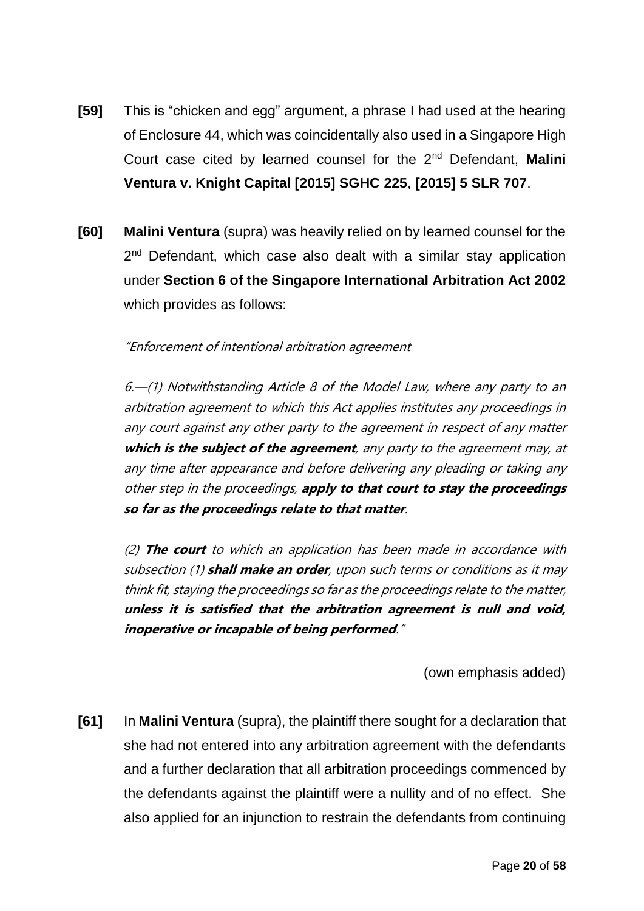**[59]** This is "chicken and egg" argument, a phrase I had used at the hearing of Enclosure 44, which was coincidentally also used in a Singapore High Court case cited by learned counsel for the 2nd Defendant, **Malini Ventura v. Knight Capital [2015] SGHC 225**, **[2015] 5 SLR 707**.

**[60]** **Malini Ventura** (supra) was heavily relied on by learned counsel for the 2nd Defendant, which case also dealt with a similar stay application under **Section 6 of the Singapore International Arbitration Act 2002** which provides as follows:

> *"Enforcement of intentional arbitration agreement*
>
> *6.—(1) Notwithstanding Article 8 of the Model Law, where any party to an arbitration agreement to which this Act applies institutes any proceedings in any court against any other party to the agreement in respect of any matter* ***which is the subject of the agreement****, any party to the agreement may, at any time after appearance and before delivering any pleading or taking any other step in the proceedings,* ***apply to that court to stay the proceedings so far as the proceedings relate to that matter****.*
>
> *(2)* ***The court*** *to which an application has been made in accordance with subsection (1)* ***shall make an order****, upon such terms or conditions as it may think fit, staying the proceedings so far as the proceedings relate to the matter,* ***unless it is satisfied that the arbitration agreement is null and void, inoperative or incapable of being performed****."*
>
> (own emphasis added)

**[61]** In **Malini Ventura** (supra), the plaintiff there sought for a declaration that she had not entered into any arbitration agreement with the defendants and a further declaration that all arbitration proceedings commenced by the defendants against the plaintiff were a nullity and of no effect. She also applied for an injunction to restrain the defendants from continuing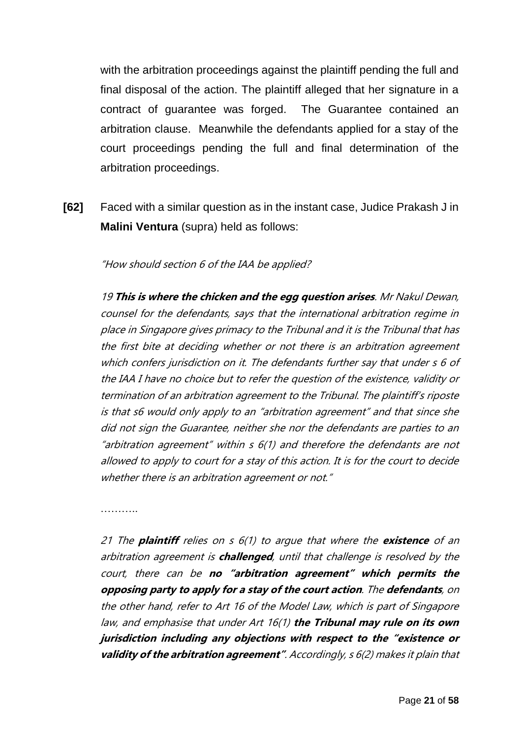with the arbitration proceedings against the plaintiff pending the full and final disposal of the action. The plaintiff alleged that her signature in a contract of guarantee was forged. The Guarantee contained an arbitration clause. Meanwhile the defendants applied for a stay of the court proceedings pending the full and final determination of the arbitration proceedings.

**[62]** Faced with a similar question as in the instant case, Judice Prakash J in **Malini Ventura** (supra) held as follows:

*"How should section 6 of the IAA be applied?*

*19* ***This is where the chicken and the egg question arises****. Mr Nakul Dewan, counsel for the defendants, says that the international arbitration regime in place in Singapore gives primacy to the Tribunal and it is the Tribunal that has the first bite at deciding whether or not there is an arbitration agreement which confers jurisdiction on it. The defendants further say that under s 6 of the IAA I have no choice but to refer the question of the existence, validity or termination of an arbitration agreement to the Tribunal. The plaintiff's riposte is that s6 would only apply to an "arbitration agreement" and that since she did not sign the Guarantee, neither she nor the defendants are parties to an "arbitration agreement" within s 6(1) and therefore the defendants are not allowed to apply to court for a stay of this action. It is for the court to decide whether there is an arbitration agreement or not."*

………..

*21 The* ***plaintiff*** *relies on s 6(1) to argue that where the* ***existence*** *of an arbitration agreement is* ***challenged****, until that challenge is resolved by the court, there can be* ***no "arbitration agreement" which permits the opposing party to apply for a stay of the court action****. The* ***defendants****, on the other hand, refer to Art 16 of the Model Law, which is part of Singapore law, and emphasise that under Art 16(1)* ***the Tribunal may rule on its own jurisdiction including any objections with respect to the "existence or validity of the arbitration agreement"****. Accordingly, s 6(2) makes it plain that*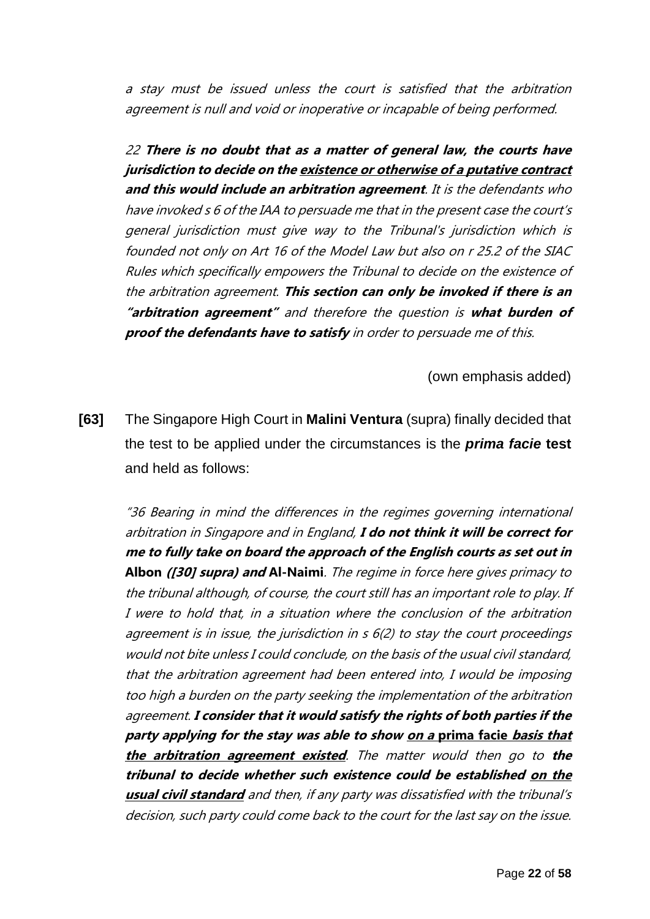*a stay must be issued unless the court is satisfied that the arbitration agreement is null and void or inoperative or incapable of being performed.*

*22* ***There is no doubt that as a matter of general law, the courts have jurisdiction to decide on the <u>existence or otherwise of a putative contract</u> and this would include an arbitration agreement****. It is the defendants who have invoked s 6 of the IAA to persuade me that in the present case the court's general jurisdiction must give way to the Tribunal's jurisdiction which is founded not only on Art 16 of the Model Law but also on r 25.2 of the SIAC Rules which specifically empowers the Tribunal to decide on the existence of the arbitration agreement.* ***This section can only be invoked if there is an "arbitration agreement"*** *and therefore the question is* ***what burden of proof the defendants have to satisfy*** *in order to persuade me of this.*

(own emphasis added)

**[63]** The Singapore High Court in **Malini Ventura** (supra) finally decided that the test to be applied under the circumstances is the ***prima facie* test** and held as follows:

*"36 Bearing in mind the differences in the regimes governing international arbitration in Singapore and in England,* ***I do not think it will be correct for me to fully take on board the approach of the English courts as set out in Albon ([30] supra) and Al-Naimi****. The regime in force here gives primacy to the tribunal although, of course, the court still has an important role to play. If I were to hold that, in a situation where the conclusion of the arbitration agreement is in issue, the jurisdiction in s 6(2) to stay the court proceedings would not bite unless I could conclude, on the basis of the usual civil standard, that the arbitration agreement had been entered into, I would be imposing too high a burden on the party seeking the implementation of the arbitration agreement.* ***I consider that it would satisfy the rights of both parties if the party applying for the stay was able to show <u>on a prima facie basis that the arbitration agreement existed</u>****. The matter would then go to* ***the tribunal to decide whether such existence could be established <u>on the usual civil standard</u>*** *and then, if any party was dissatisfied with the tribunal's decision, such party could come back to the court for the last say on the issue.*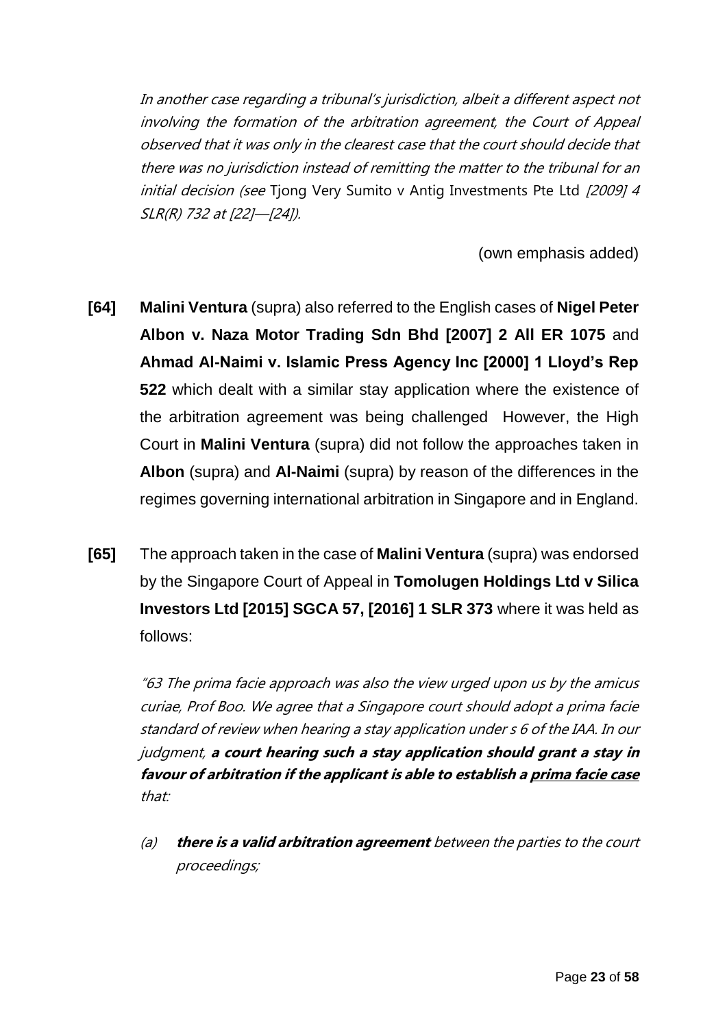*In another case regarding a tribunal's jurisdiction, albeit a different aspect not involving the formation of the arbitration agreement, the Court of Appeal observed that it was only in the clearest case that the court should decide that there was no jurisdiction instead of remitting the matter to the tribunal for an initial decision (see* Tjong Very Sumito v Antig Investments Pte Ltd *[2009] 4 SLR(R) 732 at [22]—[24]).*

(own emphasis added)

**[64]** **Malini Ventura** (supra) also referred to the English cases of **Nigel Peter Albon v. Naza Motor Trading Sdn Bhd [2007] 2 All ER 1075** and **Ahmad Al-Naimi v. Islamic Press Agency Inc [2000] 1 Lloyd's Rep 522** which dealt with a similar stay application where the existence of the arbitration agreement was being challenged However, the High Court in **Malini Ventura** (supra) did not follow the approaches taken in **Albon** (supra) and **Al-Naimi** (supra) by reason of the differences in the regimes governing international arbitration in Singapore and in England.

**[65]** The approach taken in the case of **Malini Ventura** (supra) was endorsed by the Singapore Court of Appeal in **Tomolugen Holdings Ltd v Silica Investors Ltd [2015] SGCA 57, [2016] 1 SLR 373** where it was held as follows:

*"63 The prima facie approach was also the view urged upon us by the amicus curiae, Prof Boo. We agree that a Singapore court should adopt a prima facie standard of review when hearing a stay application under s 6 of the IAA. In our judgment,* ***a court hearing such a stay application should grant a stay in favour of arbitration if the applicant is able to establish a <u>prima facie case</u>*** *that:*

*(a)* ***there is a valid arbitration agreement*** *between the parties to the court proceedings;*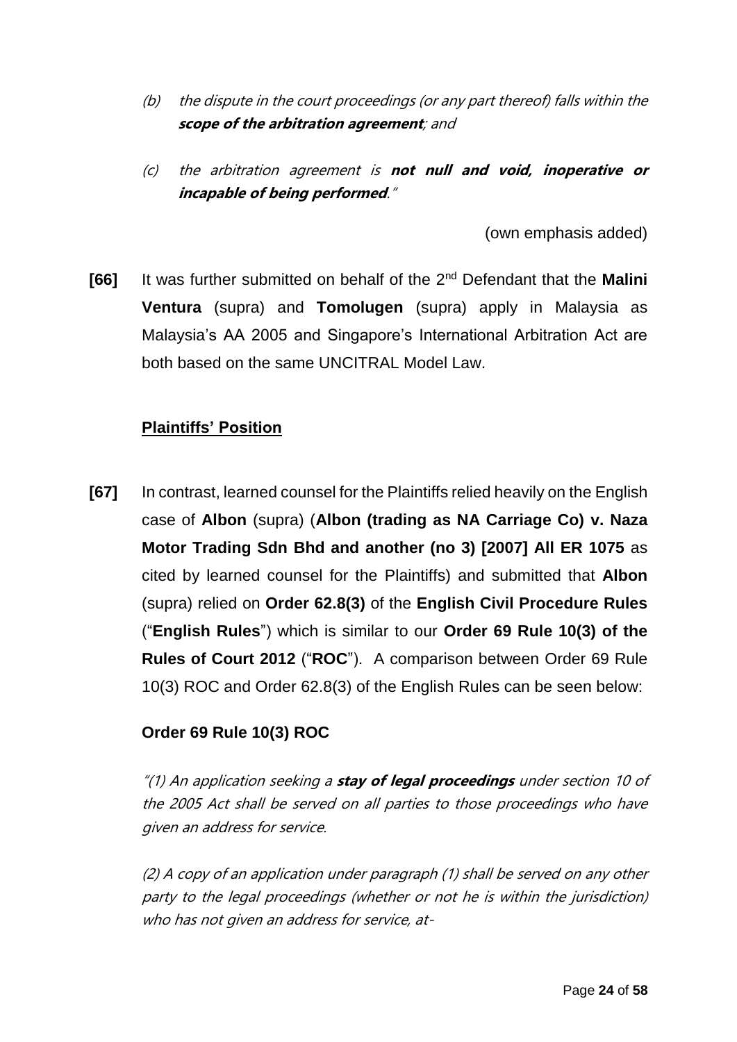*(b) the dispute in the court proceedings (or any part thereof) falls within the* ***scope of the arbitration agreement****; and*

*(c) the arbitration agreement is* ***not null and void, inoperative or incapable of being performed****."*

(own emphasis added)

**[66]** It was further submitted on behalf of the 2nd Defendant that the **Malini Ventura** (supra) and **Tomolugen** (supra) apply in Malaysia as Malaysia's AA 2005 and Singapore's International Arbitration Act are both based on the same UNCITRAL Model Law.

## **Plaintiffs' Position**

**[67]** In contrast, learned counsel for the Plaintiffs relied heavily on the English case of **Albon** (supra) (**Albon (trading as NA Carriage Co) v. Naza Motor Trading Sdn Bhd and another (no 3) [2007] All ER 1075** as cited by learned counsel for the Plaintiffs) and submitted that **Albon** (supra) relied on **Order 62.8(3)** of the **English Civil Procedure Rules** ("**English Rules**") which is similar to our **Order 69 Rule 10(3) of the Rules of Court 2012** ("**ROC**"). A comparison between Order 69 Rule 10(3) ROC and Order 62.8(3) of the English Rules can be seen below:

**Order 69 Rule 10(3) ROC**

*"(1) An application seeking a* ***stay of legal proceedings*** *under section 10 of the 2005 Act shall be served on all parties to those proceedings who have given an address for service.*

*(2) A copy of an application under paragraph (1) shall be served on any other party to the legal proceedings (whether or not he is within the jurisdiction) who has not given an address for service, at-*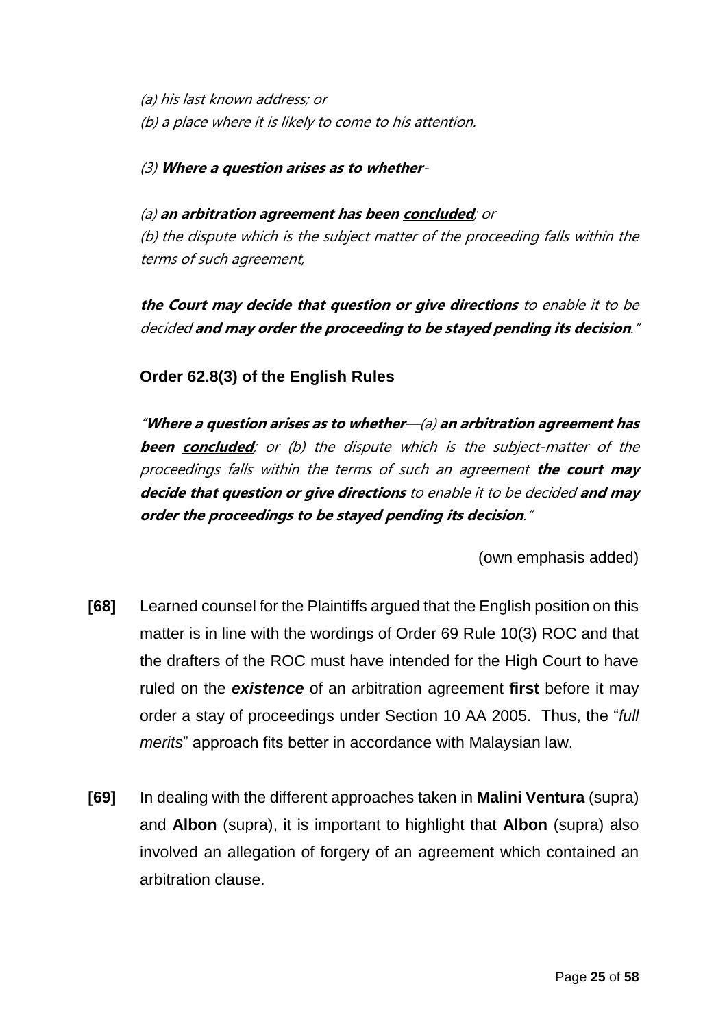*(a) his last known address; or*
*(b) a place where it is likely to come to his attention.*

*(3)* ***Where a question arises as to whether****-*

*(a)* ***an arbitration agreement has been <u>concluded</u>****; or*
*(b) the dispute which is the subject matter of the proceeding falls within the terms of such agreement,*

***the Court may decide that question or give directions*** *to enable it to be decided* ***and may order the proceeding to be stayed pending its decision****."*

**Order 62.8(3) of the English Rules**

*"****Where a question arises as to whether****—(a)* ***an arbitration agreement has been <u>concluded</u>****; or (b) the dispute which is the subject-matter of the proceedings falls within the terms of such an agreement* ***the court may decide that question or give directions*** *to enable it to be decided* ***and may order the proceedings to be stayed pending its decision****."*

(own emphasis added)

**[68]** Learned counsel for the Plaintiffs argued that the English position on this matter is in line with the wordings of Order 69 Rule 10(3) ROC and that the drafters of the ROC must have intended for the High Court to have ruled on the ***existence*** of an arbitration agreement **first** before it may order a stay of proceedings under Section 10 AA 2005. Thus, the "*full merits*" approach fits better in accordance with Malaysian law.

**[69]** In dealing with the different approaches taken in **Malini Ventura** (supra) and **Albon** (supra), it is important to highlight that **Albon** (supra) also involved an allegation of forgery of an agreement which contained an arbitration clause.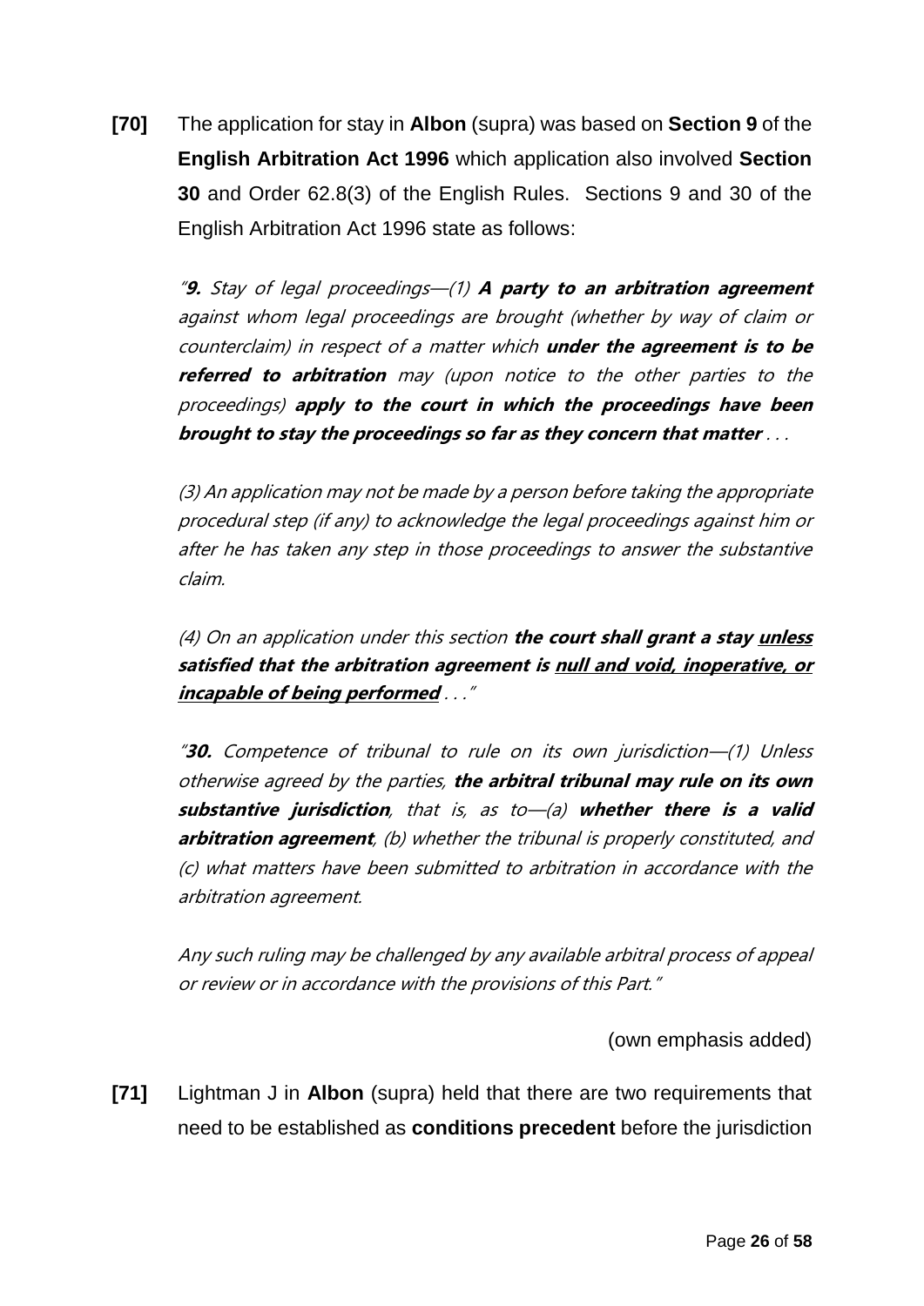**[70]** The application for stay in **Albon** (supra) was based on **Section 9** of the **English Arbitration Act 1996** which application also involved **Section 30** and Order 62.8(3) of the English Rules. Sections 9 and 30 of the English Arbitration Act 1996 state as follows:

> *"**9.** Stay of legal proceedings—(1) **A party to an arbitration agreement** against whom legal proceedings are brought (whether by way of claim or counterclaim) in respect of a matter which **under the agreement is to be referred to arbitration** may (upon notice to the other parties to the proceedings) **apply to the court in which the proceedings have been brought to stay the proceedings so far as they concern that matter** . . .*
>
> *(3) An application may not be made by a person before taking the appropriate procedural step (if any) to acknowledge the legal proceedings against him or after he has taken any step in those proceedings to answer the substantive claim.*
>
> *(4) On an application under this section **the court shall grant a stay <u>unless</u> satisfied that the arbitration agreement is <u>null and void, inoperative, or incapable of being performed</u>** . . ."*
>
> *"**30.** Competence of tribunal to rule on its own jurisdiction—(1) Unless otherwise agreed by the parties, **the arbitral tribunal may rule on its own substantive jurisdiction**, that is, as to—(a) **whether there is a valid arbitration agreement**, (b) whether the tribunal is properly constituted, and (c) what matters have been submitted to arbitration in accordance with the arbitration agreement.*
>
> *Any such ruling may be challenged by any available arbitral process of appeal or review or in accordance with the provisions of this Part."*

(own emphasis added)

**[71]** Lightman J in **Albon** (supra) held that there are two requirements that need to be established as **conditions precedent** before the jurisdiction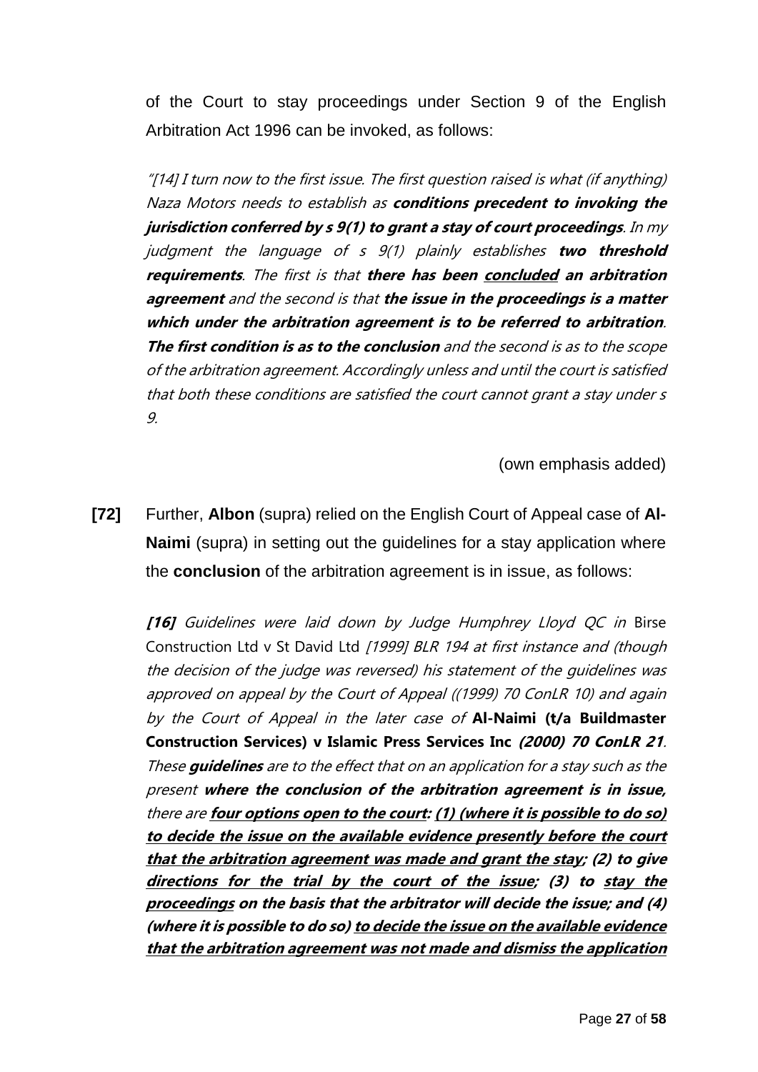of the Court to stay proceedings under Section 9 of the English Arbitration Act 1996 can be invoked, as follows:

> *"[14] I turn now to the first issue. The first question raised is what (if anything) Naza Motors needs to establish as* ***conditions precedent to invoking the jurisdiction conferred by s 9(1) to grant a stay of court proceedings****. In my judgment the language of s 9(1) plainly establishes* ***two threshold requirements****. The first is that* ***there has been <u>concluded</u> an arbitration agreement*** *and the second is that* ***the issue in the proceedings is a matter which under the arbitration agreement is to be referred to arbitration****.* ***The first condition is as to the conclusion*** *and the second is as to the scope of the arbitration agreement. Accordingly unless and until the court is satisfied that both these conditions are satisfied the court cannot grant a stay under s 9.*

(own emphasis added)

**[72]** Further, **Albon** (supra) relied on the English Court of Appeal case of **Al-Naimi** (supra) in setting out the guidelines for a stay application where the **conclusion** of the arbitration agreement is in issue, as follows:

> ***[16]*** *Guidelines were laid down by Judge Humphrey Lloyd QC in* Birse Construction Ltd v St David Ltd *[1999] BLR 194 at first instance and (though the decision of the judge was reversed) his statement of the guidelines was approved on appeal by the Court of Appeal ((1999) 70 ConLR 10) and again by the Court of Appeal in the later case of* **Al-Naimi (t/a Buildmaster Construction Services) v Islamic Press Services Inc** ***(2000) 70 ConLR 21****. These* ***guidelines*** *are to the effect that on an application for a stay such as the present* ***where the conclusion of the arbitration agreement is in issue,*** *there are* ***<u>four options open to the court</u>: <u>(1) (where it is possible to do so) to decide the issue on the available evidence presently before the court that the arbitration agreement was made and grant the stay</u>; (2) to give <u>directions for the trial by the court of the issue</u>; (3) to <u>stay the proceedings</u> on the basis that the arbitrator will decide the issue; and (4) (where it is possible to do so) <u>to decide the issue on the available evidence that the arbitration agreement was not made and dismiss the application</u>***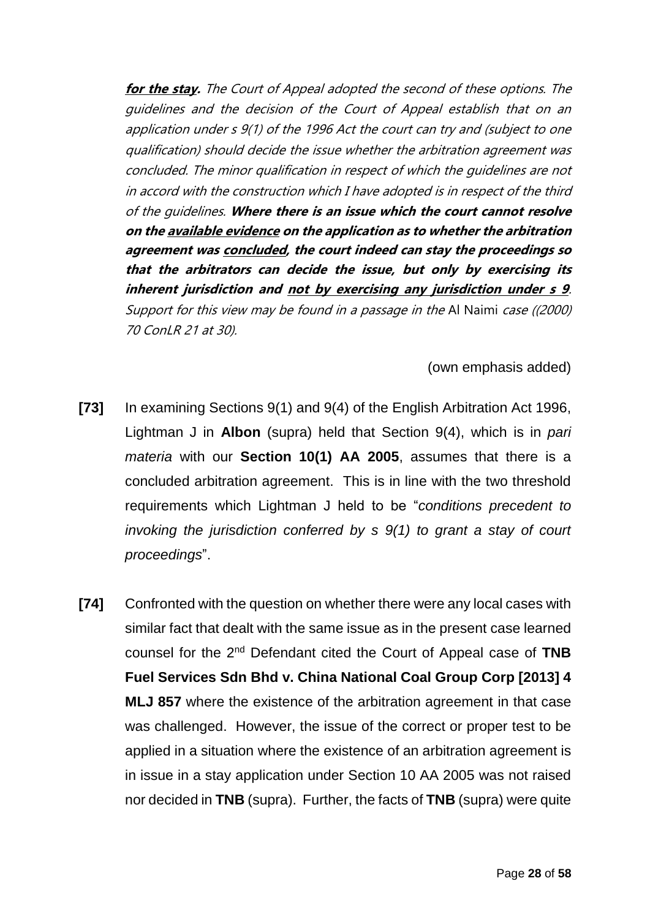***<u>for the stay</u>***. *The Court of Appeal adopted the second of these options. The guidelines and the decision of the Court of Appeal establish that on an application under s 9(1) of the 1996 Act the court can try and (subject to one qualification) should decide the issue whether the arbitration agreement was concluded. The minor qualification in respect of which the guidelines are not in accord with the construction which I have adopted is in respect of the third of the guidelines.* ***Where there is an issue which the court cannot resolve on the <u>available evidence</u> on the application as to whether the arbitration agreement was <u>concluded</u>, the court indeed can stay the proceedings so that the arbitrators can decide the issue, but only by exercising its inherent jurisdiction and <u>not by exercising any jurisdiction under s 9</u>***. *Support for this view may be found in a passage in the* Al Naimi *case ((2000) 70 ConLR 21 at 30).*

(own emphasis added)

**[73]** In examining Sections 9(1) and 9(4) of the English Arbitration Act 1996, Lightman J in **Albon** (supra) held that Section 9(4), which is in *pari materia* with our **Section 10(1) AA 2005**, assumes that there is a concluded arbitration agreement. This is in line with the two threshold requirements which Lightman J held to be "*conditions precedent to invoking the jurisdiction conferred by s 9(1) to grant a stay of court proceedings*".

**[74]** Confronted with the question on whether there were any local cases with similar fact that dealt with the same issue as in the present case learned counsel for the 2nd Defendant cited the Court of Appeal case of **TNB Fuel Services Sdn Bhd v. China National Coal Group Corp [2013] 4 MLJ 857** where the existence of the arbitration agreement in that case was challenged. However, the issue of the correct or proper test to be applied in a situation where the existence of an arbitration agreement is in issue in a stay application under Section 10 AA 2005 was not raised nor decided in **TNB** (supra). Further, the facts of **TNB** (supra) were quite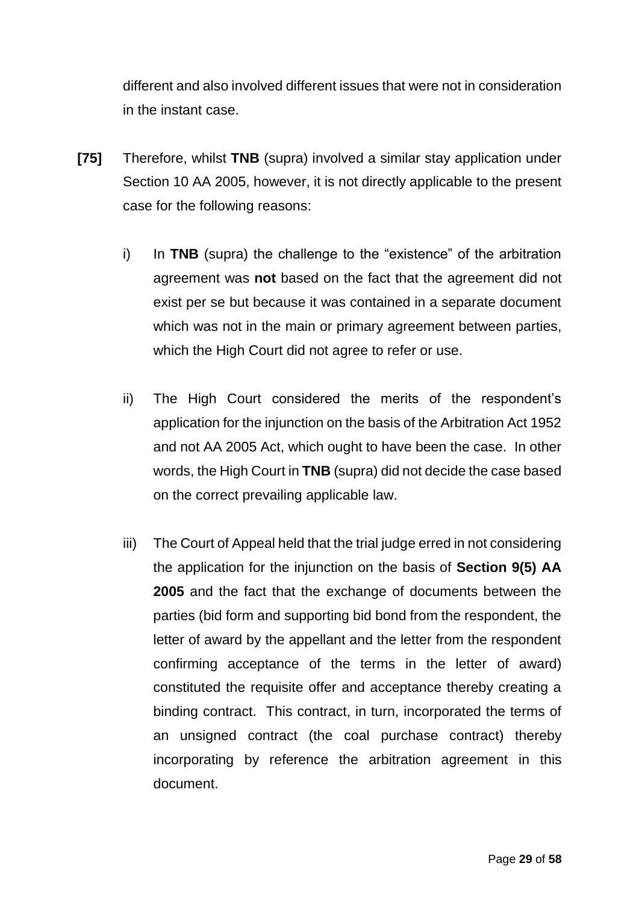different and also involved different issues that were not in consideration in the instant case.

**[75]** Therefore, whilst **TNB** (supra) involved a similar stay application under Section 10 AA 2005, however, it is not directly applicable to the present case for the following reasons:

i) In **TNB** (supra) the challenge to the "existence" of the arbitration agreement was **not** based on the fact that the agreement did not exist per se but because it was contained in a separate document which was not in the main or primary agreement between parties, which the High Court did not agree to refer or use.

ii) The High Court considered the merits of the respondent's application for the injunction on the basis of the Arbitration Act 1952 and not AA 2005 Act, which ought to have been the case. In other words, the High Court in **TNB** (supra) did not decide the case based on the correct prevailing applicable law.

iii) The Court of Appeal held that the trial judge erred in not considering the application for the injunction on the basis of **Section 9(5) AA 2005** and the fact that the exchange of documents between the parties (bid form and supporting bid bond from the respondent, the letter of award by the appellant and the letter from the respondent confirming acceptance of the terms in the letter of award) constituted the requisite offer and acceptance thereby creating a binding contract. This contract, in turn, incorporated the terms of an unsigned contract (the coal purchase contract) thereby incorporating by reference the arbitration agreement in this document.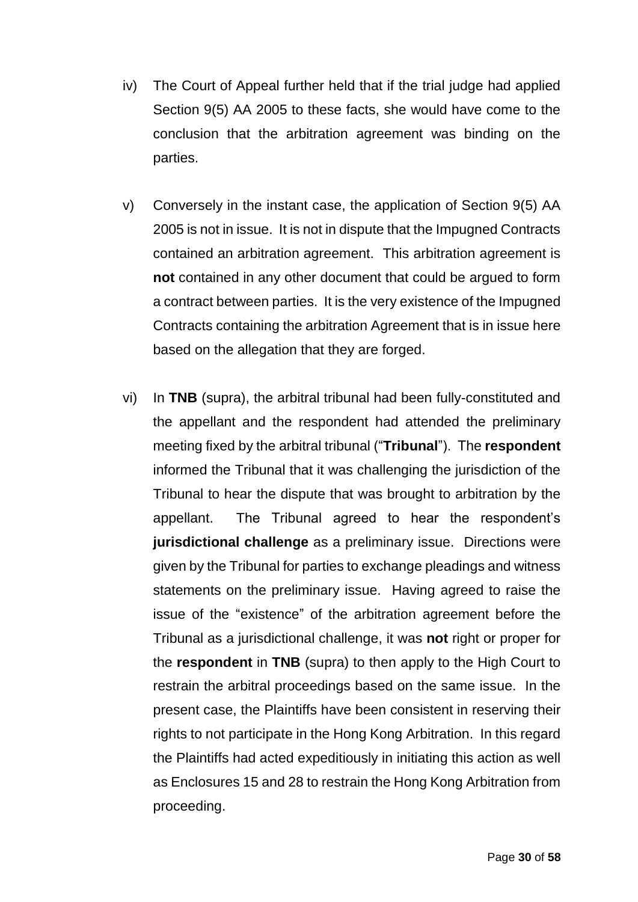iv) The Court of Appeal further held that if the trial judge had applied Section 9(5) AA 2005 to these facts, she would have come to the conclusion that the arbitration agreement was binding on the parties.

v) Conversely in the instant case, the application of Section 9(5) AA 2005 is not in issue. It is not in dispute that the Impugned Contracts contained an arbitration agreement. This arbitration agreement is **not** contained in any other document that could be argued to form a contract between parties. It is the very existence of the Impugned Contracts containing the arbitration Agreement that is in issue here based on the allegation that they are forged.

vi) In **TNB** (supra), the arbitral tribunal had been fully-constituted and the appellant and the respondent had attended the preliminary meeting fixed by the arbitral tribunal ("**Tribunal**"). The **respondent** informed the Tribunal that it was challenging the jurisdiction of the Tribunal to hear the dispute that was brought to arbitration by the appellant. The Tribunal agreed to hear the respondent's **jurisdictional challenge** as a preliminary issue. Directions were given by the Tribunal for parties to exchange pleadings and witness statements on the preliminary issue. Having agreed to raise the issue of the "existence" of the arbitration agreement before the Tribunal as a jurisdictional challenge, it was **not** right or proper for the **respondent** in **TNB** (supra) to then apply to the High Court to restrain the arbitral proceedings based on the same issue. In the present case, the Plaintiffs have been consistent in reserving their rights to not participate in the Hong Kong Arbitration. In this regard the Plaintiffs had acted expeditiously in initiating this action as well as Enclosures 15 and 28 to restrain the Hong Kong Arbitration from proceeding.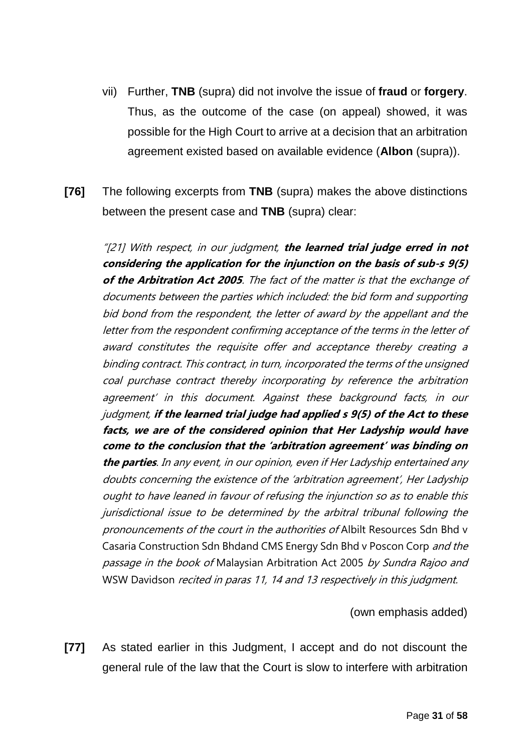vii) Further, **TNB** (supra) did not involve the issue of **fraud** or **forgery**. Thus, as the outcome of the case (on appeal) showed, it was possible for the High Court to arrive at a decision that an arbitration agreement existed based on available evidence (**Albon** (supra)).

**[76]** The following excerpts from **TNB** (supra) makes the above distinctions between the present case and **TNB** (supra) clear:

> *"[21] With respect, in our judgment,* ***the learned trial judge erred in not considering the application for the injunction on the basis of sub-s 9(5) of the Arbitration Act 2005****. The fact of the matter is that the exchange of documents between the parties which included: the bid form and supporting bid bond from the respondent, the letter of award by the appellant and the letter from the respondent confirming acceptance of the terms in the letter of award constitutes the requisite offer and acceptance thereby creating a binding contract. This contract, in turn, incorporated the terms of the unsigned coal purchase contract thereby incorporating by reference the arbitration agreement' in this document. Against these background facts, in our judgment,* ***if the learned trial judge had applied s 9(5) of the Act to these facts, we are of the considered opinion that Her Ladyship would have come to the conclusion that the 'arbitration agreement' was binding on the parties****. In any event, in our opinion, even if Her Ladyship entertained any doubts concerning the existence of the 'arbitration agreement', Her Ladyship ought to have leaned in favour of refusing the injunction so as to enable this jurisdictional issue to be determined by the arbitral tribunal following the pronouncements of the court in the authorities of* Albilt Resources Sdn Bhd v Casaria Construction Sdn Bhdand CMS Energy Sdn Bhd v Poscon Corp *and the passage in the book of* Malaysian Arbitration Act 2005 *by Sundra Rajoo and* WSW Davidson *recited in paras 11, 14 and 13 respectively in this judgment.*

(own emphasis added)

**[77]** As stated earlier in this Judgment, I accept and do not discount the general rule of the law that the Court is slow to interfere with arbitration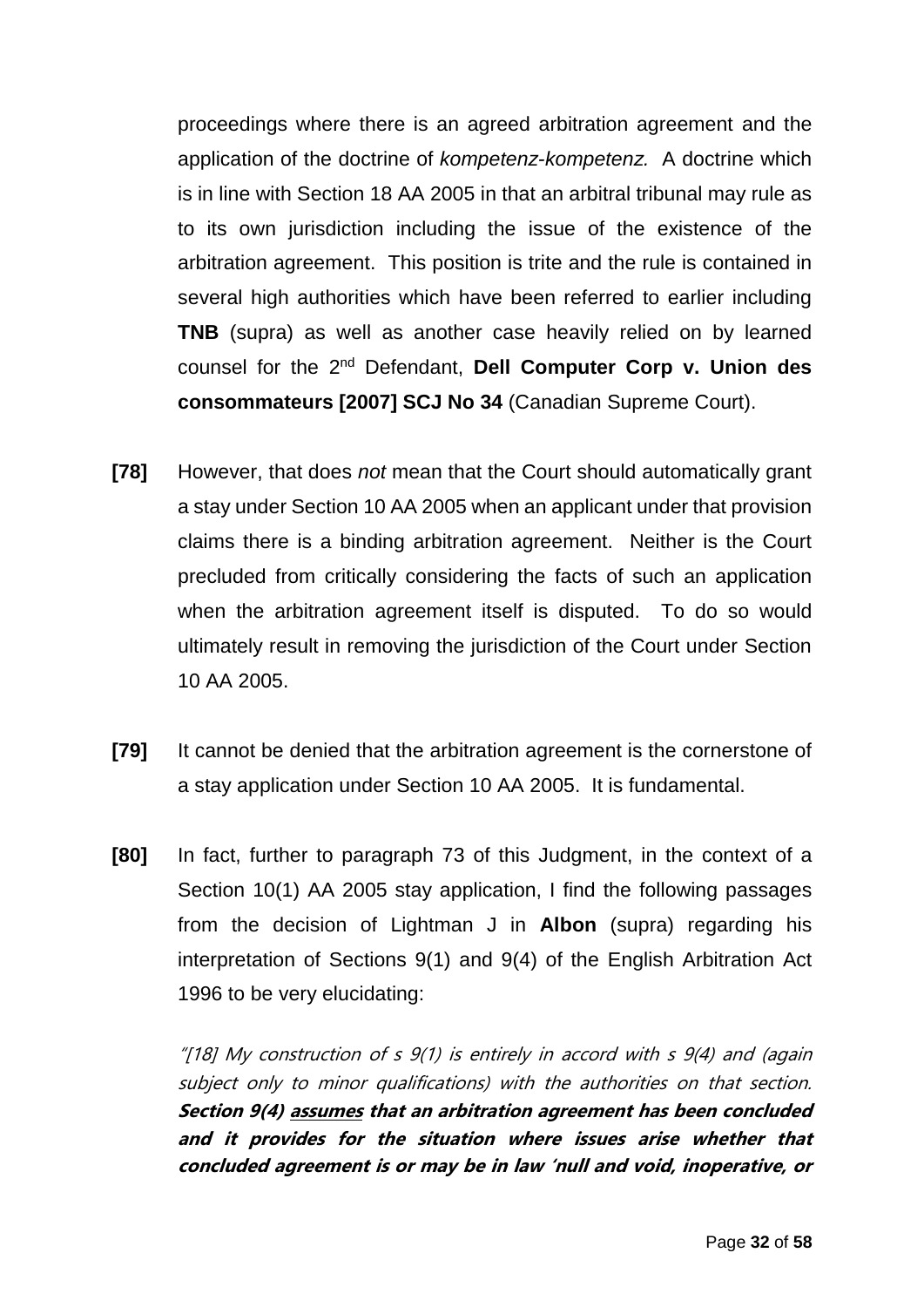proceedings where there is an agreed arbitration agreement and the application of the doctrine of *kompetenz-kompetenz.* A doctrine which is in line with Section 18 AA 2005 in that an arbitral tribunal may rule as to its own jurisdiction including the issue of the existence of the arbitration agreement. This position is trite and the rule is contained in several high authorities which have been referred to earlier including **TNB** (supra) as well as another case heavily relied on by learned counsel for the 2nd Defendant, **Dell Computer Corp v. Union des consommateurs [2007] SCJ No 34** (Canadian Supreme Court).

**[78]** However, that does *not* mean that the Court should automatically grant a stay under Section 10 AA 2005 when an applicant under that provision claims there is a binding arbitration agreement. Neither is the Court precluded from critically considering the facts of such an application when the arbitration agreement itself is disputed. To do so would ultimately result in removing the jurisdiction of the Court under Section 10 AA 2005.

**[79]** It cannot be denied that the arbitration agreement is the cornerstone of a stay application under Section 10 AA 2005. It is fundamental.

**[80]** In fact, further to paragraph 73 of this Judgment, in the context of a Section 10(1) AA 2005 stay application, I find the following passages from the decision of Lightman J in **Albon** (supra) regarding his interpretation of Sections 9(1) and 9(4) of the English Arbitration Act 1996 to be very elucidating:

> *"[18] My construction of s 9(1) is entirely in accord with s 9(4) and (again subject only to minor qualifications) with the authorities on that section.* ***Section 9(4) <u>assumes</u> that an arbitration agreement has been concluded and it provides for the situation where issues arise whether that concluded agreement is or may be in law 'null and void, inoperative, or***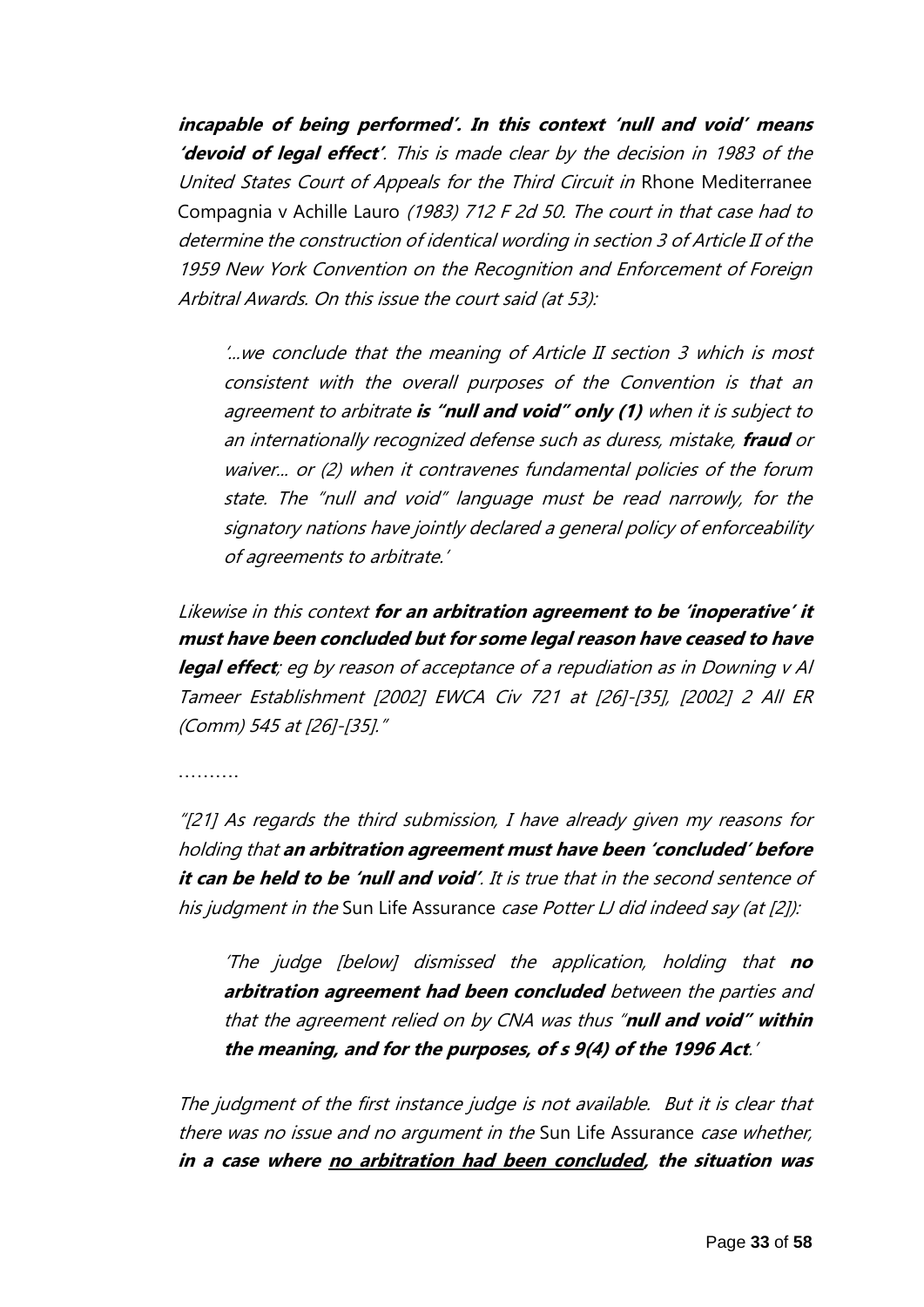***incapable of being performed'. In this context 'null and void' means 'devoid of legal effect'***. *This is made clear by the decision in 1983 of the United States Court of Appeals for the Third Circuit in* Rhone Mediterranee Compagnia v Achille Lauro *(1983) 712 F 2d 50. The court in that case had to determine the construction of identical wording in section 3 of Article II of the 1959 New York Convention on the Recognition and Enforcement of Foreign Arbitral Awards. On this issue the court said (at 53):*

> *'...we conclude that the meaning of Article II section 3 which is most consistent with the overall purposes of the Convention is that an agreement to arbitrate* ***is "null and void" only (1)*** *when it is subject to an internationally recognized defense such as duress, mistake,* ***fraud*** *or waiver... or (2) when it contravenes fundamental policies of the forum state. The "null and void" language must be read narrowly, for the signatory nations have jointly declared a general policy of enforceability of agreements to arbitrate.'*

*Likewise in this context* ***for an arbitration agreement to be 'inoperative' it must have been concluded but for some legal reason have ceased to have legal effect****; eg by reason of acceptance of a repudiation as in Downing v Al Tameer Establishment [2002] EWCA Civ 721 at [26]-[35], [2002] 2 All ER (Comm) 545 at [26]-[35]."*

……….

*"[21] As regards the third submission, I have already given my reasons for holding that* ***an arbitration agreement must have been 'concluded' before it can be held to be 'null and void'****. It is true that in the second sentence of his judgment in the* Sun Life Assurance *case Potter LJ did indeed say (at [2]):*

> *'The judge [below] dismissed the application, holding that* ***no arbitration agreement had been concluded*** *between the parties and that the agreement relied on by CNA was thus "****null and void" within the meaning, and for the purposes, of s 9(4) of the 1996 Act****.'*

*The judgment of the first instance judge is not available. But it is clear that there was no issue and no argument in the* Sun Life Assurance *case whether,* ***in a case where <u>no arbitration had been concluded</u>, the situation was***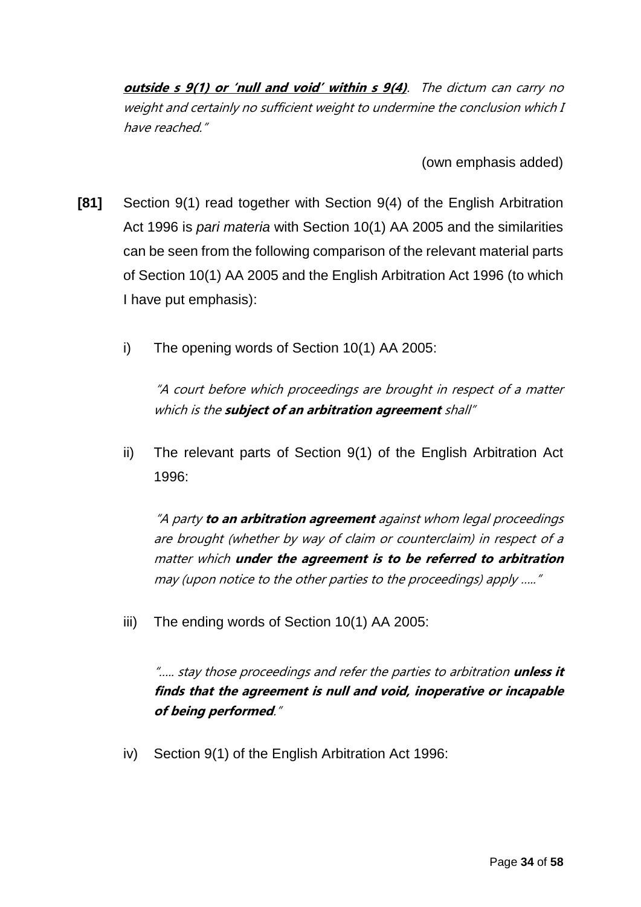> ***outside s 9(1) or 'null and void' within s 9(4)***. *The dictum can carry no weight and certainly no sufficient weight to undermine the conclusion which I have reached."*

(own emphasis added)

**[81]** Section 9(1) read together with Section 9(4) of the English Arbitration Act 1996 is *pari materia* with Section 10(1) AA 2005 and the similarities can be seen from the following comparison of the relevant material parts of Section 10(1) AA 2005 and the English Arbitration Act 1996 (to which I have put emphasis):

i) The opening words of Section 10(1) AA 2005:

> *"A court before which proceedings are brought in respect of a matter which is the **subject of an arbitration agreement** shall"*

ii) The relevant parts of Section 9(1) of the English Arbitration Act 1996:

> *"A party **to an arbitration agreement** against whom legal proceedings are brought (whether by way of claim or counterclaim) in respect of a matter which **under the agreement is to be referred to arbitration** may (upon notice to the other parties to the proceedings) apply ....."*

iii) The ending words of Section 10(1) AA 2005:

> *"..... stay those proceedings and refer the parties to arbitration **unless it finds that the agreement is null and void, inoperative or incapable of being performed**."*

iv) Section 9(1) of the English Arbitration Act 1996: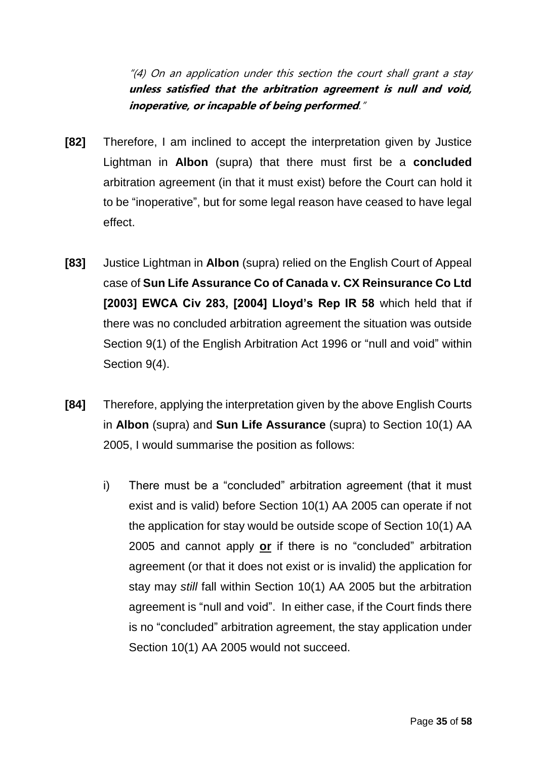*"(4) On an application under this section the court shall grant a stay* ***unless satisfied that the arbitration agreement is null and void, inoperative, or incapable of being performed****."*

**[82]** Therefore, I am inclined to accept the interpretation given by Justice Lightman in **Albon** (supra) that there must first be a **concluded** arbitration agreement (in that it must exist) before the Court can hold it to be "inoperative", but for some legal reason have ceased to have legal effect.

**[83]** Justice Lightman in **Albon** (supra) relied on the English Court of Appeal case of **Sun Life Assurance Co of Canada v. CX Reinsurance Co Ltd [2003] EWCA Civ 283, [2004] Lloyd's Rep IR 58** which held that if there was no concluded arbitration agreement the situation was outside Section 9(1) of the English Arbitration Act 1996 or "null and void" within Section 9(4).

**[84]** Therefore, applying the interpretation given by the above English Courts in **Albon** (supra) and **Sun Life Assurance** (supra) to Section 10(1) AA 2005, I would summarise the position as follows:

i) There must be a "concluded" arbitration agreement (that it must exist and is valid) before Section 10(1) AA 2005 can operate if not the application for stay would be outside scope of Section 10(1) AA 2005 and cannot apply <u>**or**</u> if there is no "concluded" arbitration agreement (or that it does not exist or is invalid) the application for stay may *still* fall within Section 10(1) AA 2005 but the arbitration agreement is "null and void". In either case, if the Court finds there is no "concluded" arbitration agreement, the stay application under Section 10(1) AA 2005 would not succeed.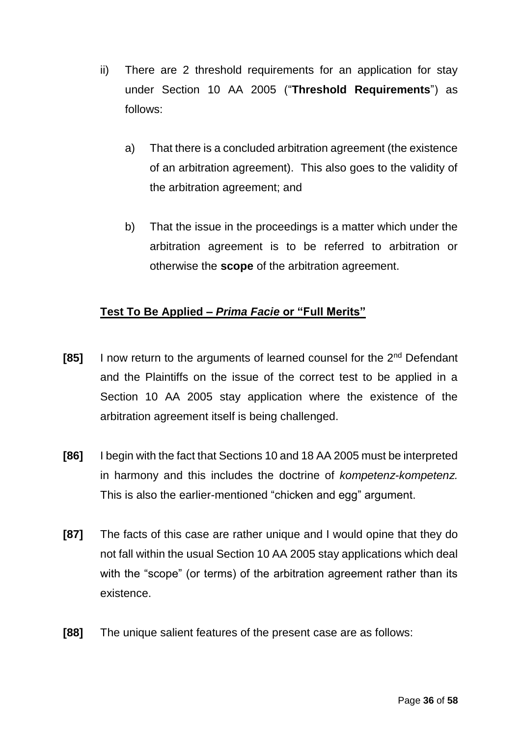ii) There are 2 threshold requirements for an application for stay under Section 10 AA 2005 ("**Threshold Requirements**") as follows:

   a) That there is a concluded arbitration agreement (the existence of an arbitration agreement). This also goes to the validity of the arbitration agreement; and

   b) That the issue in the proceedings is a matter which under the arbitration agreement is to be referred to arbitration or otherwise the **scope** of the arbitration agreement.

**<u>Test To Be Applied – *Prima Facie* or "Full Merits"</u>**

**[85]** I now return to the arguments of learned counsel for the 2nd Defendant and the Plaintiffs on the issue of the correct test to be applied in a Section 10 AA 2005 stay application where the existence of the arbitration agreement itself is being challenged.

**[86]** I begin with the fact that Sections 10 and 18 AA 2005 must be interpreted in harmony and this includes the doctrine of *kompetenz-kompetenz.* This is also the earlier-mentioned "chicken and egg" argument.

**[87]** The facts of this case are rather unique and I would opine that they do not fall within the usual Section 10 AA 2005 stay applications which deal with the "scope" (or terms) of the arbitration agreement rather than its existence.

**[88]** The unique salient features of the present case are as follows: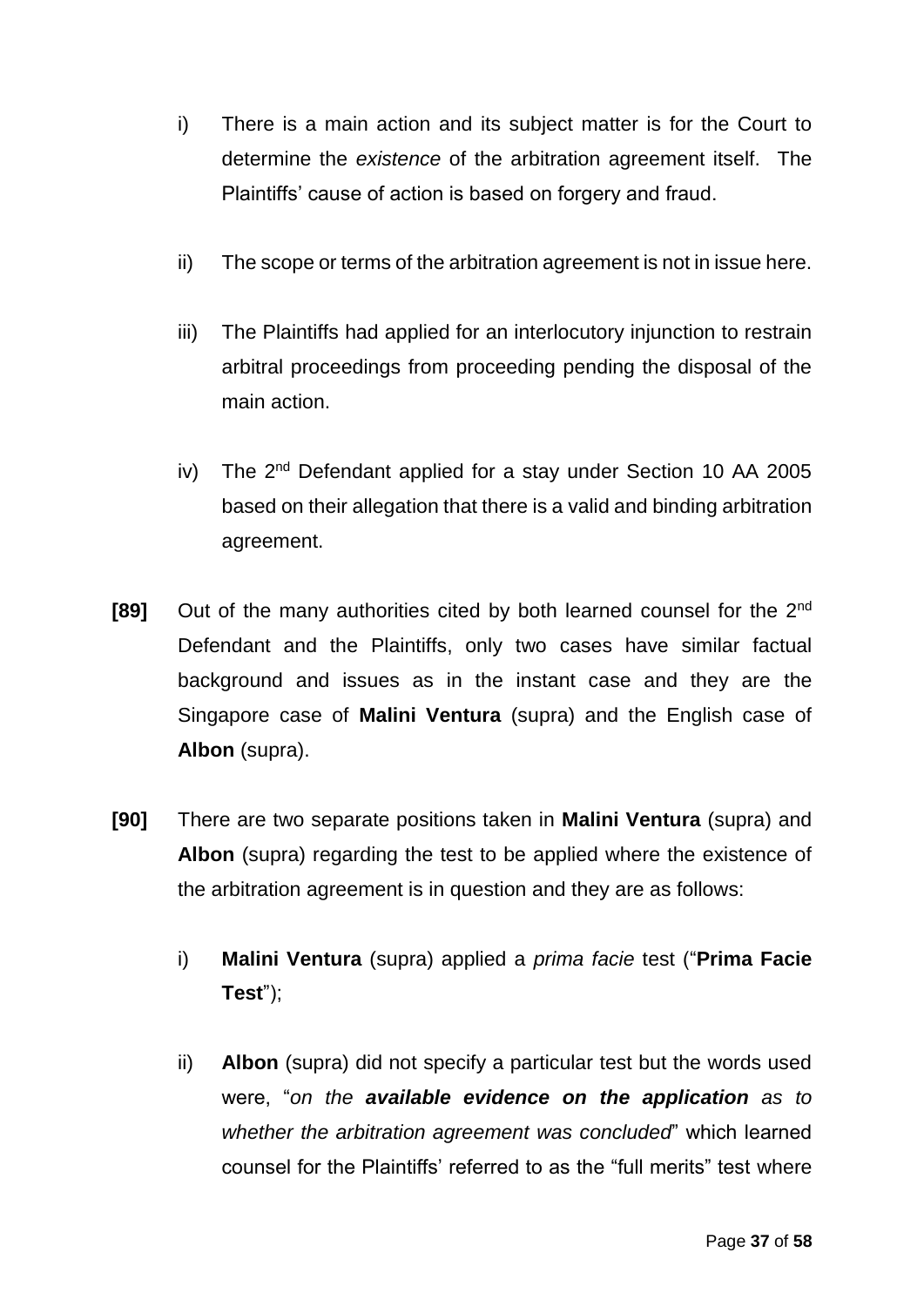i) There is a main action and its subject matter is for the Court to determine the *existence* of the arbitration agreement itself. The Plaintiffs' cause of action is based on forgery and fraud.

ii) The scope or terms of the arbitration agreement is not in issue here.

iii) The Plaintiffs had applied for an interlocutory injunction to restrain arbitral proceedings from proceeding pending the disposal of the main action.

iv) The 2nd Defendant applied for a stay under Section 10 AA 2005 based on their allegation that there is a valid and binding arbitration agreement.

**[89]** Out of the many authorities cited by both learned counsel for the 2nd Defendant and the Plaintiffs, only two cases have similar factual background and issues as in the instant case and they are the Singapore case of **Malini Ventura** (supra) and the English case of **Albon** (supra).

**[90]** There are two separate positions taken in **Malini Ventura** (supra) and **Albon** (supra) regarding the test to be applied where the existence of the arbitration agreement is in question and they are as follows:

i) **Malini Ventura** (supra) applied a *prima facie* test ("**Prima Facie Test**");

ii) **Albon** (supra) did not specify a particular test but the words used were, "*on the **available evidence on the application** as to whether the arbitration agreement was concluded*" which learned counsel for the Plaintiffs' referred to as the "full merits" test where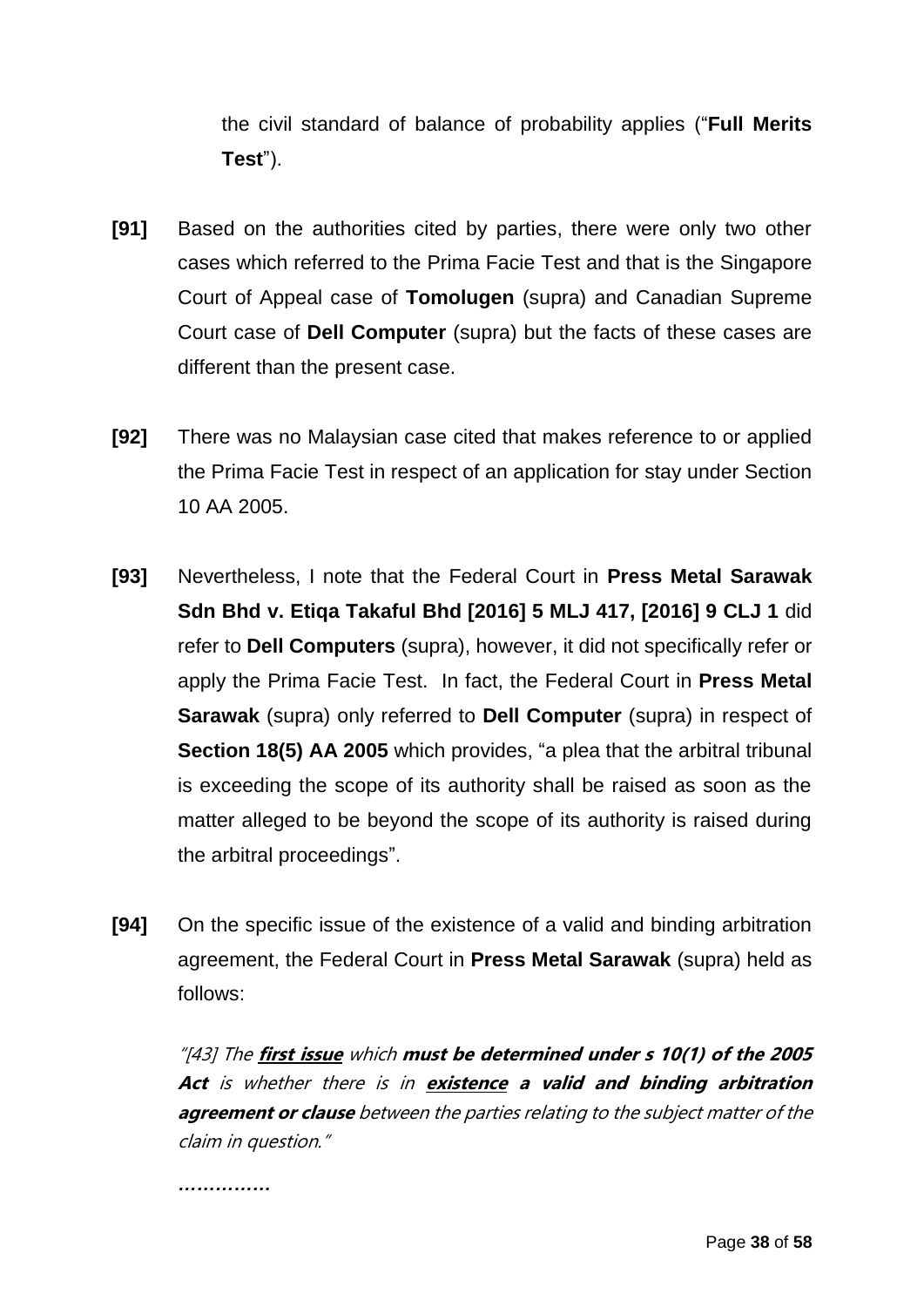the civil standard of balance of probability applies ("**Full Merits Test**").

**[91]** Based on the authorities cited by parties, there were only two other cases which referred to the Prima Facie Test and that is the Singapore Court of Appeal case of **Tomolugen** (supra) and Canadian Supreme Court case of **Dell Computer** (supra) but the facts of these cases are different than the present case.

**[92]** There was no Malaysian case cited that makes reference to or applied the Prima Facie Test in respect of an application for stay under Section 10 AA 2005.

**[93]** Nevertheless, I note that the Federal Court in **Press Metal Sarawak Sdn Bhd v. Etiqa Takaful Bhd [2016] 5 MLJ 417, [2016] 9 CLJ 1** did refer to **Dell Computers** (supra), however, it did not specifically refer or apply the Prima Facie Test. In fact, the Federal Court in **Press Metal Sarawak** (supra) only referred to **Dell Computer** (supra) in respect of **Section 18(5) AA 2005** which provides, "a plea that the arbitral tribunal is exceeding the scope of its authority shall be raised as soon as the matter alleged to be beyond the scope of its authority is raised during the arbitral proceedings".

**[94]** On the specific issue of the existence of a valid and binding arbitration agreement, the Federal Court in **Press Metal Sarawak** (supra) held as follows:

> *"[43] The **<u>first issue</u>** which **must be determined under s 10(1) of the 2005 Act** is whether there is in **<u>existence</u> a valid and binding arbitration agreement or clause** between the parties relating to the subject matter of the claim in question."*
>
> ***...............***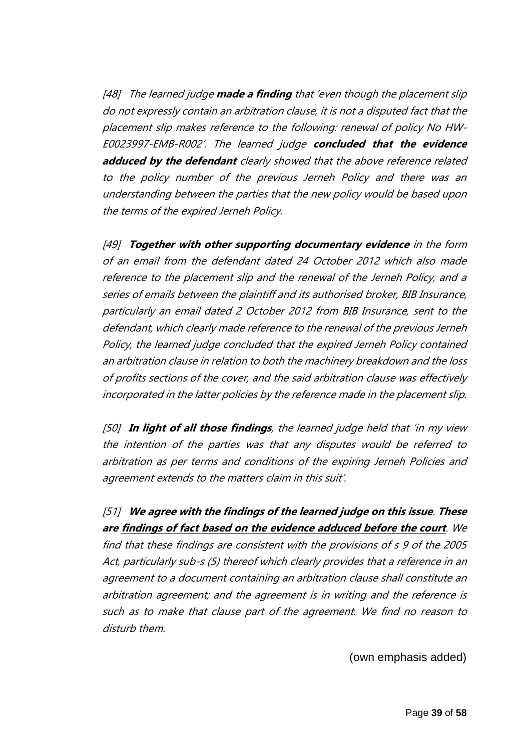*[48] The learned judge **made a finding** that 'even though the placement slip do not expressly contain an arbitration clause, it is not a disputed fact that the placement slip makes reference to the following: renewal of policy No HW-E0023997-EMB-R002'. The learned judge **concluded that the evidence adduced by the defendant** clearly showed that the above reference related to the policy number of the previous Jerneh Policy and there was an understanding between the parties that the new policy would be based upon the terms of the expired Jerneh Policy.*

*[49] **Together with other supporting documentary evidence** in the form of an email from the defendant dated 24 October 2012 which also made reference to the placement slip and the renewal of the Jerneh Policy, and a series of emails between the plaintiff and its authorised broker, BIB Insurance, particularly an email dated 2 October 2012 from BIB Insurance, sent to the defendant, which clearly made reference to the renewal of the previous Jerneh Policy, the learned judge concluded that the expired Jerneh Policy contained an arbitration clause in relation to both the machinery breakdown and the loss of profits sections of the cover, and the said arbitration clause was effectively incorporated in the latter policies by the reference made in the placement slip.*

*[50] **In light of all those findings**, the learned judge held that 'in my view the intention of the parties was that any disputes would be referred to arbitration as per terms and conditions of the expiring Jerneh Policies and agreement extends to the matters claim in this suit'.*

*[51] **We agree with the findings of the learned judge on this issue**. **These are <u>findings of fact based on the evidence adduced before the court</u>**. We find that these findings are consistent with the provisions of s 9 of the 2005 Act, particularly sub-s (5) thereof which clearly provides that a reference in an agreement to a document containing an arbitration clause shall constitute an arbitration agreement; and the agreement is in writing and the reference is such as to make that clause part of the agreement. We find no reason to disturb them.*

(own emphasis added)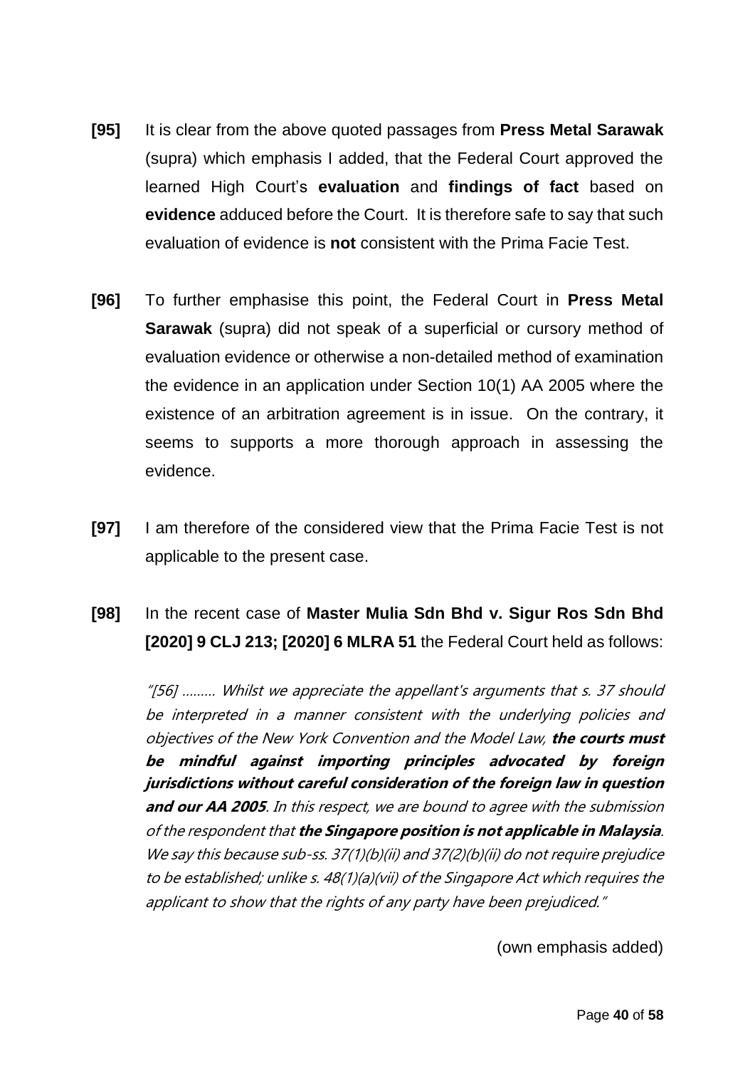**[95]** It is clear from the above quoted passages from **Press Metal Sarawak** (supra) which emphasis I added, that the Federal Court approved the learned High Court's **evaluation** and **findings of fact** based on **evidence** adduced before the Court. It is therefore safe to say that such evaluation of evidence is **not** consistent with the Prima Facie Test.

**[96]** To further emphasise this point, the Federal Court in **Press Metal Sarawak** (supra) did not speak of a superficial or cursory method of evaluation evidence or otherwise a non-detailed method of examination the evidence in an application under Section 10(1) AA 2005 where the existence of an arbitration agreement is in issue. On the contrary, it seems to supports a more thorough approach in assessing the evidence.

**[97]** I am therefore of the considered view that the Prima Facie Test is not applicable to the present case.

**[98]** In the recent case of **Master Mulia Sdn Bhd v. Sigur Ros Sdn Bhd [2020] 9 CLJ 213; [2020] 6 MLRA 51** the Federal Court held as follows:

> *"[56] ......... Whilst we appreciate the appellant's arguments that s. 37 should be interpreted in a manner consistent with the underlying policies and objectives of the New York Convention and the Model Law,* ***the courts must be mindful against importing principles advocated by foreign jurisdictions without careful consideration of the foreign law in question and our AA 2005****. In this respect, we are bound to agree with the submission of the respondent that* ***the Singapore position is not applicable in Malaysia****. We say this because sub-ss. 37(1)(b)(ii) and 37(2)(b)(ii) do not require prejudice to be established; unlike s. 48(1)(a)(vii) of the Singapore Act which requires the applicant to show that the rights of any party have been prejudiced."*

(own emphasis added)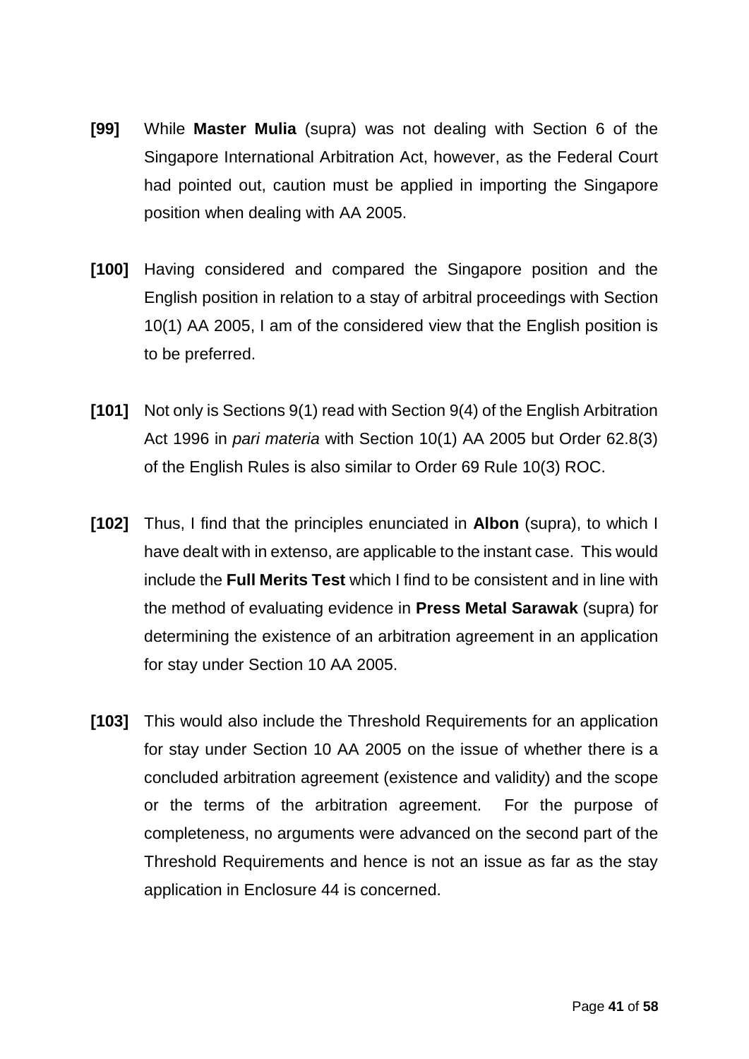**[99]** While **Master Mulia** (supra) was not dealing with Section 6 of the Singapore International Arbitration Act, however, as the Federal Court had pointed out, caution must be applied in importing the Singapore position when dealing with AA 2005.

**[100]** Having considered and compared the Singapore position and the English position in relation to a stay of arbitral proceedings with Section 10(1) AA 2005, I am of the considered view that the English position is to be preferred.

**[101]** Not only is Sections 9(1) read with Section 9(4) of the English Arbitration Act 1996 in *pari materia* with Section 10(1) AA 2005 but Order 62.8(3) of the English Rules is also similar to Order 69 Rule 10(3) ROC.

**[102]** Thus, I find that the principles enunciated in **Albon** (supra), to which I have dealt with in extenso, are applicable to the instant case. This would include the **Full Merits Test** which I find to be consistent and in line with the method of evaluating evidence in **Press Metal Sarawak** (supra) for determining the existence of an arbitration agreement in an application for stay under Section 10 AA 2005.

**[103]** This would also include the Threshold Requirements for an application for stay under Section 10 AA 2005 on the issue of whether there is a concluded arbitration agreement (existence and validity) and the scope or the terms of the arbitration agreement. For the purpose of completeness, no arguments were advanced on the second part of the Threshold Requirements and hence is not an issue as far as the stay application in Enclosure 44 is concerned.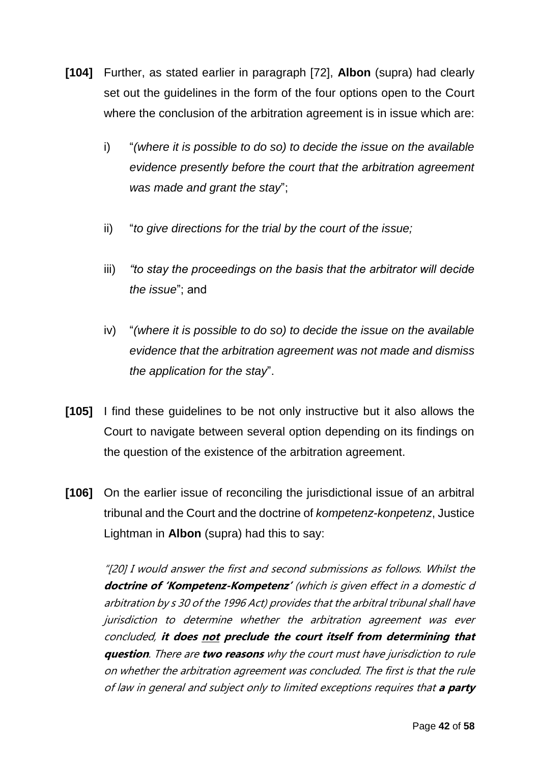**[104]** Further, as stated earlier in paragraph [72], **Albon** (supra) had clearly set out the guidelines in the form of the four options open to the Court where the conclusion of the arbitration agreement is in issue which are:

i) "*(where it is possible to do so) to decide the issue on the available evidence presently before the court that the arbitration agreement was made and grant the stay*";

ii) "*to give directions for the trial by the court of the issue;*

iii) *"to stay the proceedings on the basis that the arbitrator will decide the issue*"; and

iv) "*(where it is possible to do so) to decide the issue on the available evidence that the arbitration agreement was not made and dismiss the application for the stay*".

**[105]** I find these guidelines to be not only instructive but it also allows the Court to navigate between several option depending on its findings on the question of the existence of the arbitration agreement.

**[106]** On the earlier issue of reconciling the jurisdictional issue of an arbitral tribunal and the Court and the doctrine of *kompetenz-konpetenz*, Justice Lightman in **Albon** (supra) had this to say:

> *"[20] I would answer the first and second submissions as follows. Whilst the* ***doctrine of 'Kompetenz-Kompetenz'*** *(which is given effect in a domestic d arbitration by s 30 of the 1996 Act) provides that the arbitral tribunal shall have jurisdiction to determine whether the arbitration agreement was ever concluded,* ***it does <u>not</u> preclude the court itself from determining that question****. There are* ***two reasons*** *why the court must have jurisdiction to rule on whether the arbitration agreement was concluded. The first is that the rule of law in general and subject only to limited exceptions requires that* ***a party***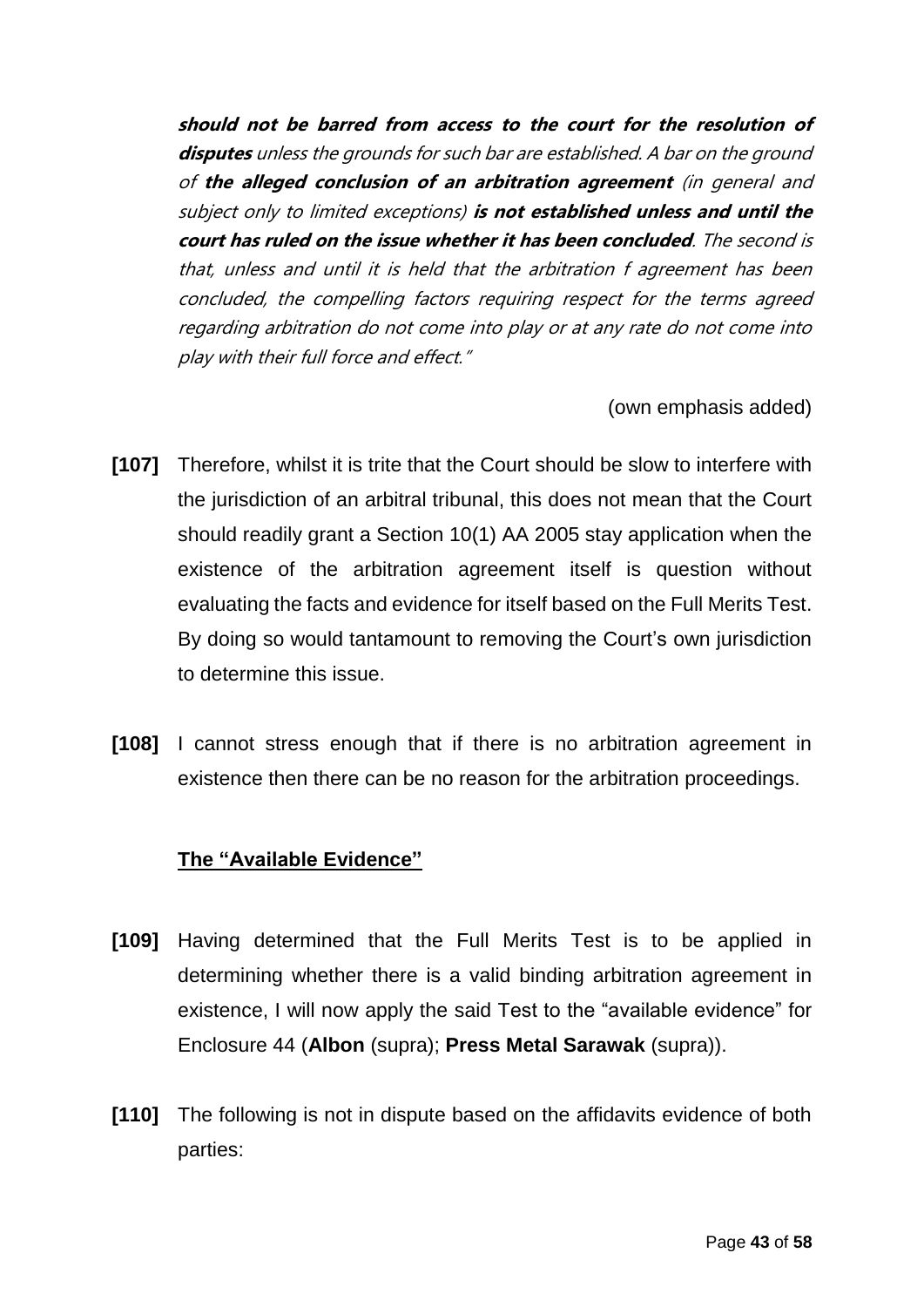***should not be barred from access to the court for the resolution of disputes*** *unless the grounds for such bar are established. A bar on the ground of* ***the alleged conclusion of an arbitration agreement*** *(in general and subject only to limited exceptions)* ***is not established unless and until the court has ruled on the issue whether it has been concluded****. The second is that, unless and until it is held that the arbitration f agreement has been concluded, the compelling factors requiring respect for the terms agreed regarding arbitration do not come into play or at any rate do not come into play with their full force and effect."*

(own emphasis added)

**[107]** Therefore, whilst it is trite that the Court should be slow to interfere with the jurisdiction of an arbitral tribunal, this does not mean that the Court should readily grant a Section 10(1) AA 2005 stay application when the existence of the arbitration agreement itself is question without evaluating the facts and evidence for itself based on the Full Merits Test. By doing so would tantamount to removing the Court's own jurisdiction to determine this issue.

**[108]** I cannot stress enough that if there is no arbitration agreement in existence then there can be no reason for the arbitration proceedings.

**<u>The "Available Evidence"</u>**

**[109]** Having determined that the Full Merits Test is to be applied in determining whether there is a valid binding arbitration agreement in existence, I will now apply the said Test to the "available evidence" for Enclosure 44 (**Albon** (supra); **Press Metal Sarawak** (supra)).

**[110]** The following is not in dispute based on the affidavits evidence of both parties: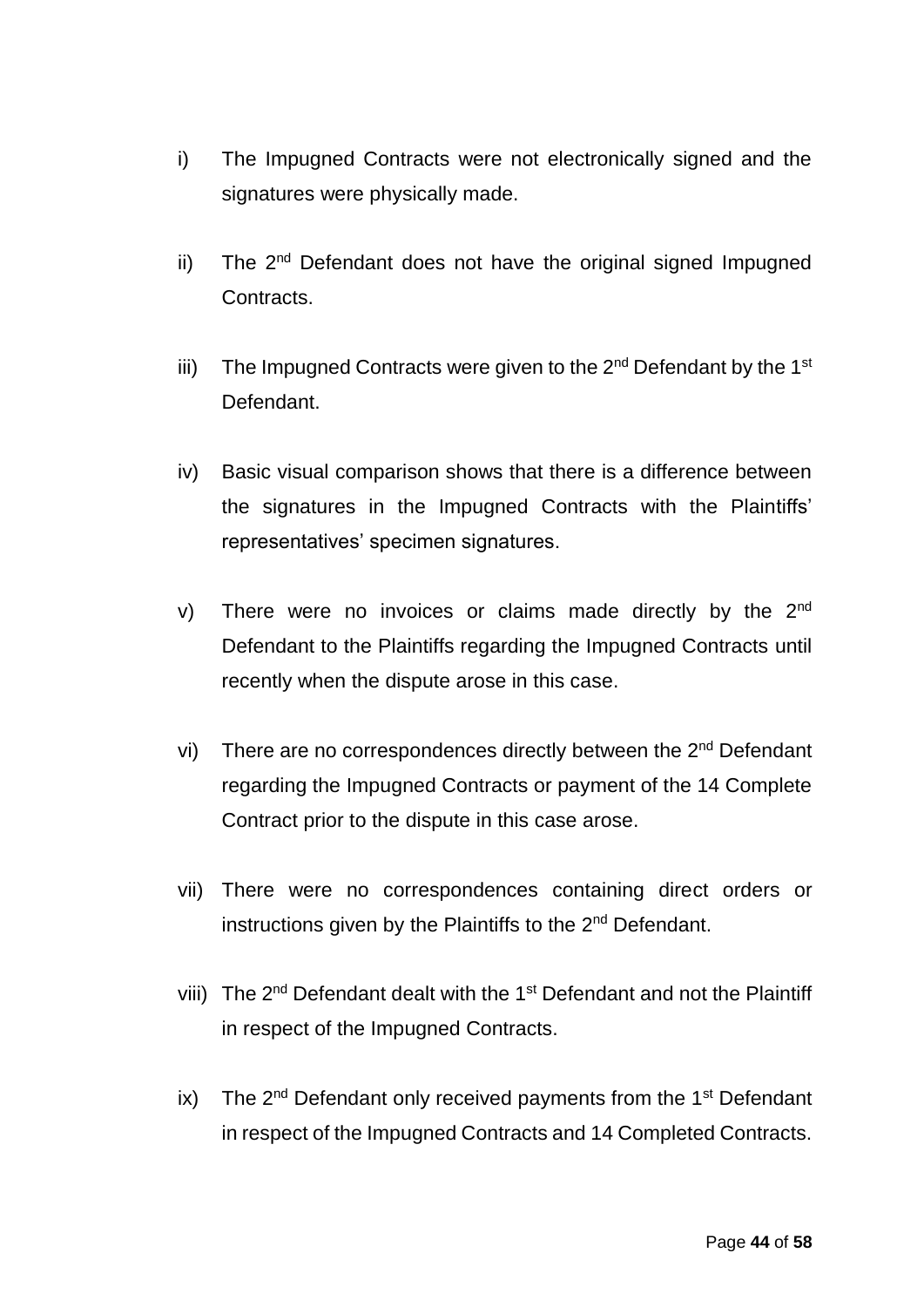i) The Impugned Contracts were not electronically signed and the signatures were physically made.

ii) The 2nd Defendant does not have the original signed Impugned Contracts.

iii) The Impugned Contracts were given to the 2nd Defendant by the 1st Defendant.

iv) Basic visual comparison shows that there is a difference between the signatures in the Impugned Contracts with the Plaintiffs' representatives' specimen signatures.

v) There were no invoices or claims made directly by the 2nd Defendant to the Plaintiffs regarding the Impugned Contracts until recently when the dispute arose in this case.

vi) There are no correspondences directly between the 2nd Defendant regarding the Impugned Contracts or payment of the 14 Complete Contract prior to the dispute in this case arose.

vii) There were no correspondences containing direct orders or instructions given by the Plaintiffs to the 2nd Defendant.

viii) The 2nd Defendant dealt with the 1st Defendant and not the Plaintiff in respect of the Impugned Contracts.

ix) The 2nd Defendant only received payments from the 1st Defendant in respect of the Impugned Contracts and 14 Completed Contracts.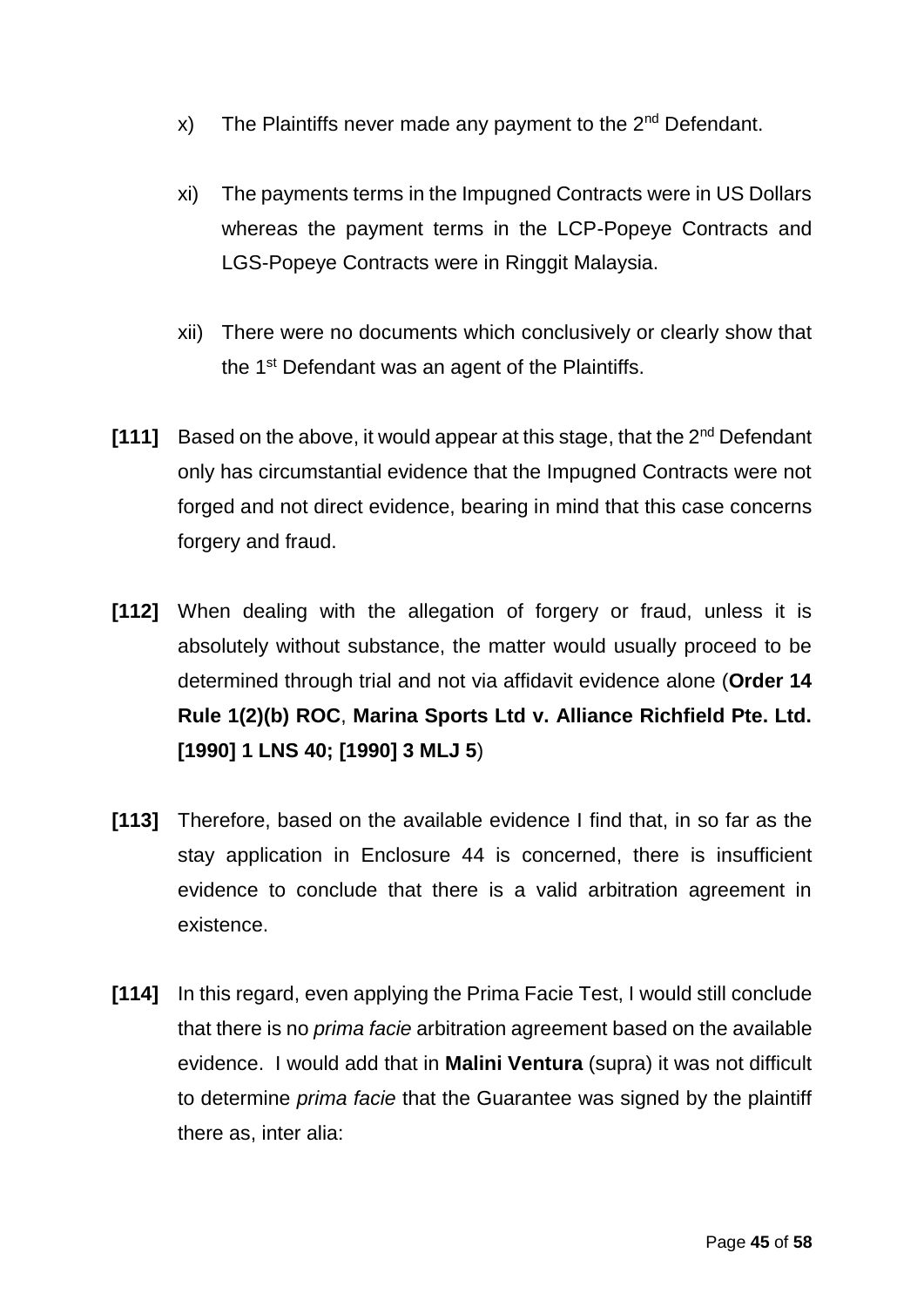x) The Plaintiffs never made any payment to the 2nd Defendant.

xi) The payments terms in the Impugned Contracts were in US Dollars whereas the payment terms in the LCP-Popeye Contracts and LGS-Popeye Contracts were in Ringgit Malaysia.

xii) There were no documents which conclusively or clearly show that the 1st Defendant was an agent of the Plaintiffs.

**[111]** Based on the above, it would appear at this stage, that the 2nd Defendant only has circumstantial evidence that the Impugned Contracts were not forged and not direct evidence, bearing in mind that this case concerns forgery and fraud.

**[112]** When dealing with the allegation of forgery or fraud, unless it is absolutely without substance, the matter would usually proceed to be determined through trial and not via affidavit evidence alone (**Order 14 Rule 1(2)(b) ROC**, **Marina Sports Ltd v. Alliance Richfield Pte. Ltd. [1990] 1 LNS 40; [1990] 3 MLJ 5**)

**[113]** Therefore, based on the available evidence I find that, in so far as the stay application in Enclosure 44 is concerned, there is insufficient evidence to conclude that there is a valid arbitration agreement in existence.

**[114]** In this regard, even applying the Prima Facie Test, I would still conclude that there is no *prima facie* arbitration agreement based on the available evidence. I would add that in **Malini Ventura** (supra) it was not difficult to determine *prima facie* that the Guarantee was signed by the plaintiff there as, inter alia: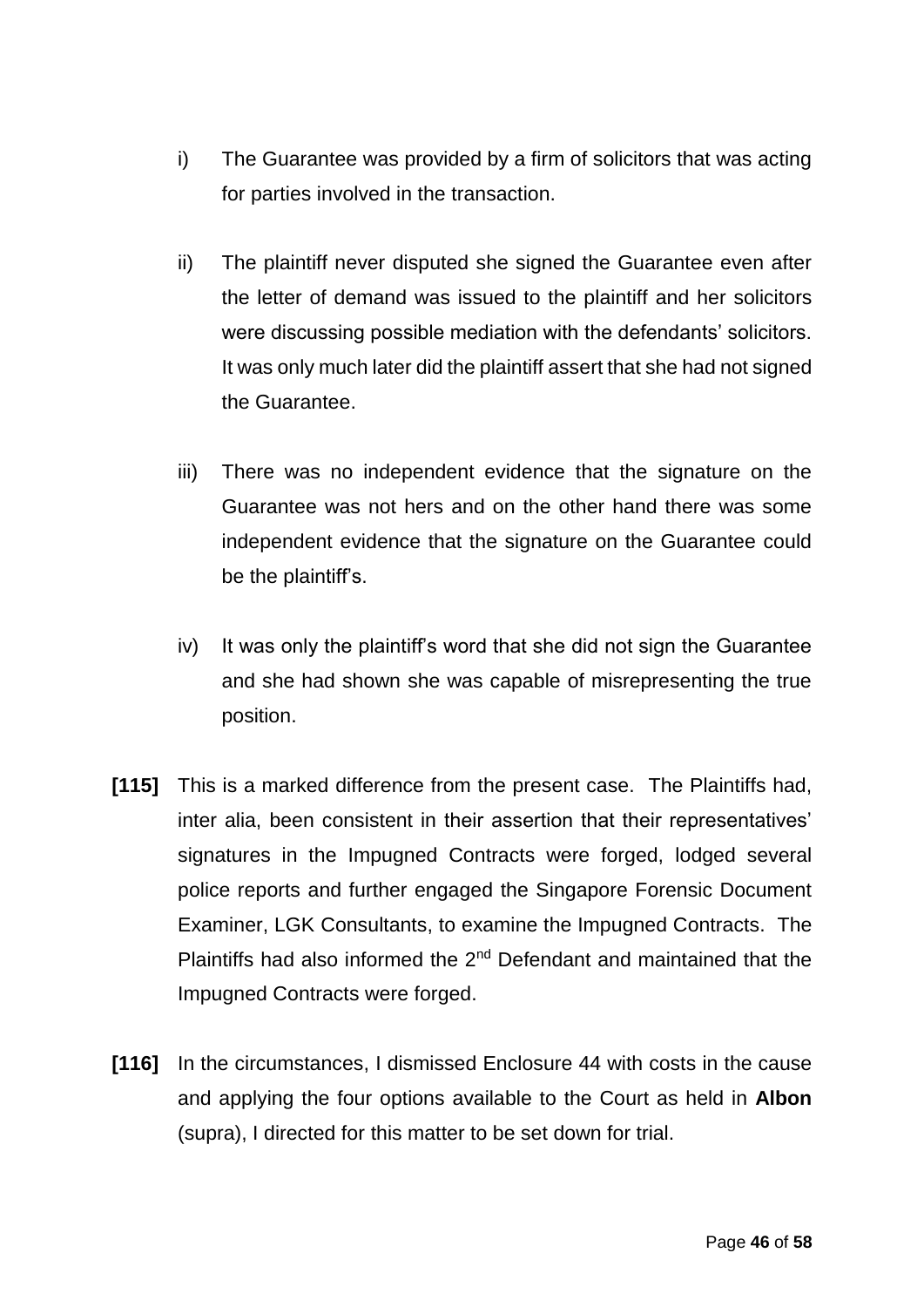i) The Guarantee was provided by a firm of solicitors that was acting for parties involved in the transaction.

ii) The plaintiff never disputed she signed the Guarantee even after the letter of demand was issued to the plaintiff and her solicitors were discussing possible mediation with the defendants' solicitors. It was only much later did the plaintiff assert that she had not signed the Guarantee.

iii) There was no independent evidence that the signature on the Guarantee was not hers and on the other hand there was some independent evidence that the signature on the Guarantee could be the plaintiff's.

iv) It was only the plaintiff's word that she did not sign the Guarantee and she had shown she was capable of misrepresenting the true position.

**[115]** This is a marked difference from the present case. The Plaintiffs had, inter alia, been consistent in their assertion that their representatives' signatures in the Impugned Contracts were forged, lodged several police reports and further engaged the Singapore Forensic Document Examiner, LGK Consultants, to examine the Impugned Contracts. The Plaintiffs had also informed the 2nd Defendant and maintained that the Impugned Contracts were forged.

**[116]** In the circumstances, I dismissed Enclosure 44 with costs in the cause and applying the four options available to the Court as held in **Albon** (supra), I directed for this matter to be set down for trial.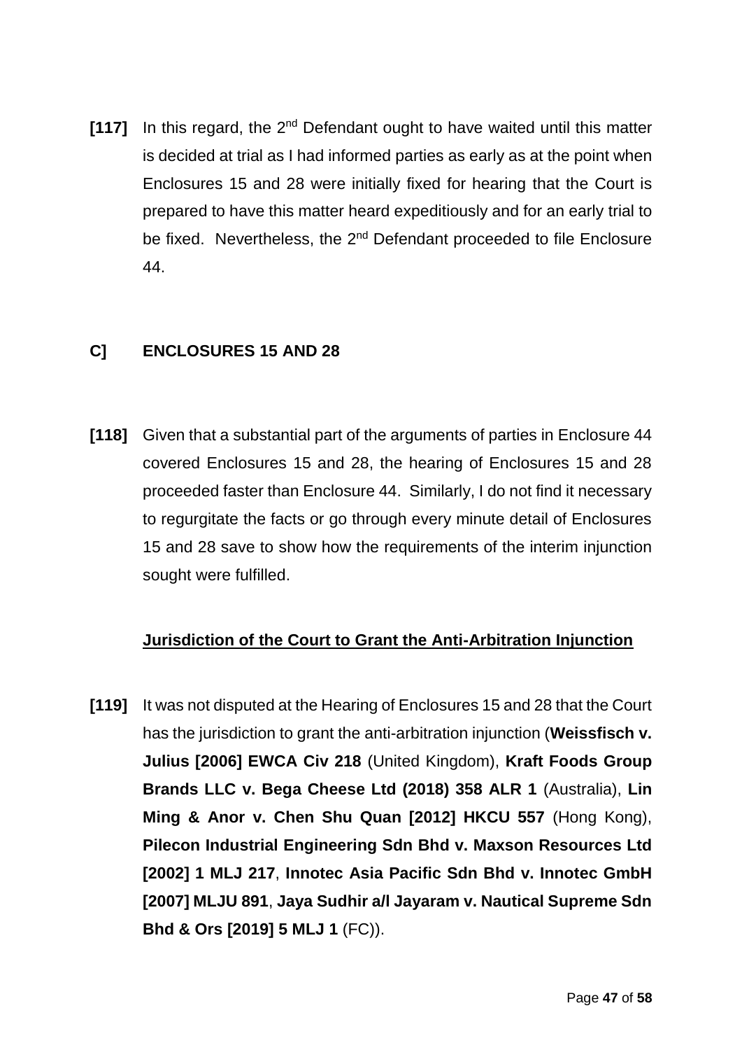**[117]** In this regard, the 2nd Defendant ought to have waited until this matter is decided at trial as I had informed parties as early as at the point when Enclosures 15 and 28 were initially fixed for hearing that the Court is prepared to have this matter heard expeditiously and for an early trial to be fixed. Nevertheless, the 2nd Defendant proceeded to file Enclosure 44.

## C] ENCLOSURES 15 AND 28

**[118]** Given that a substantial part of the arguments of parties in Enclosure 44 covered Enclosures 15 and 28, the hearing of Enclosures 15 and 28 proceeded faster than Enclosure 44. Similarly, I do not find it necessary to regurgitate the facts or go through every minute detail of Enclosures 15 and 28 save to show how the requirements of the interim injunction sought were fulfilled.

### Jurisdiction of the Court to Grant the Anti-Arbitration Injunction

**[119]** It was not disputed at the Hearing of Enclosures 15 and 28 that the Court has the jurisdiction to grant the anti-arbitration injunction (**Weissfisch v. Julius [2006] EWCA Civ 218** (United Kingdom), **Kraft Foods Group Brands LLC v. Bega Cheese Ltd (2018) 358 ALR 1** (Australia), **Lin Ming & Anor v. Chen Shu Quan [2012] HKCU 557** (Hong Kong), **Pilecon Industrial Engineering Sdn Bhd v. Maxson Resources Ltd [2002] 1 MLJ 217**, **Innotec Asia Pacific Sdn Bhd v. Innotec GmbH [2007] MLJU 891**, **Jaya Sudhir a/l Jayaram v. Nautical Supreme Sdn Bhd & Ors [2019] 5 MLJ 1** (FC)).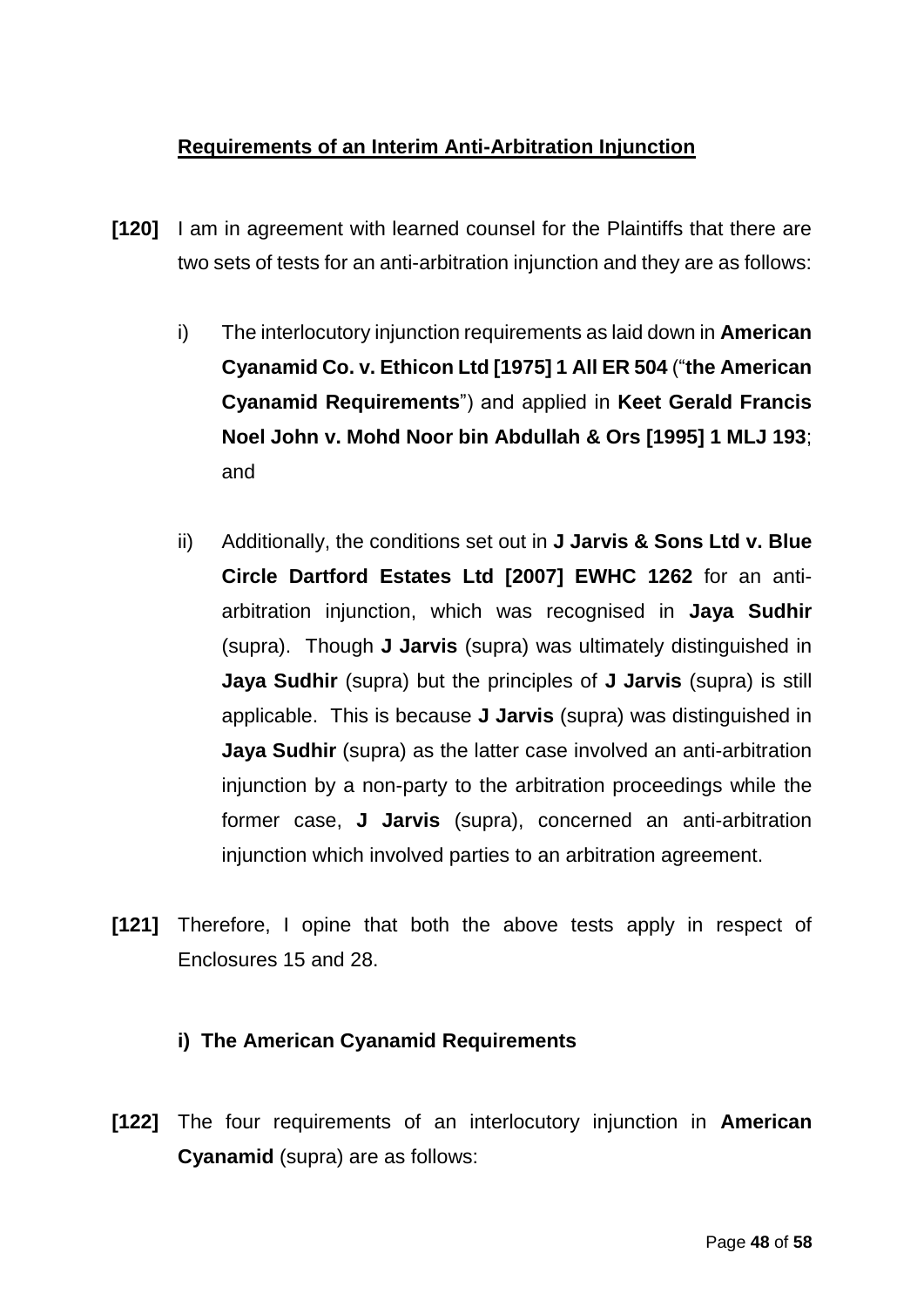**<u>Requirements of an Interim Anti-Arbitration Injunction</u>**

**[120]** I am in agreement with learned counsel for the Plaintiffs that there are two sets of tests for an anti-arbitration injunction and they are as follows:

i) The interlocutory injunction requirements as laid down in **American Cyanamid Co. v. Ethicon Ltd [1975] 1 All ER 504** ("**the American Cyanamid Requirements**") and applied in **Keet Gerald Francis Noel John v. Mohd Noor bin Abdullah & Ors [1995] 1 MLJ 193**; and

ii) Additionally, the conditions set out in **J Jarvis & Sons Ltd v. Blue Circle Dartford Estates Ltd [2007] EWHC 1262** for an anti-arbitration injunction, which was recognised in **Jaya Sudhir** (supra). Though **J Jarvis** (supra) was ultimately distinguished in **Jaya Sudhir** (supra) but the principles of **J Jarvis** (supra) is still applicable. This is because **J Jarvis** (supra) was distinguished in **Jaya Sudhir** (supra) as the latter case involved an anti-arbitration injunction by a non-party to the arbitration proceedings while the former case, **J Jarvis** (supra), concerned an anti-arbitration injunction which involved parties to an arbitration agreement.

**[121]** Therefore, I opine that both the above tests apply in respect of Enclosures 15 and 28.

**i) The American Cyanamid Requirements**

**[122]** The four requirements of an interlocutory injunction in **American Cyanamid** (supra) are as follows: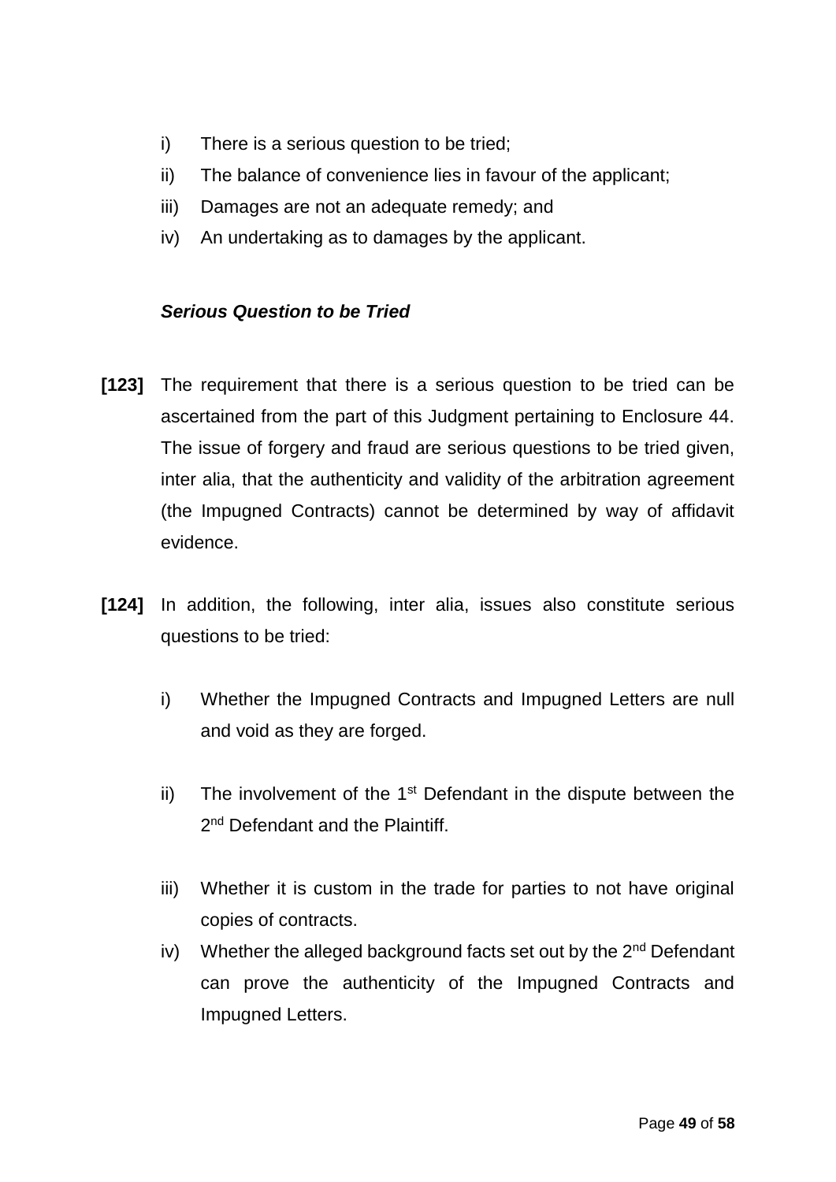i) There is a serious question to be tried;
ii) The balance of convenience lies in favour of the applicant;
iii) Damages are not an adequate remedy; and
iv) An undertaking as to damages by the applicant.

***Serious Question to be Tried***

**[123]** The requirement that there is a serious question to be tried can be ascertained from the part of this Judgment pertaining to Enclosure 44. The issue of forgery and fraud are serious questions to be tried given, inter alia, that the authenticity and validity of the arbitration agreement (the Impugned Contracts) cannot be determined by way of affidavit evidence.

**[124]** In addition, the following, inter alia, issues also constitute serious questions to be tried:

i) Whether the Impugned Contracts and Impugned Letters are null and void as they are forged.

ii) The involvement of the 1st Defendant in the dispute between the 2nd Defendant and the Plaintiff.

iii) Whether it is custom in the trade for parties to not have original copies of contracts.

iv) Whether the alleged background facts set out by the 2nd Defendant can prove the authenticity of the Impugned Contracts and Impugned Letters.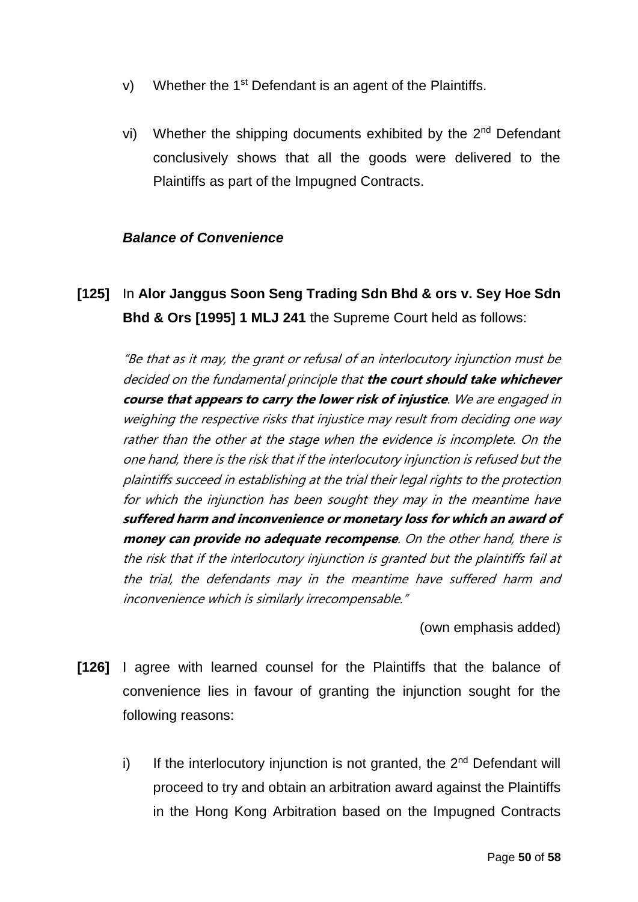v) Whether the 1st Defendant is an agent of the Plaintiffs.

vi) Whether the shipping documents exhibited by the 2nd Defendant conclusively shows that all the goods were delivered to the Plaintiffs as part of the Impugned Contracts.

***Balance of Convenience***

**[125]** In **Alor Janggus Soon Seng Trading Sdn Bhd & ors v. Sey Hoe Sdn Bhd & Ors [1995] 1 MLJ 241** the Supreme Court held as follows:

> *"Be that as it may, the grant or refusal of an interlocutory injunction must be decided on the fundamental principle that **the court should take whichever course that appears to carry the lower risk of injustice**. We are engaged in weighing the respective risks that injustice may result from deciding one way rather than the other at the stage when the evidence is incomplete. On the one hand, there is the risk that if the interlocutory injunction is refused but the plaintiffs succeed in establishing at the trial their legal rights to the protection for which the injunction has been sought they may in the meantime have **suffered harm and inconvenience or monetary loss for which an award of money can provide no adequate recompense**. On the other hand, there is the risk that if the interlocutory injunction is granted but the plaintiffs fail at the trial, the defendants may in the meantime have suffered harm and inconvenience which is similarly irrecompensable."*
>
> (own emphasis added)

**[126]** I agree with learned counsel for the Plaintiffs that the balance of convenience lies in favour of granting the injunction sought for the following reasons:

i) If the interlocutory injunction is not granted, the 2nd Defendant will proceed to try and obtain an arbitration award against the Plaintiffs in the Hong Kong Arbitration based on the Impugned Contracts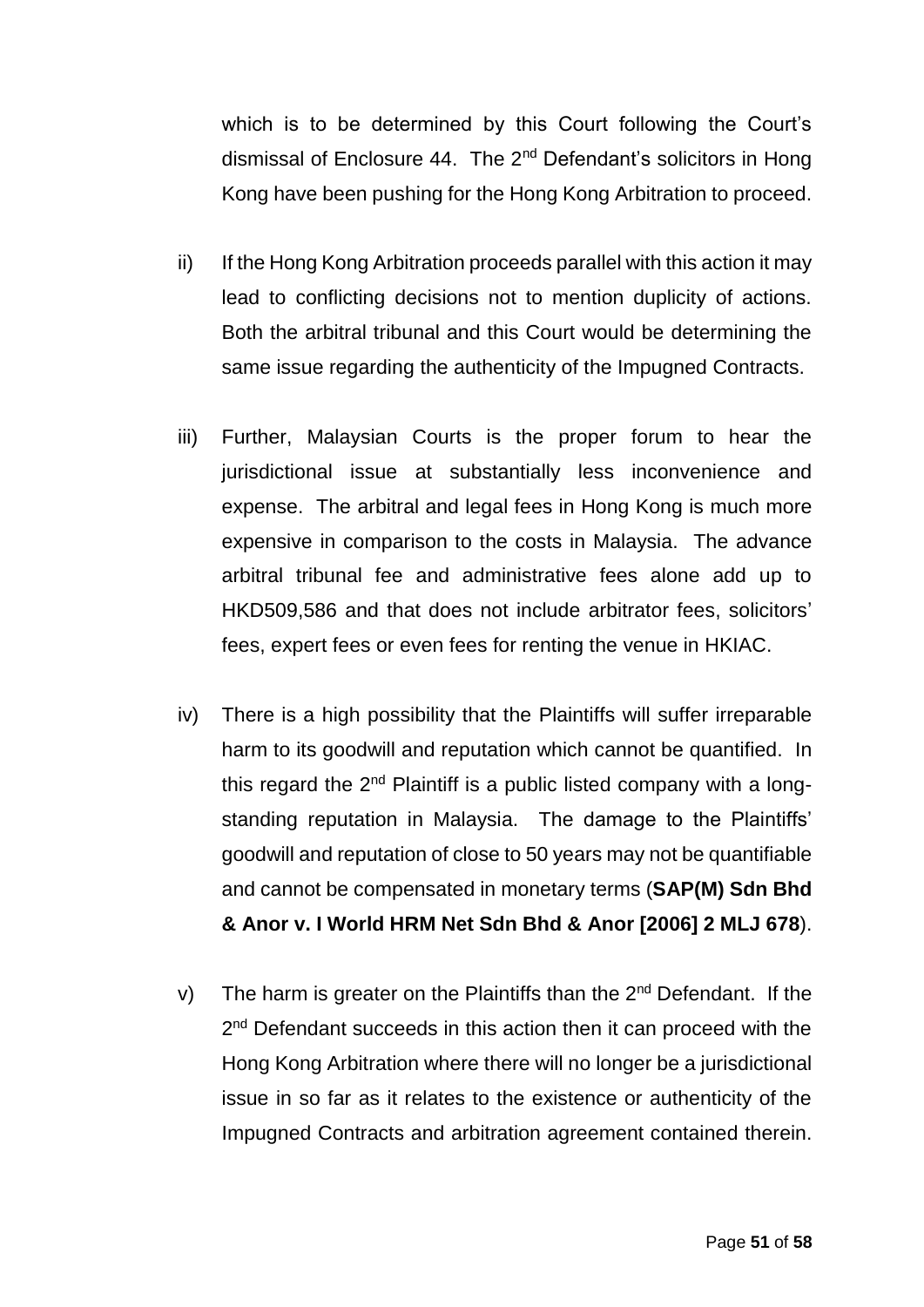which is to be determined by this Court following the Court's dismissal of Enclosure 44. The 2nd Defendant's solicitors in Hong Kong have been pushing for the Hong Kong Arbitration to proceed.

ii) If the Hong Kong Arbitration proceeds parallel with this action it may lead to conflicting decisions not to mention duplicity of actions. Both the arbitral tribunal and this Court would be determining the same issue regarding the authenticity of the Impugned Contracts.

iii) Further, Malaysian Courts is the proper forum to hear the jurisdictional issue at substantially less inconvenience and expense. The arbitral and legal fees in Hong Kong is much more expensive in comparison to the costs in Malaysia. The advance arbitral tribunal fee and administrative fees alone add up to HKD509,586 and that does not include arbitrator fees, solicitors' fees, expert fees or even fees for renting the venue in HKIAC.

iv) There is a high possibility that the Plaintiffs will suffer irreparable harm to its goodwill and reputation which cannot be quantified. In this regard the 2nd Plaintiff is a public listed company with a long-standing reputation in Malaysia. The damage to the Plaintiffs' goodwill and reputation of close to 50 years may not be quantifiable and cannot be compensated in monetary terms (**SAP(M) Sdn Bhd & Anor v. I World HRM Net Sdn Bhd & Anor [2006] 2 MLJ 678**).

v) The harm is greater on the Plaintiffs than the 2nd Defendant. If the 2nd Defendant succeeds in this action then it can proceed with the Hong Kong Arbitration where there will no longer be a jurisdictional issue in so far as it relates to the existence or authenticity of the Impugned Contracts and arbitration agreement contained therein.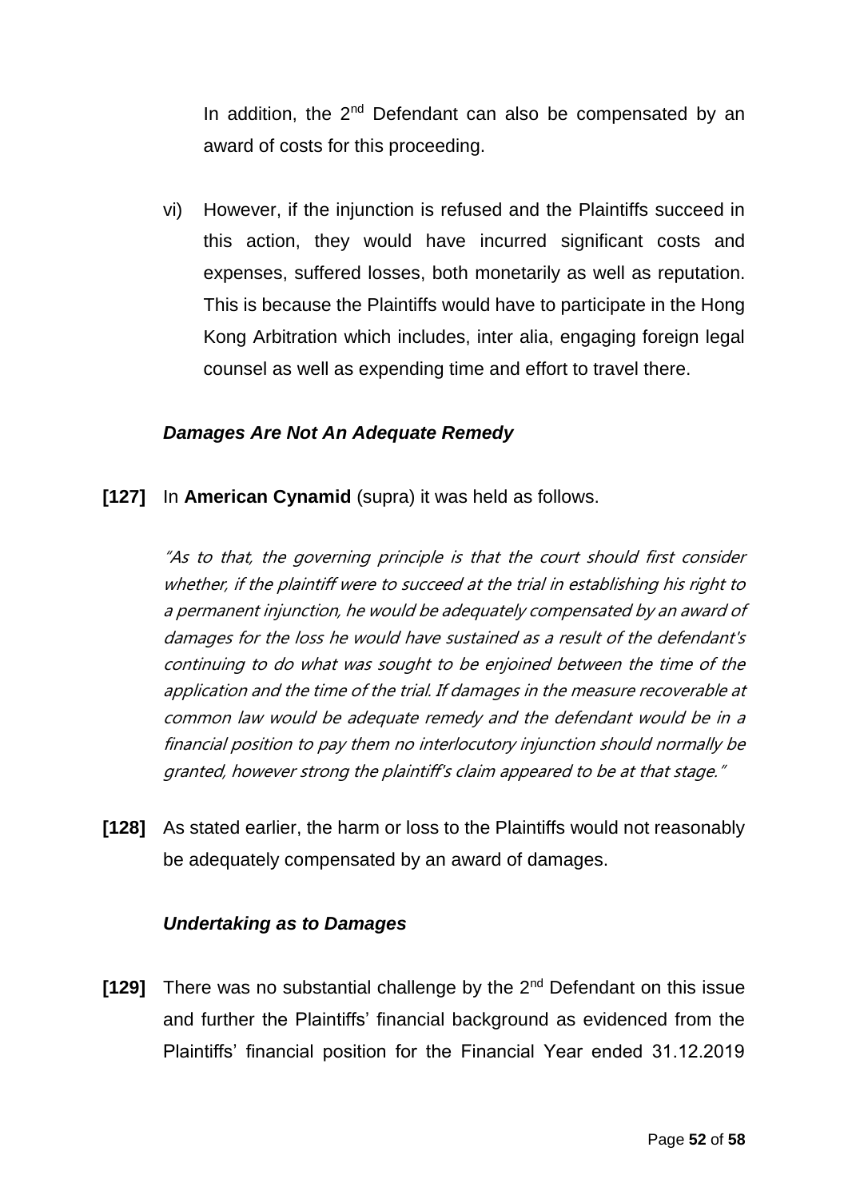In addition, the 2nd Defendant can also be compensated by an award of costs for this proceeding.

vi) However, if the injunction is refused and the Plaintiffs succeed in this action, they would have incurred significant costs and expenses, suffered losses, both monetarily as well as reputation. This is because the Plaintiffs would have to participate in the Hong Kong Arbitration which includes, inter alia, engaging foreign legal counsel as well as expending time and effort to travel there.

***Damages Are Not An Adequate Remedy***

**[127]** In **American Cynamid** (supra) it was held as follows.

> *"As to that, the governing principle is that the court should first consider whether, if the plaintiff were to succeed at the trial in establishing his right to a permanent injunction, he would be adequately compensated by an award of damages for the loss he would have sustained as a result of the defendant's continuing to do what was sought to be enjoined between the time of the application and the time of the trial. If damages in the measure recoverable at common law would be adequate remedy and the defendant would be in a financial position to pay them no interlocutory injunction should normally be granted, however strong the plaintiff's claim appeared to be at that stage."*

**[128]** As stated earlier, the harm or loss to the Plaintiffs would not reasonably be adequately compensated by an award of damages.

***Undertaking as to Damages***

**[129]** There was no substantial challenge by the 2nd Defendant on this issue and further the Plaintiffs' financial background as evidenced from the Plaintiffs' financial position for the Financial Year ended 31.12.2019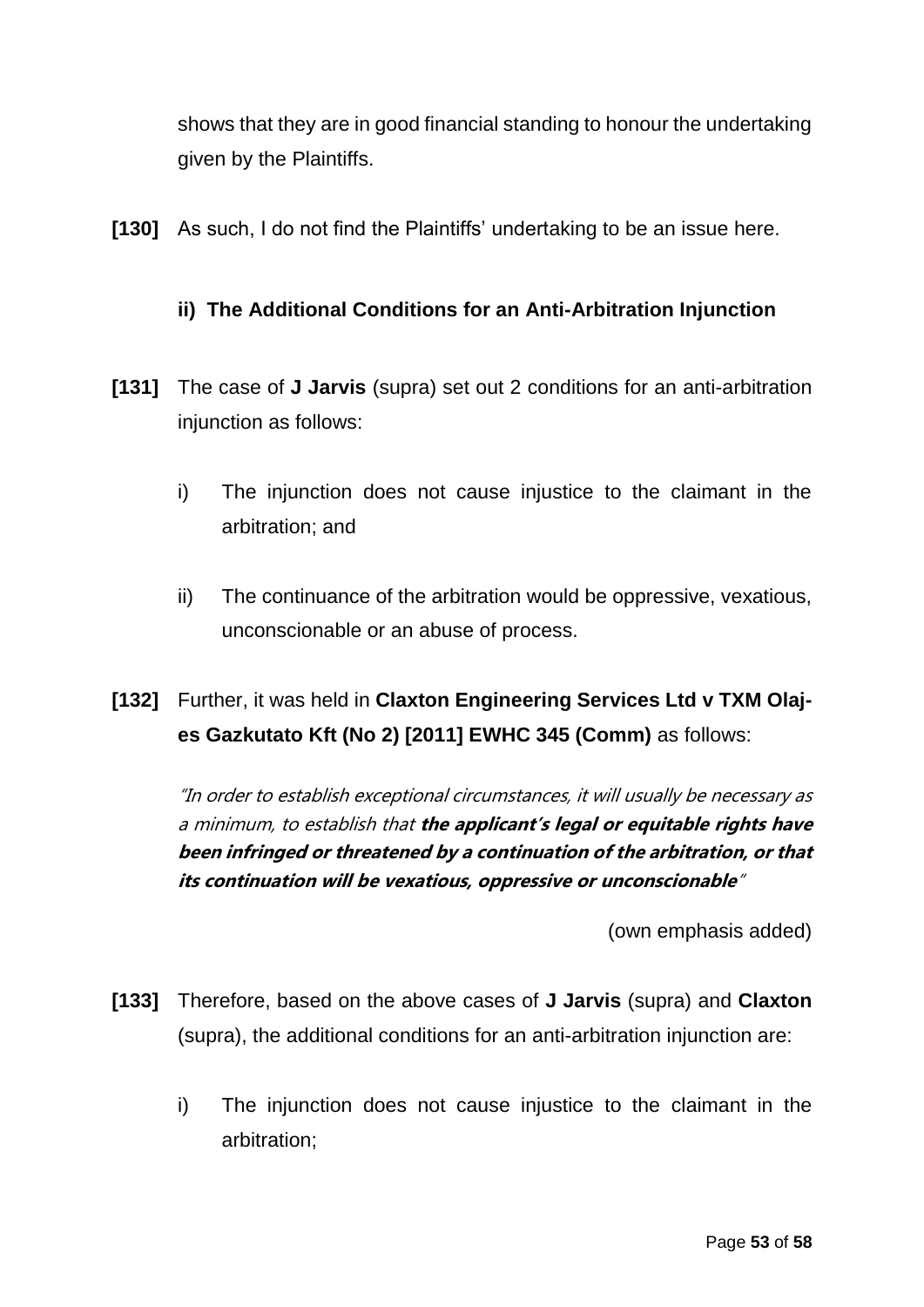shows that they are in good financial standing to honour the undertaking given by the Plaintiffs.

**[130]** As such, I do not find the Plaintiffs' undertaking to be an issue here.

### ii) The Additional Conditions for an Anti-Arbitration Injunction

**[131]** The case of **J Jarvis** (supra) set out 2 conditions for an anti-arbitration injunction as follows:

i) The injunction does not cause injustice to the claimant in the arbitration; and

ii) The continuance of the arbitration would be oppressive, vexatious, unconscionable or an abuse of process.

**[132]** Further, it was held in **Claxton Engineering Services Ltd v TXM Olaj-es Gazkutato Kft (No 2) [2011] EWHC 345 (Comm)** as follows:

> *"In order to establish exceptional circumstances, it will usually be necessary as a minimum, to establish that* ***the applicant's legal or equitable rights have been infringed or threatened by a continuation of the arbitration, or that its continuation will be vexatious, oppressive or unconscionable****"*

(own emphasis added)

**[133]** Therefore, based on the above cases of **J Jarvis** (supra) and **Claxton** (supra), the additional conditions for an anti-arbitration injunction are:

i) The injunction does not cause injustice to the claimant in the arbitration;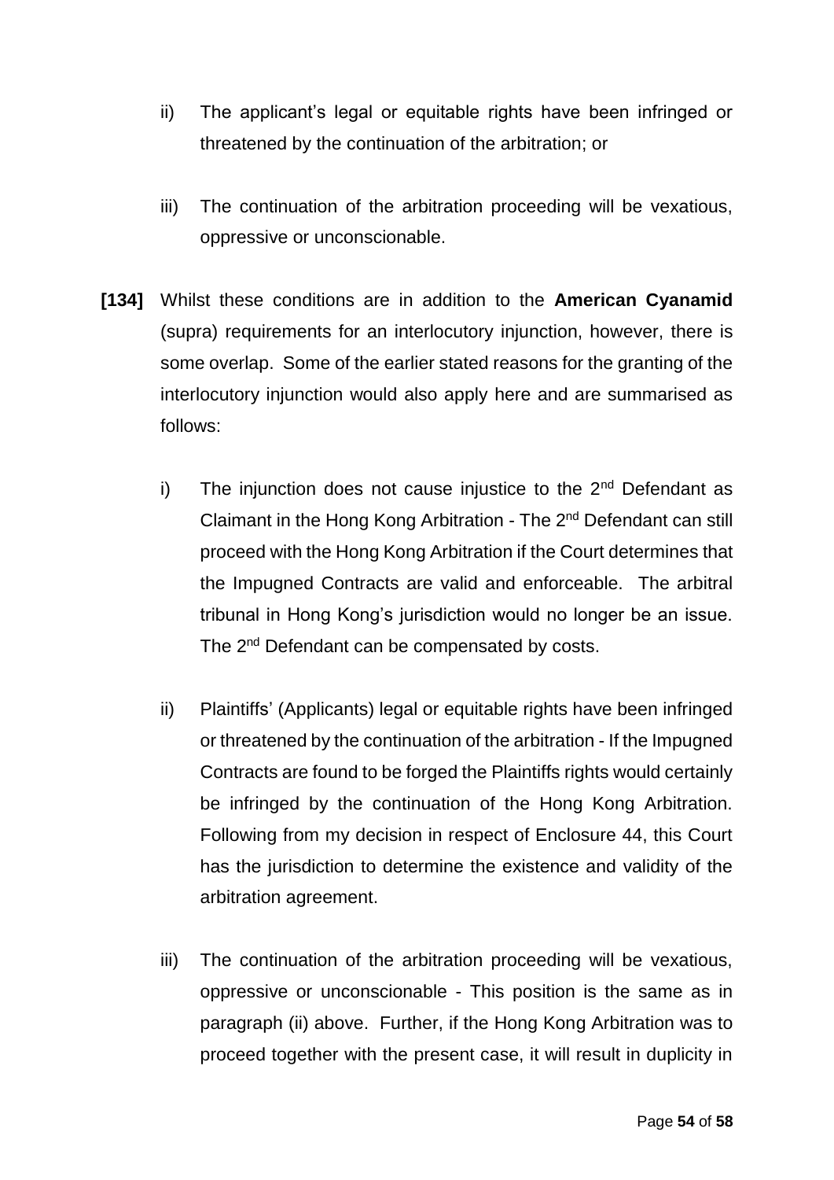ii) The applicant's legal or equitable rights have been infringed or threatened by the continuation of the arbitration; or

iii) The continuation of the arbitration proceeding will be vexatious, oppressive or unconscionable.

**[134]** Whilst these conditions are in addition to the **American Cyanamid** (supra) requirements for an interlocutory injunction, however, there is some overlap. Some of the earlier stated reasons for the granting of the interlocutory injunction would also apply here and are summarised as follows:

i) The injunction does not cause injustice to the 2nd Defendant as Claimant in the Hong Kong Arbitration - The 2nd Defendant can still proceed with the Hong Kong Arbitration if the Court determines that the Impugned Contracts are valid and enforceable. The arbitral tribunal in Hong Kong's jurisdiction would no longer be an issue. The 2nd Defendant can be compensated by costs.

ii) Plaintiffs' (Applicants) legal or equitable rights have been infringed or threatened by the continuation of the arbitration - If the Impugned Contracts are found to be forged the Plaintiffs rights would certainly be infringed by the continuation of the Hong Kong Arbitration. Following from my decision in respect of Enclosure 44, this Court has the jurisdiction to determine the existence and validity of the arbitration agreement.

iii) The continuation of the arbitration proceeding will be vexatious, oppressive or unconscionable - This position is the same as in paragraph (ii) above. Further, if the Hong Kong Arbitration was to proceed together with the present case, it will result in duplicity in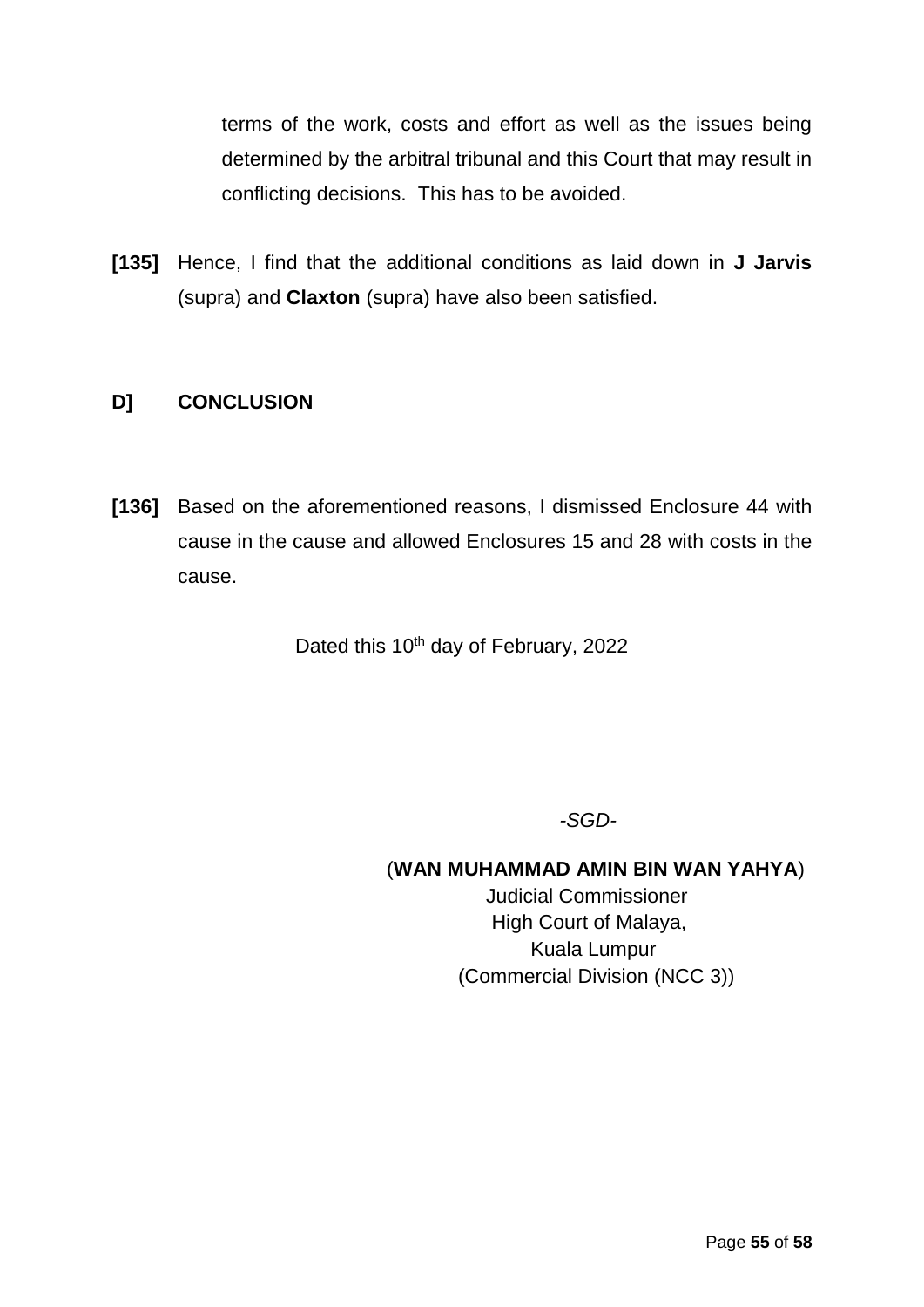terms of the work, costs and effort as well as the issues being determined by the arbitral tribunal and this Court that may result in conflicting decisions. This has to be avoided.

**[135]** Hence, I find that the additional conditions as laid down in **J Jarvis** (supra) and **Claxton** (supra) have also been satisfied.

## D] CONCLUSION

**[136]** Based on the aforementioned reasons, I dismissed Enclosure 44 with cause in the cause and allowed Enclosures 15 and 28 with costs in the cause.

Dated this 10th day of February, 2022

*-SGD-*

(**WAN MUHAMMAD AMIN BIN WAN YAHYA**)
Judicial Commissioner
High Court of Malaya,
Kuala Lumpur
(Commercial Division (NCC 3))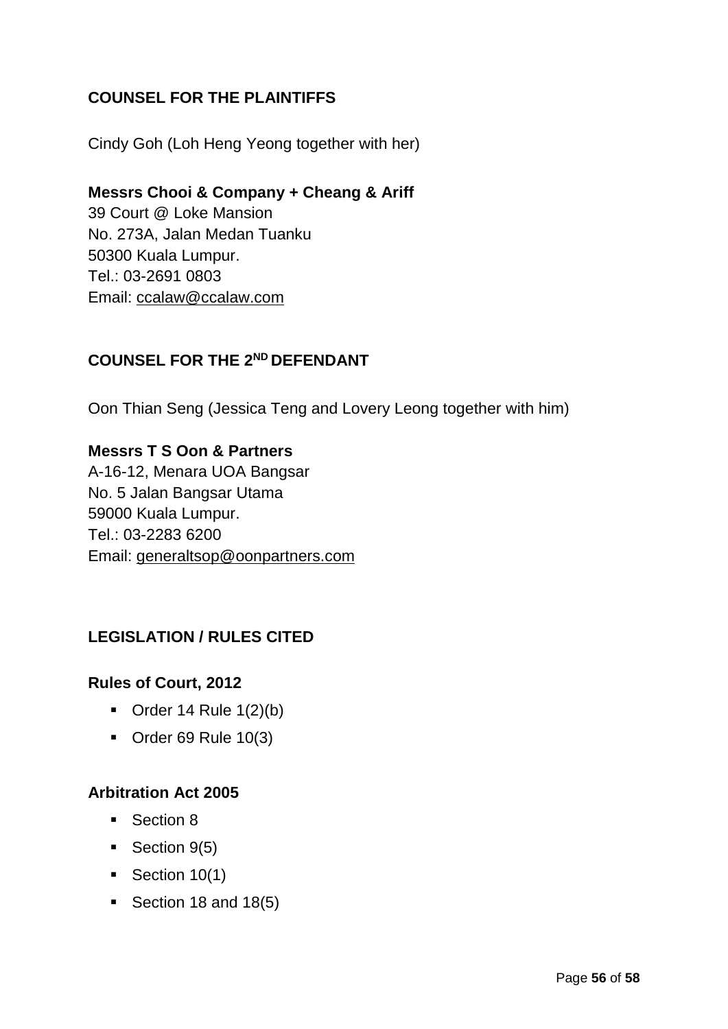**COUNSEL FOR THE PLAINTIFFS**

Cindy Goh (Loh Heng Yeong together with her)

**Messrs Chooi & Company + Cheang & Ariff**
39 Court @ Loke Mansion
No. 273A, Jalan Medan Tuanku
50300 Kuala Lumpur.
Tel.: 03-2691 0803
Email: ccalaw@ccalaw.com

**COUNSEL FOR THE 2ND DEFENDANT**

Oon Thian Seng (Jessica Teng and Lovery Leong together with him)

**Messrs T S Oon & Partners**
A-16-12, Menara UOA Bangsar
No. 5 Jalan Bangsar Utama
59000 Kuala Lumpur.
Tel.: 03-2283 6200
Email: generaltsop@oonpartners.com

**LEGISLATION / RULES CITED**

**Rules of Court, 2012**

- Order 14 Rule 1(2)(b)
- Order 69 Rule 10(3)

**Arbitration Act 2005**

- Section 8
- Section 9(5)
- Section 10(1)
- Section 18 and 18(5)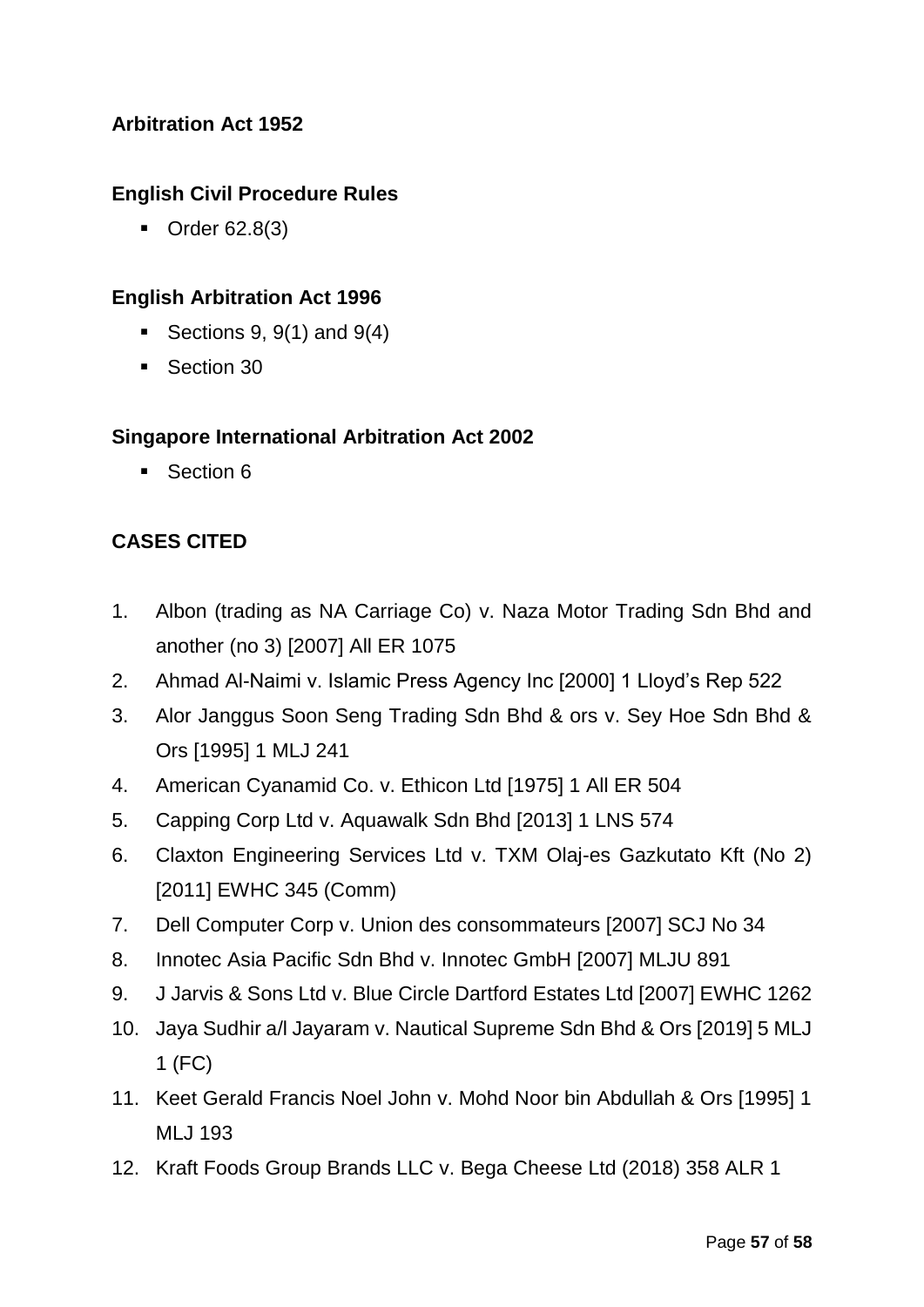**Arbitration Act 1952**

**English Civil Procedure Rules**

- Order 62.8(3)

**English Arbitration Act 1996**

- Sections 9, 9(1) and 9(4)
- Section 30

**Singapore International Arbitration Act 2002**

- Section 6

**CASES CITED**

1. Albon (trading as NA Carriage Co) v. Naza Motor Trading Sdn Bhd and another (no 3) [2007] All ER 1075
2. Ahmad Al-Naimi v. Islamic Press Agency Inc [2000] 1 Lloyd's Rep 522
3. Alor Janggus Soon Seng Trading Sdn Bhd & ors v. Sey Hoe Sdn Bhd & Ors [1995] 1 MLJ 241
4. American Cyanamid Co. v. Ethicon Ltd [1975] 1 All ER 504
5. Capping Corp Ltd v. Aquawalk Sdn Bhd [2013] 1 LNS 574
6. Claxton Engineering Services Ltd v. TXM Olaj-es Gazkutato Kft (No 2) [2011] EWHC 345 (Comm)
7. Dell Computer Corp v. Union des consommateurs [2007] SCJ No 34
8. Innotec Asia Pacific Sdn Bhd v. Innotec GmbH [2007] MLJU 891
9. J Jarvis & Sons Ltd v. Blue Circle Dartford Estates Ltd [2007] EWHC 1262
10. Jaya Sudhir a/l Jayaram v. Nautical Supreme Sdn Bhd & Ors [2019] 5 MLJ 1 (FC)
11. Keet Gerald Francis Noel John v. Mohd Noor bin Abdullah & Ors [1995] 1 MLJ 193
12. Kraft Foods Group Brands LLC v. Bega Cheese Ltd (2018) 358 ALR 1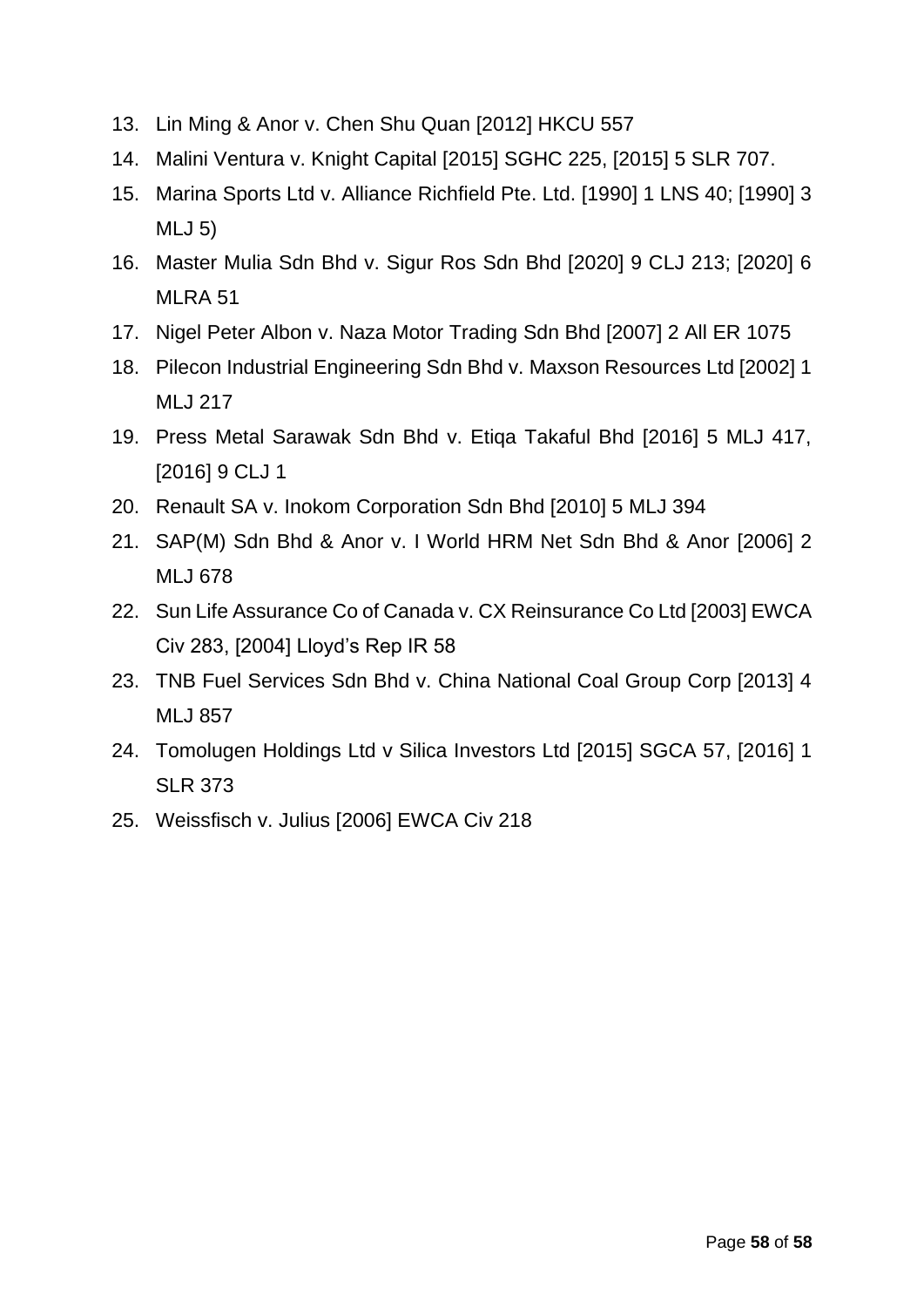13. Lin Ming & Anor v. Chen Shu Quan [2012] HKCU 557
14. Malini Ventura v. Knight Capital [2015] SGHC 225, [2015] 5 SLR 707.
15. Marina Sports Ltd v. Alliance Richfield Pte. Ltd. [1990] 1 LNS 40; [1990] 3 MLJ 5)
16. Master Mulia Sdn Bhd v. Sigur Ros Sdn Bhd [2020] 9 CLJ 213; [2020] 6 MLRA 51
17. Nigel Peter Albon v. Naza Motor Trading Sdn Bhd [2007] 2 All ER 1075
18. Pilecon Industrial Engineering Sdn Bhd v. Maxson Resources Ltd [2002] 1 MLJ 217
19. Press Metal Sarawak Sdn Bhd v. Etiqa Takaful Bhd [2016] 5 MLJ 417, [2016] 9 CLJ 1
20. Renault SA v. Inokom Corporation Sdn Bhd [2010] 5 MLJ 394
21. SAP(M) Sdn Bhd & Anor v. I World HRM Net Sdn Bhd & Anor [2006] 2 MLJ 678
22. Sun Life Assurance Co of Canada v. CX Reinsurance Co Ltd [2003] EWCA Civ 283, [2004] Lloyd's Rep IR 58
23. TNB Fuel Services Sdn Bhd v. China National Coal Group Corp [2013] 4 MLJ 857
24. Tomolugen Holdings Ltd v Silica Investors Ltd [2015] SGCA 57, [2016] 1 SLR 373
25. Weissfisch v. Julius [2006] EWCA Civ 218